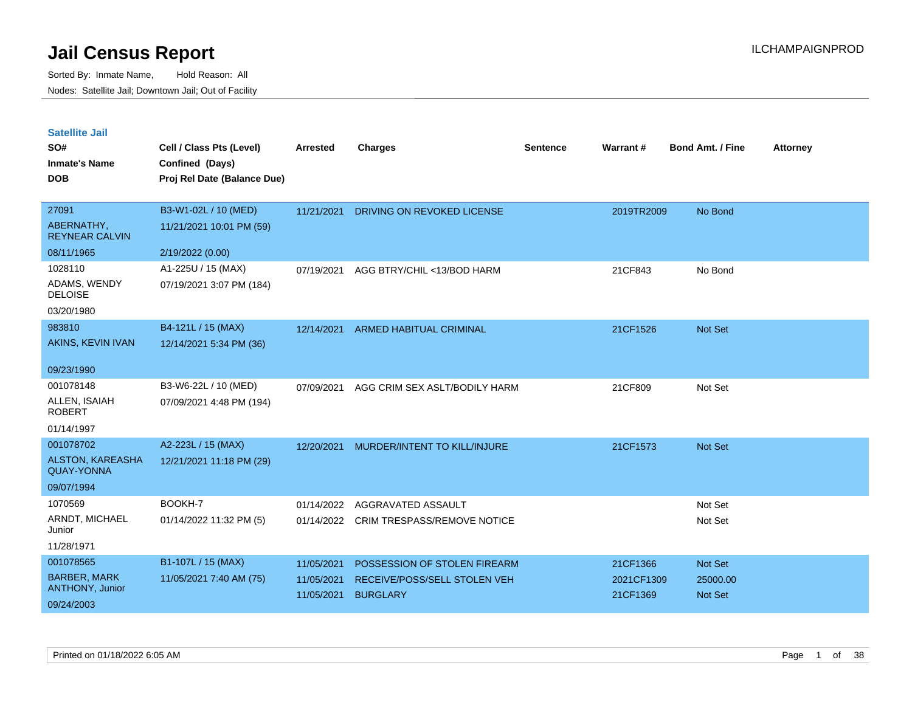# Jail Census Report

ILCHAMPAIGNPROD

Sorted By: Inmate Name, Hold Reason: All

Nodes: Satellite Jail; Downtown Jail; Out of Facility

## Satellite Jail

| SO# / Inmate's Name / DOB | Cell / Class Pts (Level) / Confined (Days) / Proj Rel Date (Balance Due) | Arrested | Charges | Sentence | Warrant # | Bond Amt. / Fine | Attorney |
|---|---|---|---|---|---|---|---|
| 27091<br>ABERNATHY, REYNEAR CALVIN<br>08/11/1965 | B3-W1-02L / 10 (MED)<br>11/21/2021 10:01 PM (59)<br>2/19/2022 (0.00) | 11/21/2021 | DRIVING ON REVOKED LICENSE | | 2019TR2009 | No Bond | |
| 1028110<br>ADAMS, WENDY DELOISE<br>03/20/1980 | A1-225U / 15 (MAX)<br>07/19/2021 3:07 PM (184) | 07/19/2021 | AGG BTRY/CHIL <13/BOD HARM | | 21CF843 | No Bond | |
| 983810<br>AKINS, KEVIN IVAN<br>09/23/1990 | B4-121L / 15 (MAX)<br>12/14/2021 5:34 PM (36) | 12/14/2021 | ARMED HABITUAL CRIMINAL | | 21CF1526 | Not Set | |
| 001078148<br>ALLEN, ISAIAH ROBERT<br>01/14/1997 | B3-W6-22L / 10 (MED)<br>07/09/2021 4:48 PM (194) | 07/09/2021 | AGG CRIM SEX ASLT/BODILY HARM | | 21CF809 | Not Set | |
| 001078702<br>ALSTON, KAREASHA QUAY-YONNA<br>09/07/1994 | A2-223L / 15 (MAX)<br>12/21/2021 11:18 PM (29) | 12/20/2021 | MURDER/INTENT TO KILL/INJURE | | 21CF1573 | Not Set | |
| 1070569<br>ARNDT, MICHAEL Junior<br>11/28/1971 | BOOKH-7<br>01/14/2022 11:32 PM (5) | 01/14/2022<br>01/14/2022 | AGGRAVATED ASSAULT<br>CRIM TRESPASS/REMOVE NOTICE | | | Not Set<br>Not Set | |
| 001078565<br>BARBER, MARK ANTHONY, Junior<br>09/24/2003 | B1-107L / 15 (MAX)<br>11/05/2021 7:40 AM (75) | 11/05/2021<br>11/05/2021<br>11/05/2021 | POSSESSION OF STOLEN FIREARM<br>RECEIVE/POSS/SELL STOLEN VEH<br>BURGLARY | | 21CF1366<br>2021CF1309<br>21CF1369 | Not Set<br>25000.00<br>Not Set | |

Printed on 01/18/2022 6:05 AM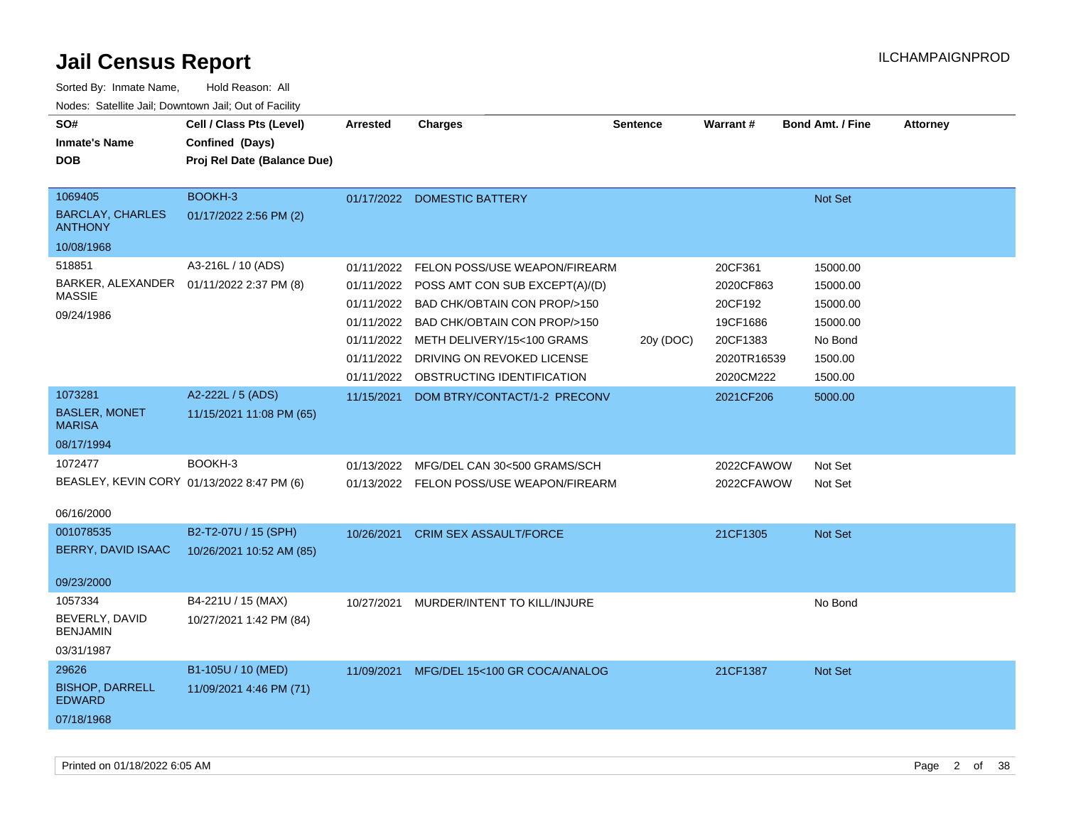# Jail Census Report

ILCHAMPAIGNPROD

Sorted By: Inmate Name, Hold Reason: All

Nodes: Satellite Jail; Downtown Jail; Out of Facility

| SO#<br>Inmate's Name<br>DOB | Cell / Class Pts (Level)<br>Confined (Days)<br>Proj Rel Date (Balance Due) | Arrested | Charges | Sentence | Warrant # | Bond Amt. / Fine | Attorney |
|---|---|---|---|---|---|---|---|
| 1069405<br>BARCLAY, CHARLES ANTHONY<br>10/08/1968 | BOOKH-3<br>01/17/2022 2:56 PM (2) | 01/17/2022 | DOMESTIC BATTERY | | | Not Set | |
| 518851<br>BARKER, ALEXANDER MASSIE<br>09/24/1986 | A3-216L / 10 (ADS)<br>01/11/2022 2:37 PM (8) | 01/11/2022 | FELON POSS/USE WEAPON/FIREARM | | 20CF361 | 15000.00 | |
| | | 01/11/2022 | POSS AMT CON SUB EXCEPT(A)/(D) | | 2020CF863 | 15000.00 | |
| | | 01/11/2022 | BAD CHK/OBTAIN CON PROP/>150 | | 20CF192 | 15000.00 | |
| | | 01/11/2022 | BAD CHK/OBTAIN CON PROP/>150 | | 19CF1686 | 15000.00 | |
| | | 01/11/2022 | METH DELIVERY/15<100 GRAMS | 20y (DOC) | 20CF1383 | No Bond | |
| | | 01/11/2022 | DRIVING ON REVOKED LICENSE | | 2020TR16539 | 1500.00 | |
| | | 01/11/2022 | OBSTRUCTING IDENTIFICATION | | 2020CM222 | 1500.00 | |
| 1073281<br>BASLER, MONET MARISA<br>08/17/1994 | A2-222L / 5 (ADS)<br>11/15/2021 11:08 PM (65) | 11/15/2021 | DOM BTRY/CONTACT/1-2 PRECONV | | 2021CF206 | 5000.00 | |
| 1072477<br>BEASLEY, KEVIN CORY<br>06/16/2000 | BOOKH-3<br>01/13/2022 8:47 PM (6) | 01/13/2022 | MFG/DEL CAN 30<500 GRAMS/SCH | | 2022CFAWOW | Not Set | |
| | | 01/13/2022 | FELON POSS/USE WEAPON/FIREARM | | 2022CFAWOW | Not Set | |
| 001078535<br>BERRY, DAVID ISAAC<br>09/23/2000 | B2-T2-07U / 15 (SPH)<br>10/26/2021 10:52 AM (85) | 10/26/2021 | CRIM SEX ASSAULT/FORCE | | 21CF1305 | Not Set | |
| 1057334<br>BEVERLY, DAVID BENJAMIN<br>03/31/1987 | B4-221U / 15 (MAX)<br>10/27/2021 1:42 PM (84) | 10/27/2021 | MURDER/INTENT TO KILL/INJURE | | | No Bond | |
| 29626<br>BISHOP, DARRELL EDWARD<br>07/18/1968 | B1-105U / 10 (MED)<br>11/09/2021 4:46 PM (71) | 11/09/2021 | MFG/DEL 15<100 GR COCA/ANALOG | | 21CF1387 | Not Set | |

Printed on 01/18/2022 6:05 AM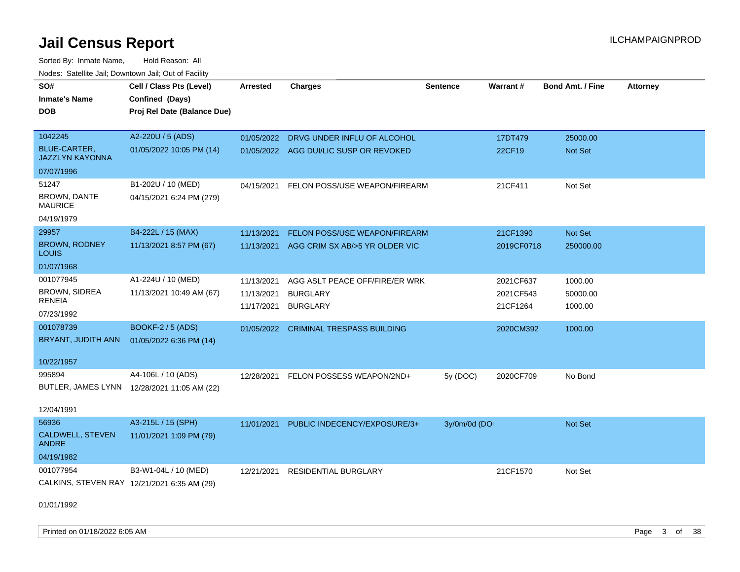# Jail Census Report

Sorted By: Inmate Name, Hold Reason: All

Nodes: Satellite Jail; Downtown Jail; Out of Facility

| SO# / Inmate's Name / DOB | Cell / Class Pts (Level) / Confined (Days) / Proj Rel Date (Balance Due) | Arrested | Charges | Sentence | Warrant # | Bond Amt. / Fine | Attorney |
|---|---|---|---|---|---|---|---|
| 1042245<br>BLUE-CARTER, JAZZLYN KAYONNA<br>07/07/1996 | A2-220U / 5 (ADS)<br>01/05/2022 10:05 PM (14) | 01/05/2022<br>01/05/2022 | DRVG UNDER INFLU OF ALCOHOL<br>AGG DUI/LIC SUSP OR REVOKED | | 17DT479<br>22CF19 | 25000.00<br>Not Set | |
| 51247<br>BROWN, DANTE MAURICE<br>04/19/1979 | B1-202U / 10 (MED)<br>04/15/2021 6:24 PM (279) | 04/15/2021 | FELON POSS/USE WEAPON/FIREARM | | 21CF411 | Not Set | |
| 29957<br>BROWN, RODNEY LOUIS<br>01/07/1968 | B4-222L / 15 (MAX)<br>11/13/2021 8:57 PM (67) | 11/13/2021<br>11/13/2021 | FELON POSS/USE WEAPON/FIREARM<br>AGG CRIM SX AB/>5 YR OLDER VIC | | 21CF1390<br>2019CF0718 | Not Set<br>250000.00 | |
| 001077945<br>BROWN, SIDREA RENEIA<br>07/23/1992 | A1-224U / 10 (MED)<br>11/13/2021 10:49 AM (67) | 11/13/2021<br>11/13/2021<br>11/17/2021 | AGG ASLT PEACE OFF/FIRE/ER WRK<br>BURGLARY<br>BURGLARY | | 2021CF637<br>2021CF543<br>21CF1264 | 1000.00<br>50000.00<br>1000.00 | |
| 001078739<br>BRYANT, JUDITH ANN<br>10/22/1957 | BOOKF-2 / 5 (ADS)<br>01/05/2022 6:36 PM (14) | 01/05/2022 | CRIMINAL TRESPASS BUILDING | | 2020CM392 | 1000.00 | |
| 995894<br>BUTLER, JAMES LYNN<br>12/04/1991 | A4-106L / 10 (ADS)<br>12/28/2021 11:05 AM (22) | 12/28/2021 | FELON POSSESS WEAPON/2ND+ | 5y (DOC) | 2020CF709 | No Bond | |
| 56936<br>CALDWELL, STEVEN ANDRE<br>04/19/1982 | A3-215L / 15 (SPH)<br>11/01/2021 1:09 PM (79) | 11/01/2021 | PUBLIC INDECENCY/EXPOSURE/3+ | 3y/0m/0d (DO | | Not Set | |
| 001077954<br>CALKINS, STEVEN RAY<br>01/01/1992 | B3-W1-04L / 10 (MED)<br>12/21/2021 6:35 AM (29) | 12/21/2021 | RESIDENTIAL BURGLARY | | 21CF1570 | Not Set | |

Printed on 01/18/2022 6:05 AM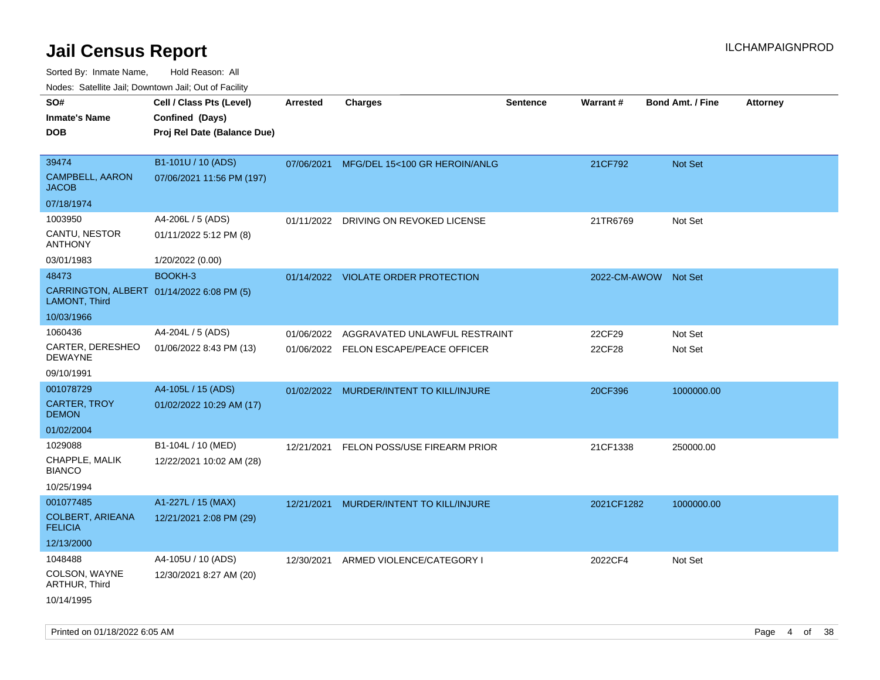# Jail Census Report

Sorted By: Inmate Name, Hold Reason: All

Nodes: Satellite Jail; Downtown Jail; Out of Facility

| SO# / Inmate's Name / DOB | Cell / Class Pts (Level) / Confined (Days) / Proj Rel Date (Balance Due) | Arrested | Charges | Sentence | Warrant # | Bond Amt. / Fine | Attorney |
|---|---|---|---|---|---|---|---|
| 39474 CAMPBELL, AARON JACOB 07/18/1974 | B1-101U / 10 (ADS) 07/06/2021 11:56 PM (197) | 07/06/2021 | MFG/DEL 15<100 GR HEROIN/ANLG | | 21CF792 | Not Set | |
| 1003950 CANTU, NESTOR ANTHONY 03/01/1983 | A4-206L / 5 (ADS) 01/11/2022 5:12 PM (8) 1/20/2022 (0.00) | 01/11/2022 | DRIVING ON REVOKED LICENSE | | 21TR6769 | Not Set | |
| 48473 CARRINGTON, ALBERT LAMONT, Third 10/03/1966 | BOOKH-3 01/14/2022 6:08 PM (5) | 01/14/2022 | VIOLATE ORDER PROTECTION | | 2022-CM-AWOW | Not Set | |
| 1060436 CARTER, DERESHEO DEWAYNE 09/10/1991 | A4-204L / 5 (ADS) 01/06/2022 8:43 PM (13) | 01/06/2022 | AGGRAVATED UNLAWFUL RESTRAINT | | 22CF29 | Not Set | |
| | | 01/06/2022 | FELON ESCAPE/PEACE OFFICER | | 22CF28 | Not Set | |
| 001078729 CARTER, TROY DEMON 01/02/2004 | A4-105L / 15 (ADS) 01/02/2022 10:29 AM (17) | 01/02/2022 | MURDER/INTENT TO KILL/INJURE | | 20CF396 | 1000000.00 | |
| 1029088 CHAPPLE, MALIK BIANCO 10/25/1994 | B1-104L / 10 (MED) 12/22/2021 10:02 AM (28) | 12/21/2021 | FELON POSS/USE FIREARM PRIOR | | 21CF1338 | 250000.00 | |
| 001077485 COLBERT, ARIEANA FELICIA 12/13/2000 | A1-227L / 15 (MAX) 12/21/2021 2:08 PM (29) | 12/21/2021 | MURDER/INTENT TO KILL/INJURE | | 2021CF1282 | 1000000.00 | |
| 1048488 COLSON, WAYNE ARTHUR, Third 10/14/1995 | A4-105U / 10 (ADS) 12/30/2021 8:27 AM (20) | 12/30/2021 | ARMED VIOLENCE/CATEGORY I | | 2022CF4 | Not Set | |

Printed on 01/18/2022 6:05 AM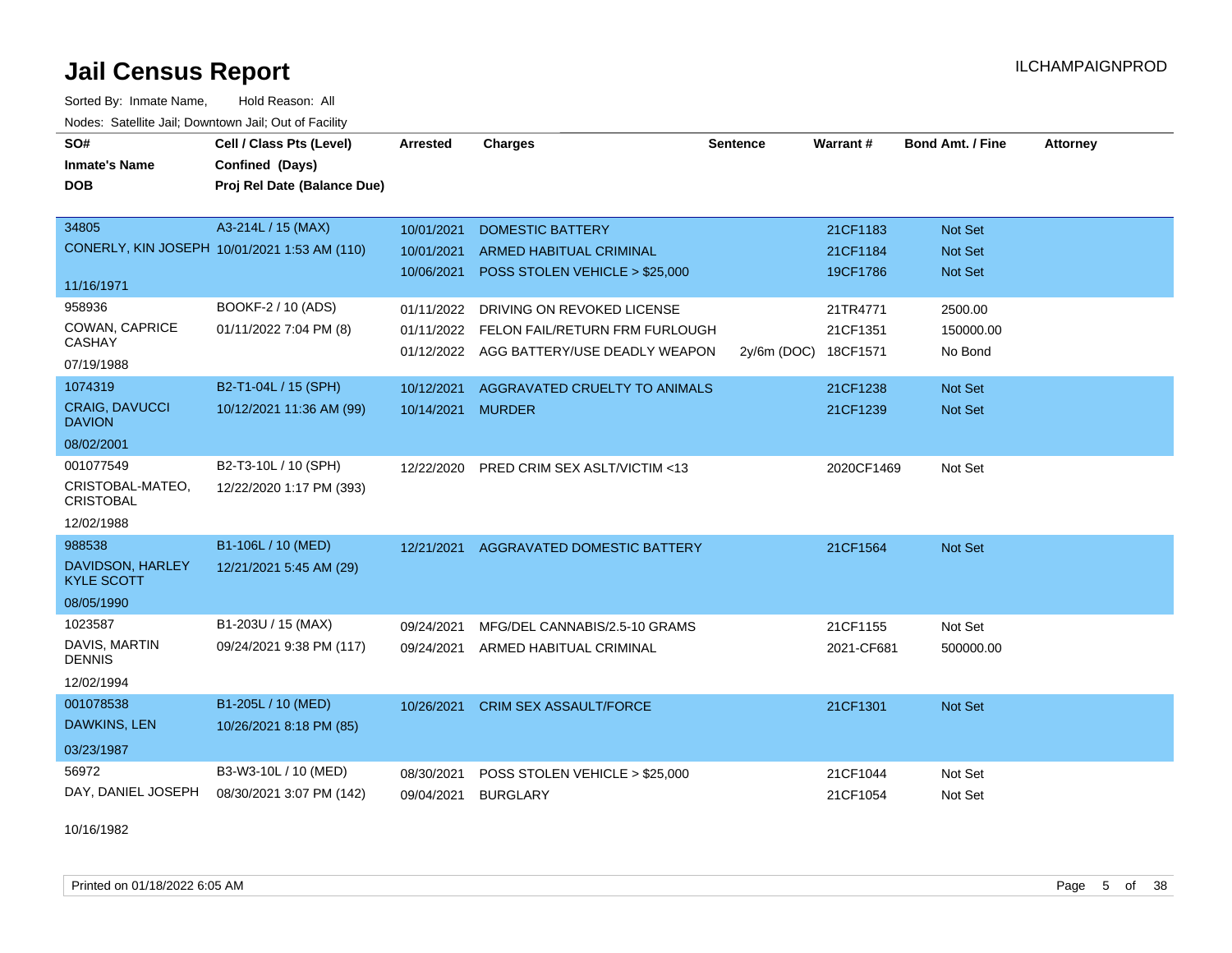# Jail Census Report

ILCHAMPAIGNPROD

Sorted By: Inmate Name, Hold Reason: All

Nodes: Satellite Jail; Downtown Jail; Out of Facility

| SO# / Inmate's Name / DOB | Cell / Class Pts (Level) / Confined (Days) / Proj Rel Date (Balance Due) | Arrested | Charges | Sentence | Warrant # | Bond Amt. / Fine | Attorney |
|---|---|---|---|---|---|---|---|
| 34805 CONERLY, KIN JOSEPH 11/16/1971 | A3-214L / 15 (MAX) 10/01/2021 1:53 AM (110) | 10/01/2021 | DOMESTIC BATTERY | | 21CF1183 | Not Set | |
| | | 10/01/2021 | ARMED HABITUAL CRIMINAL | | 21CF1184 | Not Set | |
| | | 10/06/2021 | POSS STOLEN VEHICLE > $25,000 | | 19CF1786 | Not Set | |
| 958936 COWAN, CAPRICE CASHAY 07/19/1988 | BOOKF-2 / 10 (ADS) 01/11/2022 7:04 PM (8) | 01/11/2022 | DRIVING ON REVOKED LICENSE | | 21TR4771 | 2500.00 | |
| | | 01/11/2022 | FELON FAIL/RETURN FRM FURLOUGH | | 21CF1351 | 150000.00 | |
| | | 01/12/2022 | AGG BATTERY/USE DEADLY WEAPON | 2y/6m (DOC) | 18CF1571 | No Bond | |
| 1074319 CRAIG, DAVUCCI DAVION 08/02/2001 | B2-T1-04L / 15 (SPH) 10/12/2021 11:36 AM (99) | 10/12/2021 | AGGRAVATED CRUELTY TO ANIMALS | | 21CF1238 | Not Set | |
| | | 10/14/2021 | MURDER | | 21CF1239 | Not Set | |
| 001077549 CRISTOBAL-MATEO, CRISTOBAL 12/02/1988 | B2-T3-10L / 10 (SPH) 12/22/2020 1:17 PM (393) | 12/22/2020 | PRED CRIM SEX ASLT/VICTIM <13 | | 2020CF1469 | Not Set | |
| 988538 DAVIDSON, HARLEY KYLE SCOTT 08/05/1990 | B1-106L / 10 (MED) 12/21/2021 5:45 AM (29) | 12/21/2021 | AGGRAVATED DOMESTIC BATTERY | | 21CF1564 | Not Set | |
| 1023587 DAVIS, MARTIN DENNIS 12/02/1994 | B1-203U / 15 (MAX) 09/24/2021 9:38 PM (117) | 09/24/2021 | MFG/DEL CANNABIS/2.5-10 GRAMS | | 21CF1155 | Not Set | |
| | | 09/24/2021 | ARMED HABITUAL CRIMINAL | | 2021-CF681 | 500000.00 | |
| 001078538 DAWKINS, LEN 03/23/1987 | B1-205L / 10 (MED) 10/26/2021 8:18 PM (85) | 10/26/2021 | CRIM SEX ASSAULT/FORCE | | 21CF1301 | Not Set | |
| 56972 DAY, DANIEL JOSEPH 10/16/1982 | B3-W3-10L / 10 (MED) 08/30/2021 3:07 PM (142) | 08/30/2021 | POSS STOLEN VEHICLE > $25,000 | | 21CF1044 | Not Set | |
| | | 09/04/2021 | BURGLARY | | 21CF1054 | Not Set | |

Printed on 01/18/2022 6:05 AM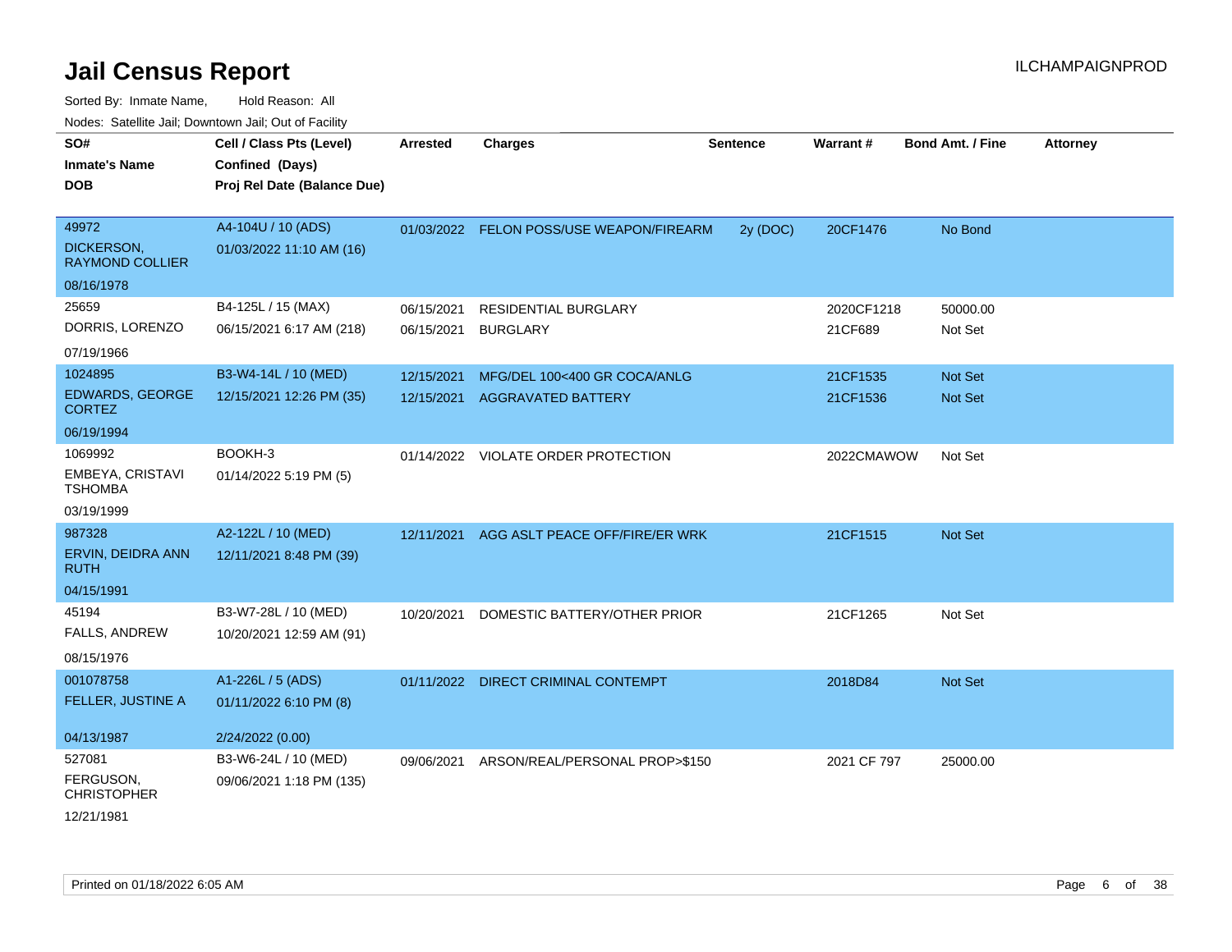# Jail Census Report

ILCHAMPAIGNPROD

Sorted By: Inmate Name, Hold Reason: All

Nodes: Satellite Jail; Downtown Jail; Out of Facility

| SO# / Inmate's Name / DOB | Cell / Class Pts (Level) / Confined (Days) / Proj Rel Date (Balance Due) | Arrested | Charges | Sentence | Warrant # | Bond Amt. / Fine | Attorney |
|---|---|---|---|---|---|---|---|
| 49972<br>DICKERSON, RAYMOND COLLIER<br>08/16/1978 | A4-104U / 10 (ADS)<br>01/03/2022 11:10 AM (16) | 01/03/2022 | FELON POSS/USE WEAPON/FIREARM | 2y (DOC) | 20CF1476 | No Bond | |
| 25659<br>DORRIS, LORENZO<br>07/19/1966 | B4-125L / 15 (MAX)<br>06/15/2021 6:17 AM (218) | 06/15/2021<br>06/15/2021 | RESIDENTIAL BURGLARY<br>BURGLARY | | 2020CF1218<br>21CF689 | 50000.00<br>Not Set | |
| 1024895<br>EDWARDS, GEORGE CORTEZ<br>06/19/1994 | B3-W4-14L / 10 (MED)<br>12/15/2021 12:26 PM (35) | 12/15/2021<br>12/15/2021 | MFG/DEL 100<400 GR COCA/ANLG<br>AGGRAVATED BATTERY | | 21CF1535<br>21CF1536 | Not Set<br>Not Set | |
| 1069992<br>EMBEYA, CRISTAVI TSHOMBA<br>03/19/1999 | BOOKH-3<br>01/14/2022 5:19 PM (5) | 01/14/2022 | VIOLATE ORDER PROTECTION | | 2022CMAWOW | Not Set | |
| 987328<br>ERVIN, DEIDRA ANN RUTH<br>04/15/1991 | A2-122L / 10 (MED)<br>12/11/2021 8:48 PM (39) | 12/11/2021 | AGG ASLT PEACE OFF/FIRE/ER WRK | | 21CF1515 | Not Set | |
| 45194<br>FALLS, ANDREW<br>08/15/1976 | B3-W7-28L / 10 (MED)<br>10/20/2021 12:59 AM (91) | 10/20/2021 | DOMESTIC BATTERY/OTHER PRIOR | | 21CF1265 | Not Set | |
| 001078758<br>FELLER, JUSTINE A<br>04/13/1987 | A1-226L / 5 (ADS)<br>01/11/2022 6:10 PM (8)<br>2/24/2022 (0.00) | 01/11/2022 | DIRECT CRIMINAL CONTEMPT | | 2018D84 | Not Set | |
| 527081<br>FERGUSON, CHRISTOPHER<br>12/21/1981 | B3-W6-24L / 10 (MED)<br>09/06/2021 1:18 PM (135) | 09/06/2021 | ARSON/REAL/PERSONAL PROP>$150 | | 2021 CF 797 | 25000.00 | |

Printed on 01/18/2022 6:05 AM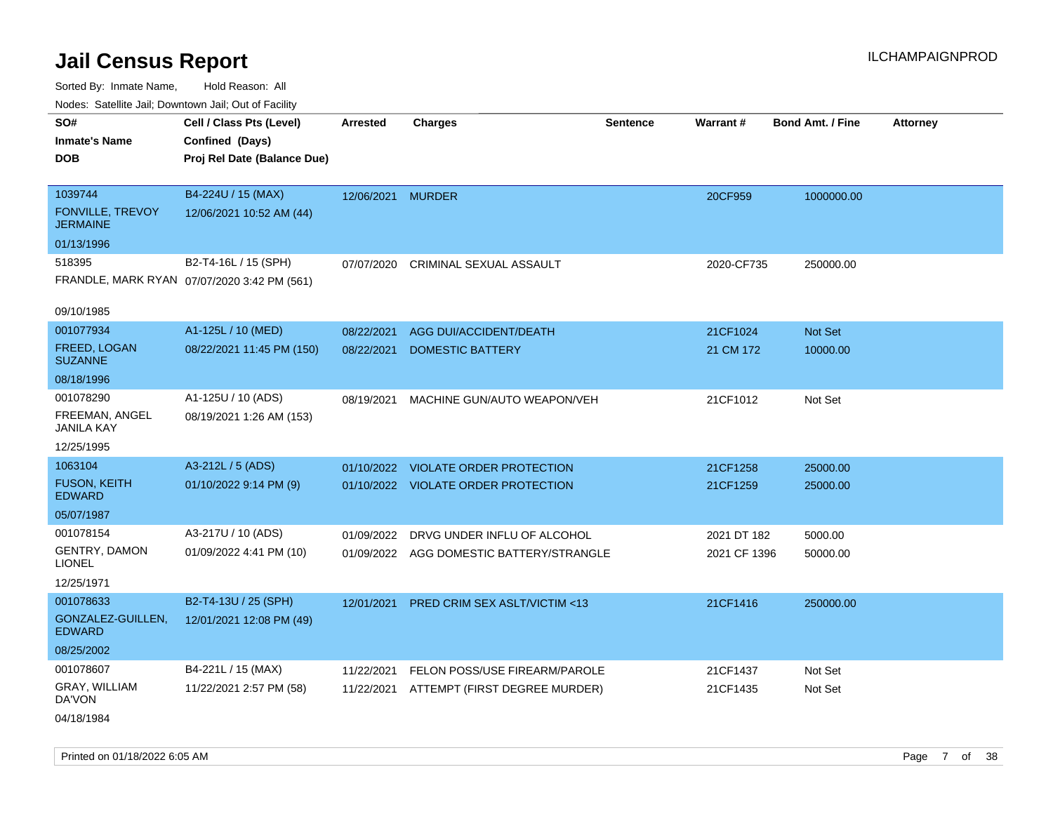# Jail Census Report

ILCHAMPAIGNPROD

Sorted By: Inmate Name, Hold Reason: All

Nodes: Satellite Jail; Downtown Jail; Out of Facility

| SO# / Inmate's Name / DOB | Cell / Class Pts (Level) / Confined (Days) / Proj Rel Date (Balance Due) | Arrested | Charges | Sentence | Warrant # | Bond Amt. / Fine | Attorney |
|---|---|---|---|---|---|---|---|
| 1039744 FONVILLE, TREVOY JERMAINE 01/13/1996 | B4-224U / 15 (MAX) 12/06/2021 10:52 AM (44) | 12/06/2021 | MURDER | | 20CF959 | 1000000.00 | |
| 518395 FRANDLE, MARK RYAN 09/10/1985 | B2-T4-16L / 15 (SPH) 07/07/2020 3:42 PM (561) | 07/07/2020 | CRIMINAL SEXUAL ASSAULT | | 2020-CF735 | 250000.00 | |
| 001077934 FREED, LOGAN SUZANNE 08/18/1996 | A1-125L / 10 (MED) 08/22/2021 11:45 PM (150) | 08/22/2021 | AGG DUI/ACCIDENT/DEATH | | 21CF1024 | Not Set | |
| | | 08/22/2021 | DOMESTIC BATTERY | | 21 CM 172 | 10000.00 | |
| 001078290 FREEMAN, ANGEL JANILA KAY 12/25/1995 | A1-125U / 10 (ADS) 08/19/2021 1:26 AM (153) | 08/19/2021 | MACHINE GUN/AUTO WEAPON/VEH | | 21CF1012 | Not Set | |
| 1063104 FUSON, KEITH EDWARD 05/07/1987 | A3-212L / 5 (ADS) 01/10/2022 9:14 PM (9) | 01/10/2022 | VIOLATE ORDER PROTECTION | | 21CF1258 | 25000.00 | |
| | | 01/10/2022 | VIOLATE ORDER PROTECTION | | 21CF1259 | 25000.00 | |
| 001078154 GENTRY, DAMON LIONEL 12/25/1971 | A3-217U / 10 (ADS) 01/09/2022 4:41 PM (10) | 01/09/2022 | DRVG UNDER INFLU OF ALCOHOL | | 2021 DT 182 | 5000.00 | |
| | | 01/09/2022 | AGG DOMESTIC BATTERY/STRANGLE | | 2021 CF 1396 | 50000.00 | |
| 001078633 GONZALEZ-GUILLEN, EDWARD 08/25/2002 | B2-T4-13U / 25 (SPH) 12/01/2021 12:08 PM (49) | 12/01/2021 | PRED CRIM SEX ASLT/VICTIM <13 | | 21CF1416 | 250000.00 | |
| 001078607 GRAY, WILLIAM DA'VON 04/18/1984 | B4-221L / 15 (MAX) 11/22/2021 2:57 PM (58) | 11/22/2021 | FELON POSS/USE FIREARM/PAROLE | | 21CF1437 | Not Set | |
| | | 11/22/2021 | ATTEMPT (FIRST DEGREE MURDER) | | 21CF1435 | Not Set | |

Printed on 01/18/2022 6:05 AM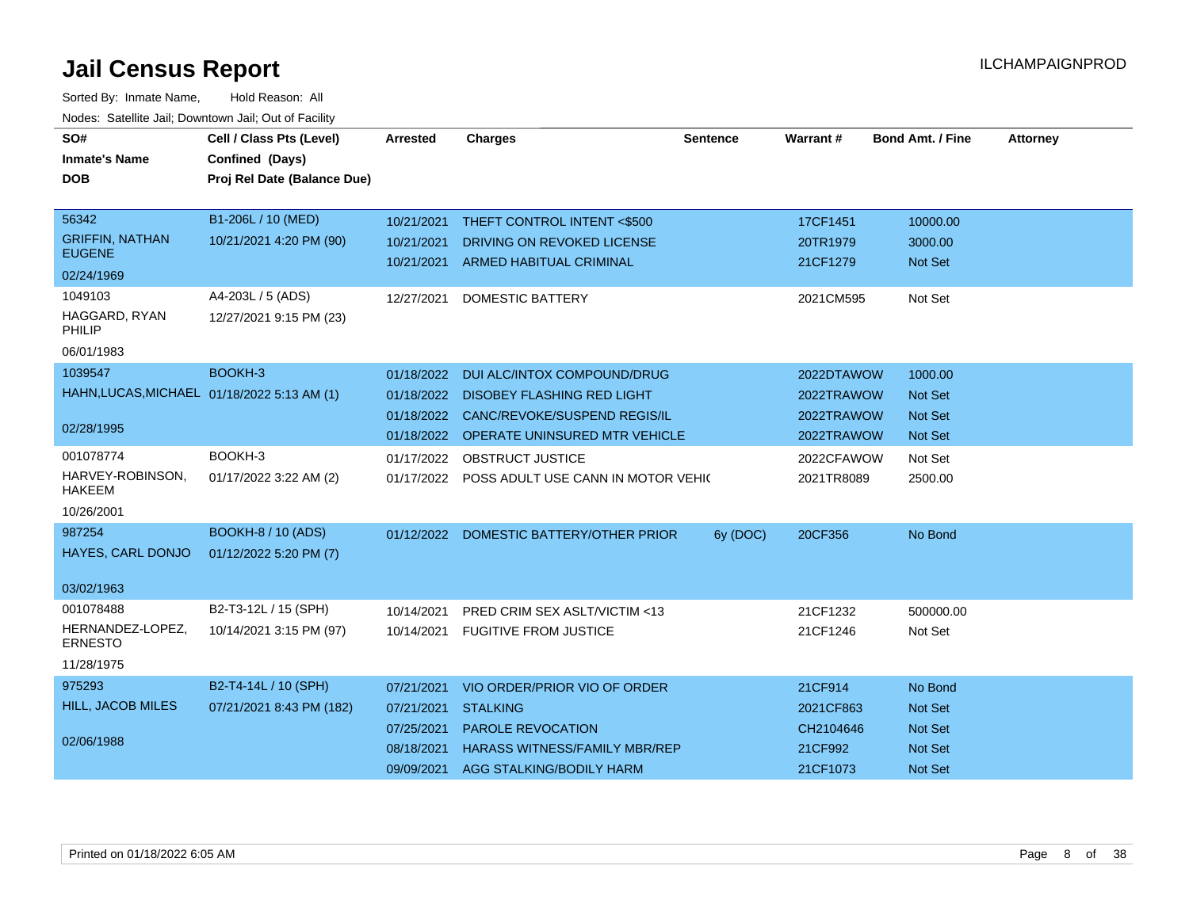# Jail Census Report

ILCHAMPAIGNPROD

Sorted By: Inmate Name, Hold Reason: All

Nodes: Satellite Jail; Downtown Jail; Out of Facility

| SO# / Inmate's Name / DOB | Cell / Class Pts (Level) / Confined (Days) / Proj Rel Date (Balance Due) | Arrested | Charges | Sentence | Warrant # | Bond Amt. / Fine | Attorney |
|---|---|---|---|---|---|---|---|
| 56342 / GRIFFIN, NATHAN EUGENE / 02/24/1969 | B1-206L / 10 (MED) / 10/21/2021 4:20 PM (90) | 10/21/2021 | THEFT CONTROL INTENT <$500 | | 17CF1451 | 10000.00 | |
| | | 10/21/2021 | DRIVING ON REVOKED LICENSE | | 20TR1979 | 3000.00 | |
| | | 10/21/2021 | ARMED HABITUAL CRIMINAL | | 21CF1279 | Not Set | |
| 1049103 / HAGGARD, RYAN PHILIP / 06/01/1983 | A4-203L / 5 (ADS) / 12/27/2021 9:15 PM (23) | 12/27/2021 | DOMESTIC BATTERY | | 2021CM595 | Not Set | |
| 1039547 / HAHN,LUCAS,MICHAEL / 02/28/1995 | BOOKH-3 / 01/18/2022 5:13 AM (1) | 01/18/2022 | DUI ALC/INTOX COMPOUND/DRUG | | 2022DTAWOW | 1000.00 | |
| | | 01/18/2022 | DISOBEY FLASHING RED LIGHT | | 2022TRAWOW | Not Set | |
| | | 01/18/2022 | CANC/REVOKE/SUSPEND REGIS/IL | | 2022TRAWOW | Not Set | |
| | | 01/18/2022 | OPERATE UNINSURED MTR VEHICLE | | 2022TRAWOW | Not Set | |
| 001078774 / HARVEY-ROBINSON, HAKEEM / 10/26/2001 | BOOKH-3 / 01/17/2022 3:22 AM (2) | 01/17/2022 | OBSTRUCT JUSTICE | | 2022CFAWOW | Not Set | |
| | | 01/17/2022 | POSS ADULT USE CANN IN MOTOR VEHIC | | 2021TR8089 | 2500.00 | |
| 987254 / HAYES, CARL DONJO / 03/02/1963 | BOOKH-8 / 10 (ADS) / 01/12/2022 5:20 PM (7) | 01/12/2022 | DOMESTIC BATTERY/OTHER PRIOR | 6y (DOC) | 20CF356 | No Bond | |
| 001078488 / HERNANDEZ-LOPEZ, ERNESTO / 11/28/1975 | B2-T3-12L / 15 (SPH) / 10/14/2021 3:15 PM (97) | 10/14/2021 | PRED CRIM SEX ASLT/VICTIM <13 | | 21CF1232 | 500000.00 | |
| | | 10/14/2021 | FUGITIVE FROM JUSTICE | | 21CF1246 | Not Set | |
| 975293 / HILL, JACOB MILES / 02/06/1988 | B2-T4-14L / 10 (SPH) / 07/21/2021 8:43 PM (182) | 07/21/2021 | VIO ORDER/PRIOR VIO OF ORDER | | 21CF914 | No Bond | |
| | | 07/21/2021 | STALKING | | 2021CF863 | Not Set | |
| | | 07/25/2021 | PAROLE REVOCATION | | CH2104646 | Not Set | |
| | | 08/18/2021 | HARASS WITNESS/FAMILY MBR/REP | | 21CF992 | Not Set | |
| | | 09/09/2021 | AGG STALKING/BODILY HARM | | 21CF1073 | Not Set | |

Printed on 01/18/2022 6:05 AM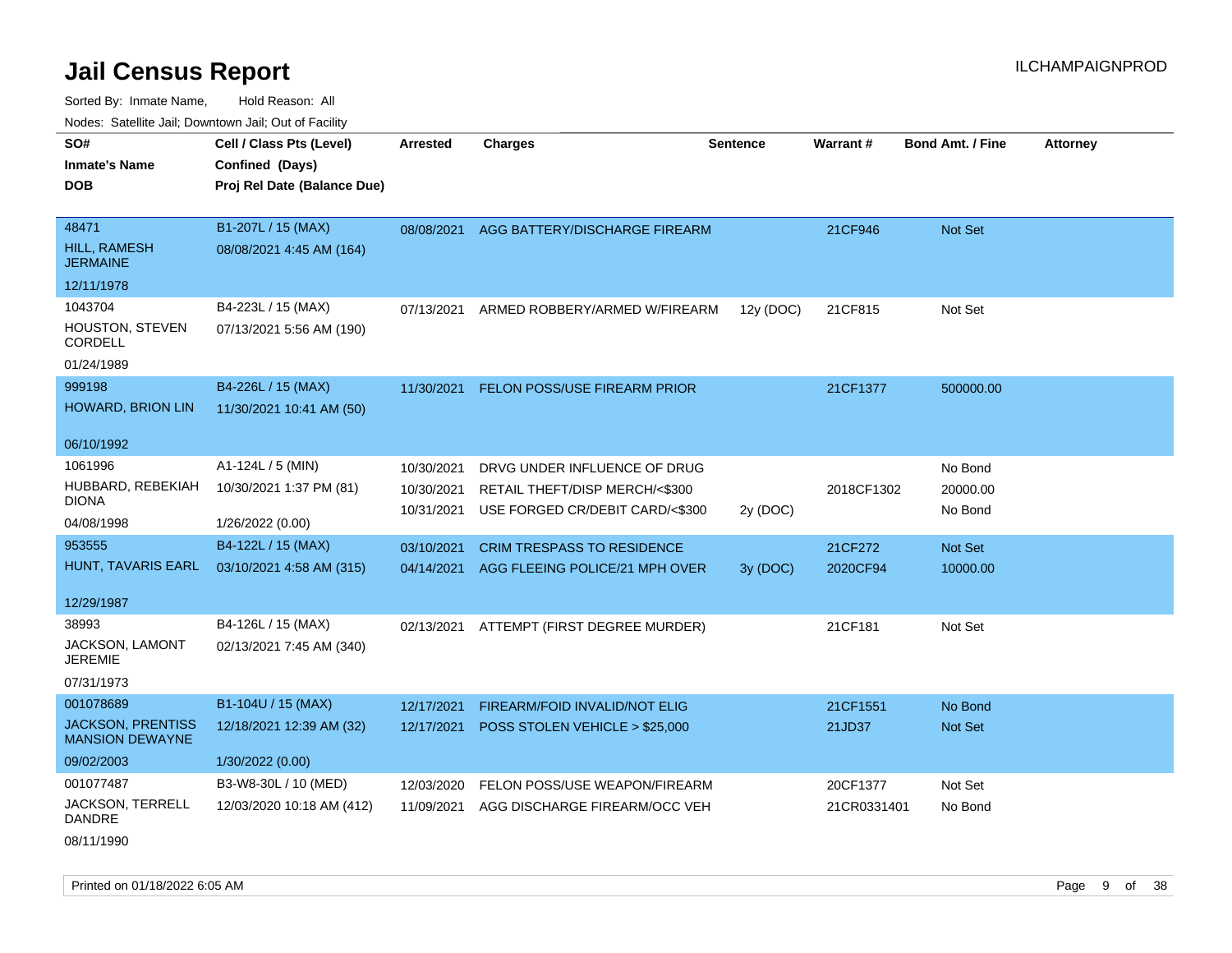# Jail Census Report

ILCHAMPAIGNPROD

Sorted By: Inmate Name, Hold Reason: All

Nodes: Satellite Jail; Downtown Jail; Out of Facility

| SO# / Inmate's Name / DOB | Cell / Class Pts (Level) / Confined (Days) / Proj Rel Date (Balance Due) | Arrested | Charges | Sentence | Warrant # | Bond Amt. / Fine | Attorney |
|---|---|---|---|---|---|---|---|
| 48471<br>HILL, RAMESH JERMAINE<br>12/11/1978 | B1-207L / 15 (MAX)<br>08/08/2021 4:45 AM (164) | 08/08/2021 | AGG BATTERY/DISCHARGE FIREARM | | 21CF946 | Not Set | |
| 1043704<br>HOUSTON, STEVEN CORDELL<br>01/24/1989 | B4-223L / 15 (MAX)<br>07/13/2021 5:56 AM (190) | 07/13/2021 | ARMED ROBBERY/ARMED W/FIREARM | 12y (DOC) | 21CF815 | Not Set | |
| 999198<br>HOWARD, BRION LIN<br>06/10/1992 | B4-226L / 15 (MAX)<br>11/30/2021 10:41 AM (50) | 11/30/2021 | FELON POSS/USE FIREARM PRIOR | | 21CF1377 | 500000.00 | |
| 1061996<br>HUBBARD, REBEKIAH DIONA<br>04/08/1998 | A1-124L / 5 (MIN)<br>10/30/2021 1:37 PM (81)<br>1/26/2022 (0.00) | 10/30/2021<br>10/30/2021<br>10/31/2021 | DRVG UNDER INFLUENCE OF DRUG<br>RETAIL THEFT/DISP MERCH/<$300<br>USE FORGED CR/DEBIT CARD/<$300 | <br><br>2y (DOC) | <br>2018CF1302<br> | No Bond<br>20000.00<br>No Bond | |
| 953555<br>HUNT, TAVARIS EARL<br>12/29/1987 | B4-122L / 15 (MAX)<br>03/10/2021 4:58 AM (315) | 03/10/2021<br>04/14/2021 | CRIM TRESPASS TO RESIDENCE<br>AGG FLEEING POLICE/21 MPH OVER | <br>3y (DOC) | 21CF272<br>2020CF94 | Not Set<br>10000.00 | |
| 38993<br>JACKSON, LAMONT JEREMIE<br>07/31/1973 | B4-126L / 15 (MAX)<br>02/13/2021 7:45 AM (340) | 02/13/2021 | ATTEMPT (FIRST DEGREE MURDER) | | 21CF181 | Not Set | |
| 001078689<br>JACKSON, PRENTISS MANSION DEWAYNE<br>09/02/2003 | B1-104U / 15 (MAX)<br>12/18/2021 12:39 AM (32)<br>1/30/2022 (0.00) | 12/17/2021<br>12/17/2021 | FIREARM/FOID INVALID/NOT ELIG<br>POSS STOLEN VEHICLE > $25,000 | | 21CF1551<br>21JD37 | No Bond<br>Not Set | |
| 001077487<br>JACKSON, TERRELL DANDRE<br>08/11/1990 | B3-W8-30L / 10 (MED)<br>12/03/2020 10:18 AM (412) | 12/03/2020<br>11/09/2021 | FELON POSS/USE WEAPON/FIREARM<br>AGG DISCHARGE FIREARM/OCC VEH | | 20CF1377<br>21CR0331401 | Not Set<br>No Bond | |

Printed on 01/18/2022 6:05 AM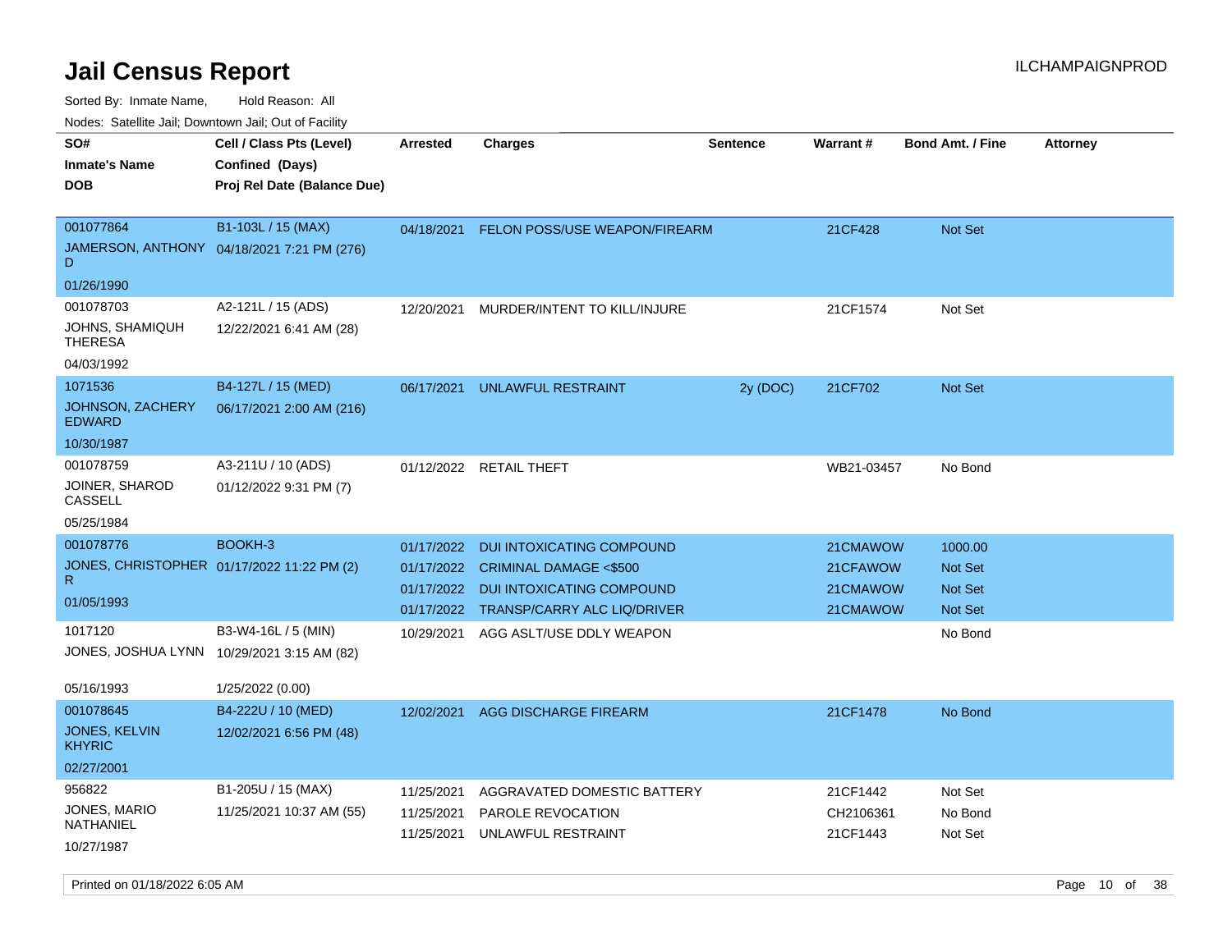# Jail Census Report

ILCHAMPAIGNPROD

Sorted By: Inmate Name, Hold Reason: All

Nodes: Satellite Jail; Downtown Jail; Out of Facility

| SO#<br>Inmate's Name<br>DOB | Cell / Class Pts (Level)<br>Confined (Days)<br>Proj Rel Date (Balance Due) | Arrested | Charges | Sentence | Warrant # | Bond Amt. / Fine | Attorney |
|---|---|---|---|---|---|---|---|
| 001077864<br>JAMERSON, ANTHONY D<br>01/26/1990 | B1-103L / 15 (MAX)<br>04/18/2021 7:21 PM (276) | 04/18/2021 | FELON POSS/USE WEAPON/FIREARM | | 21CF428 | Not Set | |
| 001078703<br>JOHNS, SHAMIQUH THERESA<br>04/03/1992 | A2-121L / 15 (ADS)<br>12/22/2021 6:41 AM (28) | 12/20/2021 | MURDER/INTENT TO KILL/INJURE | | 21CF1574 | Not Set | |
| 1071536<br>JOHNSON, ZACHERY EDWARD<br>10/30/1987 | B4-127L / 15 (MED)<br>06/17/2021 2:00 AM (216) | 06/17/2021 | UNLAWFUL RESTRAINT | 2y (DOC) | 21CF702 | Not Set | |
| 001078759<br>JOINER, SHAROD CASSELL<br>05/25/1984 | A3-211U / 10 (ADS)<br>01/12/2022 9:31 PM (7) | 01/12/2022 | RETAIL THEFT | | WB21-03457 | No Bond | |
| 001078776<br>JONES, CHRISTOPHER R<br>01/05/1993 | BOOKH-3<br>01/17/2022 11:22 PM (2) | 01/17/2022 | DUI INTOXICATING COMPOUND | | 21CMAWOW | 1000.00 | |
| | | 01/17/2022 | CRIMINAL DAMAGE <$500 | | 21CFAWOW | Not Set | |
| | | 01/17/2022 | DUI INTOXICATING COMPOUND | | 21CMAWOW | Not Set | |
| | | 01/17/2022 | TRANSP/CARRY ALC LIQ/DRIVER | | 21CMAWOW | Not Set | |
| 1017120<br>JONES, JOSHUA LYNN<br>05/16/1993 | B3-W4-16L / 5 (MIN)<br>10/29/2021 3:15 AM (82)<br>1/25/2022 (0.00) | 10/29/2021 | AGG ASLT/USE DDLY WEAPON | | | No Bond | |
| 001078645<br>JONES, KELVIN KHYRIC<br>02/27/2001 | B4-222U / 10 (MED)<br>12/02/2021 6:56 PM (48) | 12/02/2021 | AGG DISCHARGE FIREARM | | 21CF1478 | No Bond | |
| 956822<br>JONES, MARIO NATHANIEL<br>10/27/1987 | B1-205U / 15 (MAX)<br>11/25/2021 10:37 AM (55) | 11/25/2021 | AGGRAVATED DOMESTIC BATTERY | | 21CF1442 | Not Set | |
| | | 11/25/2021 | PAROLE REVOCATION | | CH2106361 | No Bond | |
| | | 11/25/2021 | UNLAWFUL RESTRAINT | | 21CF1443 | Not Set | |

Printed on 01/18/2022 6:05 AM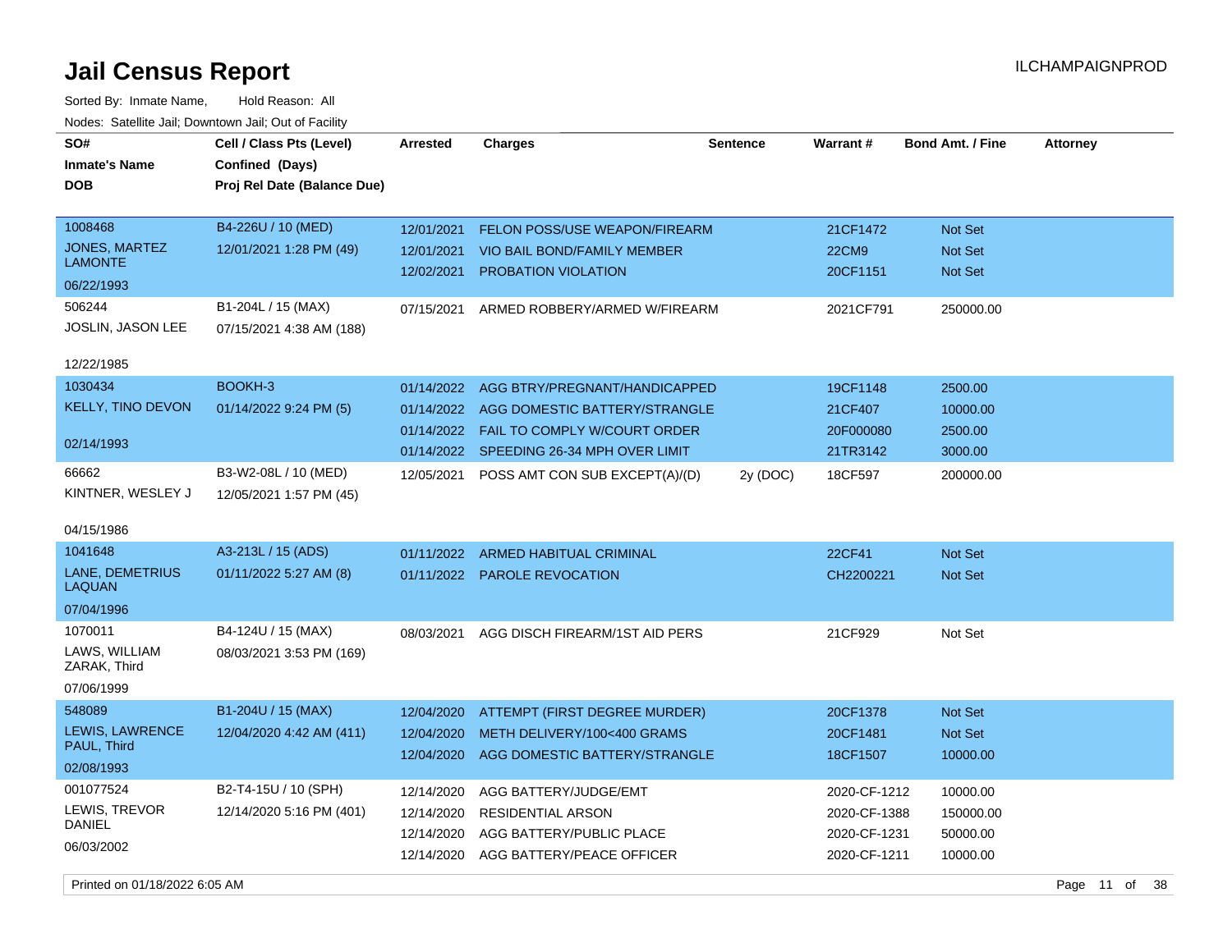# Jail Census Report

ILCHAMPAIGNPROD

Sorted By: Inmate Name, Hold Reason: All

Nodes: Satellite Jail; Downtown Jail; Out of Facility

| SO# / Inmate's Name / DOB | Cell / Class Pts (Level) / Confined (Days) / Proj Rel Date (Balance Due) | Arrested | Charges | Sentence | Warrant # | Bond Amt. / Fine | Attorney |
|---|---|---|---|---|---|---|---|
| 1008468 JONES, MARTEZ LAMONTE 06/22/1993 | B4-226U / 10 (MED) 12/01/2021 1:28 PM (49) | 12/01/2021 | FELON POSS/USE WEAPON/FIREARM | | 21CF1472 | Not Set | |
| | | 12/01/2021 | VIO BAIL BOND/FAMILY MEMBER | | 22CM9 | Not Set | |
| | | 12/02/2021 | PROBATION VIOLATION | | 20CF1151 | Not Set | |
| 506244 JOSLIN, JASON LEE 12/22/1985 | B1-204L / 15 (MAX) 07/15/2021 4:38 AM (188) | 07/15/2021 | ARMED ROBBERY/ARMED W/FIREARM | | 2021CF791 | 250000.00 | |
| 1030434 KELLY, TINO DEVON 02/14/1993 | BOOKH-3 01/14/2022 9:24 PM (5) | 01/14/2022 | AGG BTRY/PREGNANT/HANDICAPPED | | 19CF1148 | 2500.00 | |
| | | 01/14/2022 | AGG DOMESTIC BATTERY/STRANGLE | | 21CF407 | 10000.00 | |
| | | 01/14/2022 | FAIL TO COMPLY W/COURT ORDER | | 20F000080 | 2500.00 | |
| | | 01/14/2022 | SPEEDING 26-34 MPH OVER LIMIT | | 21TR3142 | 3000.00 | |
| 66662 KINTNER, WESLEY J 04/15/1986 | B3-W2-08L / 10 (MED) 12/05/2021 1:57 PM (45) | 12/05/2021 | POSS AMT CON SUB EXCEPT(A)/(D) | 2y (DOC) | 18CF597 | 200000.00 | |
| 1041648 LANE, DEMETRIUS LAQUAN 07/04/1996 | A3-213L / 15 (ADS) 01/11/2022 5:27 AM (8) | 01/11/2022 | ARMED HABITUAL CRIMINAL | | 22CF41 | Not Set | |
| | | 01/11/2022 | PAROLE REVOCATION | | CH2200221 | Not Set | |
| 1070011 LAWS, WILLIAM ZARAK, Third 07/06/1999 | B4-124U / 15 (MAX) 08/03/2021 3:53 PM (169) | 08/03/2021 | AGG DISCH FIREARM/1ST AID PERS | | 21CF929 | Not Set | |
| 548089 LEWIS, LAWRENCE PAUL, Third 02/08/1993 | B1-204U / 15 (MAX) 12/04/2020 4:42 AM (411) | 12/04/2020 | ATTEMPT (FIRST DEGREE MURDER) | | 20CF1378 | Not Set | |
| | | 12/04/2020 | METH DELIVERY/100<400 GRAMS | | 20CF1481 | Not Set | |
| | | 12/04/2020 | AGG DOMESTIC BATTERY/STRANGLE | | 18CF1507 | 10000.00 | |
| 001077524 LEWIS, TREVOR DANIEL 06/03/2002 | B2-T4-15U / 10 (SPH) 12/14/2020 5:16 PM (401) | 12/14/2020 | AGG BATTERY/JUDGE/EMT | | 2020-CF-1212 | 10000.00 | |
| | | 12/14/2020 | RESIDENTIAL ARSON | | 2020-CF-1388 | 150000.00 | |
| | | 12/14/2020 | AGG BATTERY/PUBLIC PLACE | | 2020-CF-1231 | 50000.00 | |
| | | 12/14/2020 | AGG BATTERY/PEACE OFFICER | | 2020-CF-1211 | 10000.00 | |

Printed on 01/18/2022 6:05 AM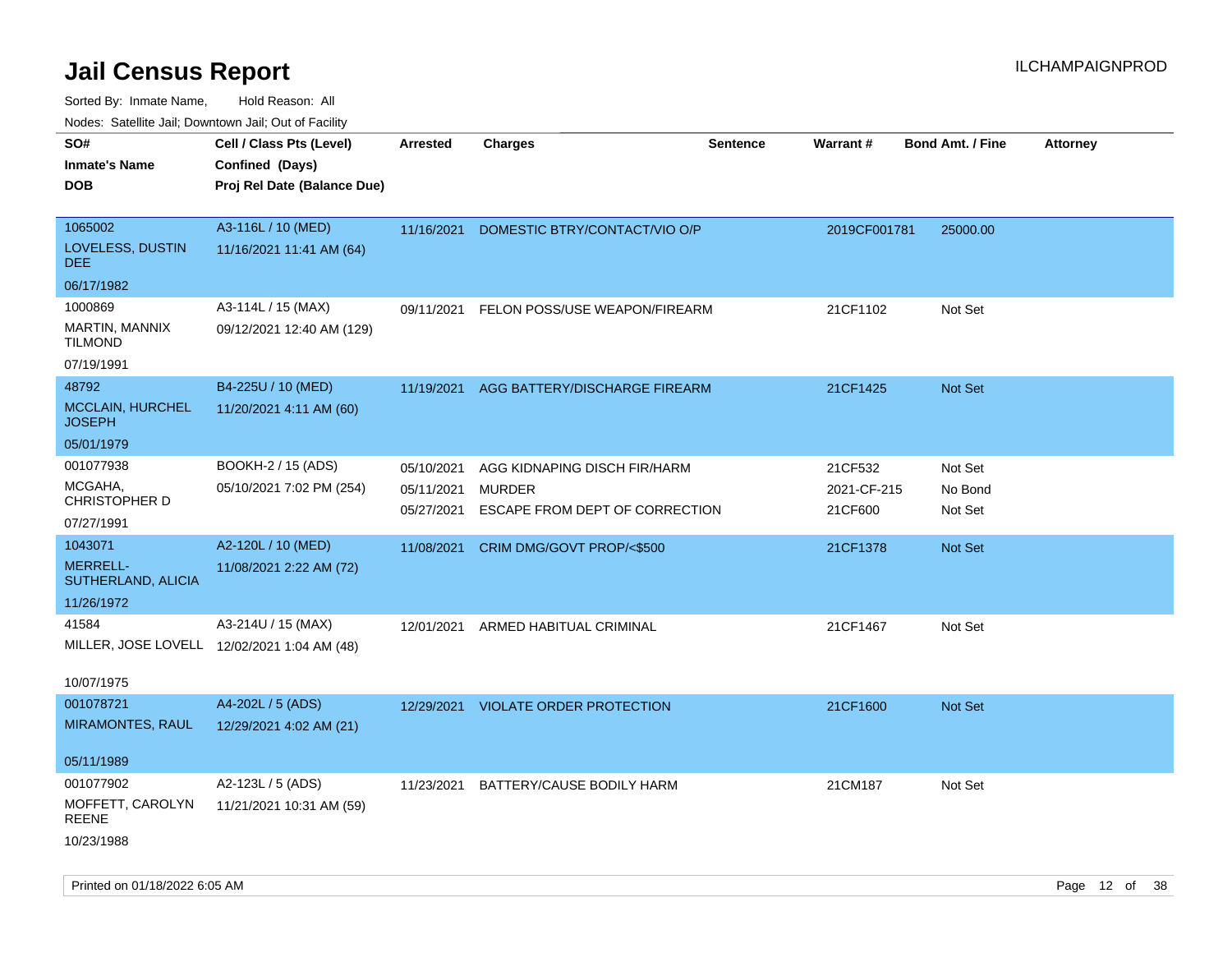# Jail Census Report

ILCHAMPAIGNPROD

Sorted By: Inmate Name, Hold Reason: All

Nodes: Satellite Jail; Downtown Jail; Out of Facility

| SO# / Inmate's Name / DOB | Cell / Class Pts (Level) / Confined (Days) / Proj Rel Date (Balance Due) | Arrested | Charges | Sentence | Warrant # | Bond Amt. / Fine | Attorney |
|---|---|---|---|---|---|---|---|
| 1065002<br>LOVELESS, DUSTIN DEE<br>06/17/1982 | A3-116L / 10 (MED)<br>11/16/2021 11:41 AM (64) | 11/16/2021 | DOMESTIC BTRY/CONTACT/VIO O/P | | 2019CF001781 | 25000.00 | |
| 1000869<br>MARTIN, MANNIX TILMOND<br>07/19/1991 | A3-114L / 15 (MAX)<br>09/12/2021 12:40 AM (129) | 09/11/2021 | FELON POSS/USE WEAPON/FIREARM | | 21CF1102 | Not Set | |
| 48792<br>MCCLAIN, HURCHEL JOSEPH<br>05/01/1979 | B4-225U / 10 (MED)<br>11/20/2021 4:11 AM (60) | 11/19/2021 | AGG BATTERY/DISCHARGE FIREARM | | 21CF1425 | Not Set | |
| 001077938<br>MCGAHA, CHRISTOPHER D<br>07/27/1991 | BOOKH-2 / 15 (ADS)<br>05/10/2021 7:02 PM (254) | 05/10/2021<br>05/11/2021<br>05/27/2021 | AGG KIDNAPING DISCH FIR/HARM<br>MURDER<br>ESCAPE FROM DEPT OF CORRECTION | | 21CF532<br>2021-CF-215<br>21CF600 | Not Set<br>No Bond<br>Not Set | |
| 1043071<br>MERRELL-SUTHERLAND, ALICIA<br>11/26/1972 | A2-120L / 10 (MED)<br>11/08/2021 2:22 AM (72) | 11/08/2021 | CRIM DMG/GOVT PROP/<$500 | | 21CF1378 | Not Set | |
| 41584<br>MILLER, JOSE LOVELL<br>10/07/1975 | A3-214U / 15 (MAX)<br>12/02/2021 1:04 AM (48) | 12/01/2021 | ARMED HABITUAL CRIMINAL | | 21CF1467 | Not Set | |
| 001078721<br>MIRAMONTES, RAUL<br>05/11/1989 | A4-202L / 5 (ADS)<br>12/29/2021 4:02 AM (21) | 12/29/2021 | VIOLATE ORDER PROTECTION | | 21CF1600 | Not Set | |
| 001077902<br>MOFFETT, CAROLYN REENE<br>10/23/1988 | A2-123L / 5 (ADS)<br>11/21/2021 10:31 AM (59) | 11/23/2021 | BATTERY/CAUSE BODILY HARM | | 21CM187 | Not Set | |

Printed on 01/18/2022 6:05 AM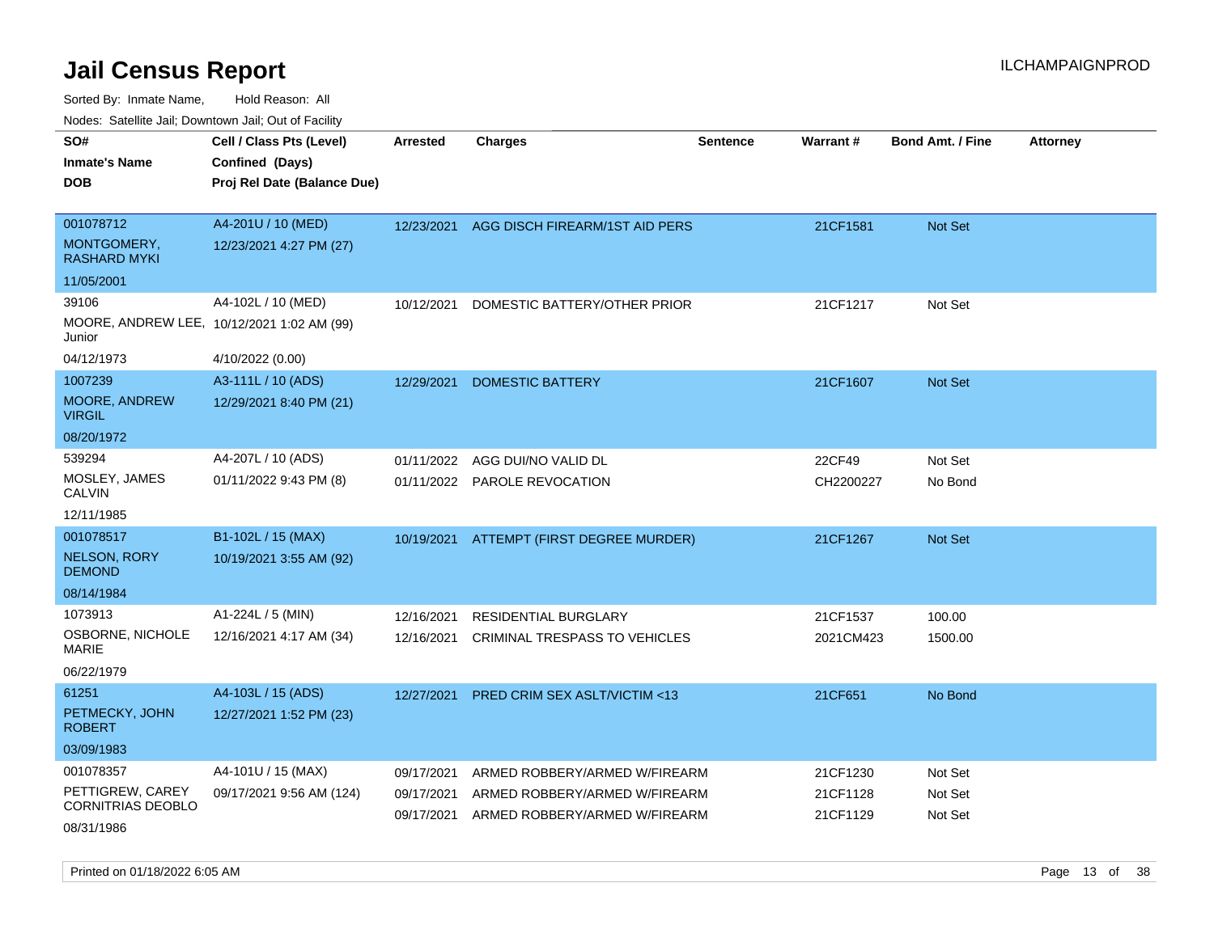# Jail Census Report

Sorted By: Inmate Name, Hold Reason: All

Nodes: Satellite Jail; Downtown Jail; Out of Facility

| SO# / Inmate's Name / DOB | Cell / Class Pts (Level) / Confined (Days) / Proj Rel Date (Balance Due) | Arrested | Charges | Sentence | Warrant # | Bond Amt. / Fine | Attorney |
|---|---|---|---|---|---|---|---|
| 001078712<br>MONTGOMERY, RASHARD MYKI<br>11/05/2001 | A4-201U / 10 (MED)<br>12/23/2021 4:27 PM (27) | 12/23/2021 | AGG DISCH FIREARM/1ST AID PERS | | 21CF1581 | Not Set | |
| 39106<br>MOORE, ANDREW LEE, Junior<br>04/12/1973 | A4-102L / 10 (MED)<br>10/12/2021 1:02 AM (99)<br>4/10/2022 (0.00) | 10/12/2021 | DOMESTIC BATTERY/OTHER PRIOR | | 21CF1217 | Not Set | |
| 1007239<br>MOORE, ANDREW VIRGIL<br>08/20/1972 | A3-111L / 10 (ADS)<br>12/29/2021 8:40 PM (21) | 12/29/2021 | DOMESTIC BATTERY | | 21CF1607 | Not Set | |
| 539294<br>MOSLEY, JAMES CALVIN<br>12/11/1985 | A4-207L / 10 (ADS)<br>01/11/2022 9:43 PM (8) | 01/11/2022<br>01/11/2022 | AGG DUI/NO VALID DL<br>PAROLE REVOCATION | | 22CF49<br>CH2200227 | Not Set<br>No Bond | |
| 001078517<br>NELSON, RORY DEMOND<br>08/14/1984 | B1-102L / 15 (MAX)<br>10/19/2021 3:55 AM (92) | 10/19/2021 | ATTEMPT (FIRST DEGREE MURDER) | | 21CF1267 | Not Set | |
| 1073913<br>OSBORNE, NICHOLE MARIE<br>06/22/1979 | A1-224L / 5 (MIN)<br>12/16/2021 4:17 AM (34) | 12/16/2021<br>12/16/2021 | RESIDENTIAL BURGLARY<br>CRIMINAL TRESPASS TO VEHICLES | | 21CF1537<br>2021CM423 | 100.00<br>1500.00 | |
| 61251<br>PETMECKY, JOHN ROBERT<br>03/09/1983 | A4-103L / 15 (ADS)<br>12/27/2021 1:52 PM (23) | 12/27/2021 | PRED CRIM SEX ASLT/VICTIM <13 | | 21CF651 | No Bond | |
| 001078357<br>PETTIGREW, CAREY CORNITRIAS DEOBLO<br>08/31/1986 | A4-101U / 15 (MAX)<br>09/17/2021 9:56 AM (124) | 09/17/2021<br>09/17/2021<br>09/17/2021 | ARMED ROBBERY/ARMED W/FIREARM<br>ARMED ROBBERY/ARMED W/FIREARM<br>ARMED ROBBERY/ARMED W/FIREARM | | 21CF1230<br>21CF1128<br>21CF1129 | Not Set<br>Not Set<br>Not Set | |

Printed on 01/18/2022 6:05 AM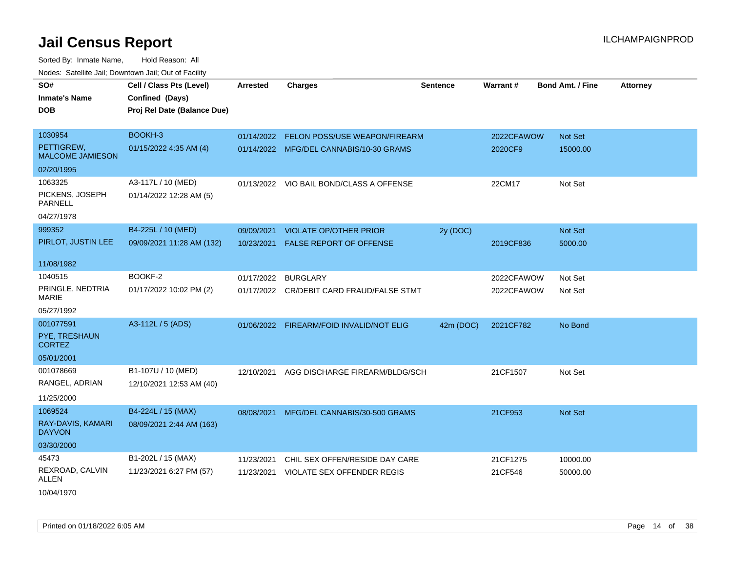# Jail Census Report

ILCHAMPAIGNPROD

Sorted By: Inmate Name, Hold Reason: All

Nodes: Satellite Jail; Downtown Jail; Out of Facility

| SO# / Inmate's Name / DOB | Cell / Class Pts (Level) / Confined (Days) / Proj Rel Date (Balance Due) | Arrested | Charges | Sentence | Warrant # | Bond Amt. / Fine | Attorney |
|---|---|---|---|---|---|---|---|
| 1030954<br>PETTIGREW, MALCOME JAMIESON<br>02/20/1995 | BOOKH-3<br>01/15/2022 4:35 AM (4) | 01/14/2022 | FELON POSS/USE WEAPON/FIREARM | | 2022CFAWOW | Not Set | |
| | | 01/14/2022 | MFG/DEL CANNABIS/10-30 GRAMS | | 2020CF9 | 15000.00 | |
| 1063325<br>PICKENS, JOSEPH PARNELL<br>04/27/1978 | A3-117L / 10 (MED)<br>01/14/2022 12:28 AM (5) | 01/13/2022 | VIO BAIL BOND/CLASS A OFFENSE | | 22CM17 | Not Set | |
| 999352<br>PIRLOT, JUSTIN LEE<br>11/08/1982 | B4-225L / 10 (MED)<br>09/09/2021 11:28 AM (132) | 09/09/2021 | VIOLATE OP/OTHER PRIOR | 2y (DOC) | | Not Set | |
| | | 10/23/2021 | FALSE REPORT OF OFFENSE | | 2019CF836 | 5000.00 | |
| 1040515<br>PRINGLE, NEDTRIA MARIE<br>05/27/1992 | BOOKF-2<br>01/17/2022 10:02 PM (2) | 01/17/2022 | BURGLARY | | 2022CFAWOW | Not Set | |
| | | 01/17/2022 | CR/DEBIT CARD FRAUD/FALSE STMT | | 2022CFAWOW | Not Set | |
| 001077591<br>PYE, TRESHAUN CORTEZ<br>05/01/2001 | A3-112L / 5 (ADS) | 01/06/2022 | FIREARM/FOID INVALID/NOT ELIG | 42m (DOC) | 2021CF782 | No Bond | |
| 001078669<br>RANGEL, ADRIAN<br>11/25/2000 | B1-107U / 10 (MED)<br>12/10/2021 12:53 AM (40) | 12/10/2021 | AGG DISCHARGE FIREARM/BLDG/SCH | | 21CF1507 | Not Set | |
| 1069524<br>RAY-DAVIS, KAMARI DAYVON<br>03/30/2000 | B4-224L / 15 (MAX)<br>08/09/2021 2:44 AM (163) | 08/08/2021 | MFG/DEL CANNABIS/30-500 GRAMS | | 21CF953 | Not Set | |
| 45473<br>REXROAD, CALVIN ALLEN<br>10/04/1970 | B1-202L / 15 (MAX)<br>11/23/2021 6:27 PM (57) | 11/23/2021 | CHIL SEX OFFEN/RESIDE DAY CARE | | 21CF1275 | 10000.00 | |
| | | 11/23/2021 | VIOLATE SEX OFFENDER REGIS | | 21CF546 | 50000.00 | |

Printed on 01/18/2022 6:05 AM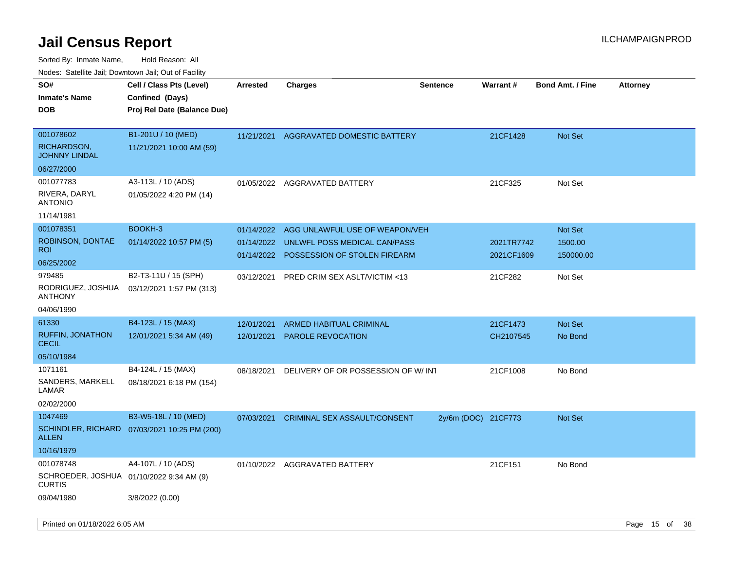# Jail Census Report

Sorted By: Inmate Name, Hold Reason: All

Nodes: Satellite Jail; Downtown Jail; Out of Facility

| SO# / Inmate's Name / DOB | Cell / Class Pts (Level) / Confined (Days) / Proj Rel Date (Balance Due) | Arrested | Charges | Sentence | Warrant # | Bond Amt. / Fine | Attorney |
|---|---|---|---|---|---|---|---|
| 001078602<br>RICHARDSON, JOHNNY LINDAL<br>06/27/2000 | B1-201U / 10 (MED)<br>11/21/2021 10:00 AM (59) | 11/21/2021 | AGGRAVATED DOMESTIC BATTERY | | 21CF1428 | Not Set | |
| 001077783<br>RIVERA, DARYL ANTONIO<br>11/14/1981 | A3-113L / 10 (ADS)<br>01/05/2022 4:20 PM (14) | 01/05/2022 | AGGRAVATED BATTERY | | 21CF325 | Not Set | |
| 001078351<br>ROBINSON, DONTAE ROI<br>06/25/2002 | BOOKH-3<br>01/14/2022 10:57 PM (5) | 01/14/2022 | AGG UNLAWFUL USE OF WEAPON/VEH | | | Not Set | |
| | | 01/14/2022 | UNLWFL POSS MEDICAL CAN/PASS | | 2021TR7742 | 1500.00 | |
| | | 01/14/2022 | POSSESSION OF STOLEN FIREARM | | 2021CF1609 | 150000.00 | |
| 979485<br>RODRIGUEZ, JOSHUA ANTHONY<br>04/06/1990 | B2-T3-11U / 15 (SPH)<br>03/12/2021 1:57 PM (313) | 03/12/2021 | PRED CRIM SEX ASLT/VICTIM <13 | | 21CF282 | Not Set | |
| 61330<br>RUFFIN, JONATHON CECIL<br>05/10/1984 | B4-123L / 15 (MAX)<br>12/01/2021 5:34 AM (49) | 12/01/2021 | ARMED HABITUAL CRIMINAL | | 21CF1473 | Not Set | |
| | | 12/01/2021 | PAROLE REVOCATION | | CH2107545 | No Bond | |
| 1071161<br>SANDERS, MARKELL LAMAR<br>02/02/2000 | B4-124L / 15 (MAX)<br>08/18/2021 6:18 PM (154) | 08/18/2021 | DELIVERY OF OR POSSESSION OF W/ INT | | 21CF1008 | No Bond | |
| 1047469<br>SCHINDLER, RICHARD ALLEN<br>10/16/1979 | B3-W5-18L / 10 (MED)<br>07/03/2021 10:25 PM (200) | 07/03/2021 | CRIMINAL SEX ASSAULT/CONSENT | 2y/6m (DOC) | 21CF773 | Not Set | |
| 001078748<br>SCHROEDER, JOSHUA CURTIS<br>09/04/1980 | A4-107L / 10 (ADS)<br>01/10/2022 9:34 AM (9)<br>3/8/2022 (0.00) | 01/10/2022 | AGGRAVATED BATTERY | | 21CF151 | No Bond | |

Printed on 01/18/2022 6:05 AM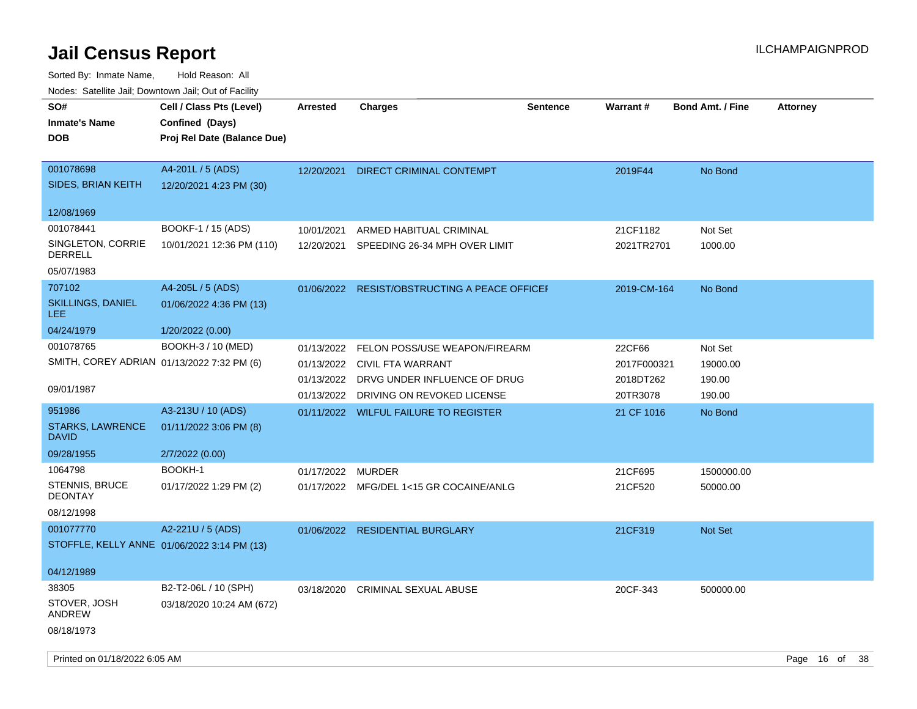# Jail Census Report

ILCHAMPAIGNPROD

Sorted By: Inmate Name, Hold Reason: All

Nodes: Satellite Jail; Downtown Jail; Out of Facility

| SO# / Inmate's Name / DOB | Cell / Class Pts (Level) / Confined (Days) / Proj Rel Date (Balance Due) | Arrested | Charges | Sentence | Warrant # | Bond Amt. / Fine | Attorney |
|---|---|---|---|---|---|---|---|
| 001078698<br>SIDES, BRIAN KEITH<br>12/08/1969 | A4-201L / 5 (ADS)<br>12/20/2021 4:23 PM (30) | 12/20/2021 | DIRECT CRIMINAL CONTEMPT | | 2019F44 | No Bond | |
| 001078441<br>SINGLETON, CORRIE DERRELL<br>05/07/1983 | BOOKF-1 / 15 (ADS)<br>10/01/2021 12:36 PM (110) | 10/01/2021 | ARMED HABITUAL CRIMINAL | | 21CF1182 | Not Set | |
| | | 12/20/2021 | SPEEDING 26-34 MPH OVER LIMIT | | 2021TR2701 | 1000.00 | |
| 707102<br>SKILLINGS, DANIEL LEE<br>04/24/1979 | A4-205L / 5 (ADS)<br>01/06/2022 4:36 PM (13)<br>1/20/2022 (0.00) | 01/06/2022 | RESIST/OBSTRUCTING A PEACE OFFICEI | | 2019-CM-164 | No Bond | |
| 001078765<br>SMITH, COREY ADRIAN<br>09/01/1987 | BOOKH-3 / 10 (MED)<br>01/13/2022 7:32 PM (6) | 01/13/2022 | FELON POSS/USE WEAPON/FIREARM | | 22CF66 | Not Set | |
| | | 01/13/2022 | CIVIL FTA WARRANT | | 2017F000321 | 19000.00 | |
| | | 01/13/2022 | DRVG UNDER INFLUENCE OF DRUG | | 2018DT262 | 190.00 | |
| | | 01/13/2022 | DRIVING ON REVOKED LICENSE | | 20TR3078 | 190.00 | |
| 951986<br>STARKS, LAWRENCE DAVID<br>09/28/1955 | A3-213U / 10 (ADS)<br>01/11/2022 3:06 PM (8)<br>2/7/2022 (0.00) | 01/11/2022 | WILFUL FAILURE TO REGISTER | | 21 CF 1016 | No Bond | |
| 1064798<br>STENNIS, BRUCE DEONTAY<br>08/12/1998 | BOOKH-1<br>01/17/2022 1:29 PM (2) | 01/17/2022 | MURDER | | 21CF695 | 1500000.00 | |
| | | 01/17/2022 | MFG/DEL 1<15 GR COCAINE/ANLG | | 21CF520 | 50000.00 | |
| 001077770<br>STOFFLE, KELLY ANNE<br>04/12/1989 | A2-221U / 5 (ADS)<br>01/06/2022 3:14 PM (13) | 01/06/2022 | RESIDENTIAL BURGLARY | | 21CF319 | Not Set | |
| 38305<br>STOVER, JOSH ANDREW<br>08/18/1973 | B2-T2-06L / 10 (SPH)<br>03/18/2020 10:24 AM (672) | 03/18/2020 | CRIMINAL SEXUAL ABUSE | | 20CF-343 | 500000.00 | |

Printed on 01/18/2022 6:05 AM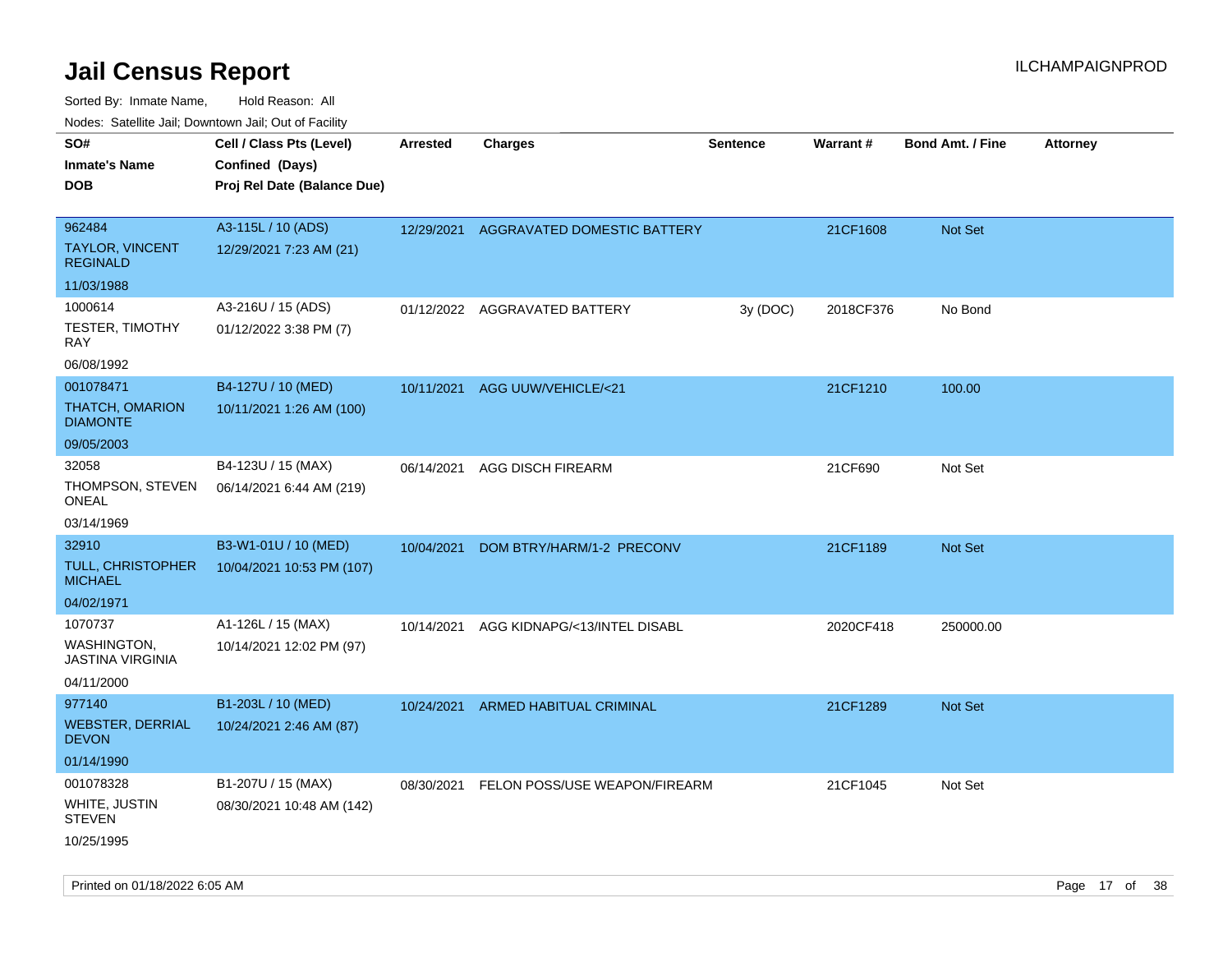# Jail Census Report

ILCHAMPAIGNPROD

Sorted By: Inmate Name, Hold Reason: All

Nodes: Satellite Jail; Downtown Jail; Out of Facility

| SO# / Inmate's Name / DOB | Cell / Class Pts (Level) / Confined (Days) / Proj Rel Date (Balance Due) | Arrested | Charges | Sentence | Warrant # | Bond Amt. / Fine | Attorney |
|---|---|---|---|---|---|---|---|
| 962484 TAYLOR, VINCENT REGINALD 11/03/1988 | A3-115L / 10 (ADS) 12/29/2021 7:23 AM (21) | 12/29/2021 | AGGRAVATED DOMESTIC BATTERY | | 21CF1608 | Not Set | |
| 1000614 TESTER, TIMOTHY RAY 06/08/1992 | A3-216U / 15 (ADS) 01/12/2022 3:38 PM (7) | 01/12/2022 | AGGRAVATED BATTERY | 3y (DOC) | 2018CF376 | No Bond | |
| 001078471 THATCH, OMARION DIAMONTE 09/05/2003 | B4-127U / 10 (MED) 10/11/2021 1:26 AM (100) | 10/11/2021 | AGG UUW/VEHICLE/<21 | | 21CF1210 | 100.00 | |
| 32058 THOMPSON, STEVEN ONEAL 03/14/1969 | B4-123U / 15 (MAX) 06/14/2021 6:44 AM (219) | 06/14/2021 | AGG DISCH FIREARM | | 21CF690 | Not Set | |
| 32910 TULL, CHRISTOPHER MICHAEL 04/02/1971 | B3-W1-01U / 10 (MED) 10/04/2021 10:53 PM (107) | 10/04/2021 | DOM BTRY/HARM/1-2 PRECONV | | 21CF1189 | Not Set | |
| 1070737 WASHINGTON, JASTINA VIRGINIA 04/11/2000 | A1-126L / 15 (MAX) 10/14/2021 12:02 PM (97) | 10/14/2021 | AGG KIDNAPG/<13/INTEL DISABL | | 2020CF418 | 250000.00 | |
| 977140 WEBSTER, DERRIAL DEVON 01/14/1990 | B1-203L / 10 (MED) 10/24/2021 2:46 AM (87) | 10/24/2021 | ARMED HABITUAL CRIMINAL | | 21CF1289 | Not Set | |
| 001078328 WHITE, JUSTIN STEVEN 10/25/1995 | B1-207U / 15 (MAX) 08/30/2021 10:48 AM (142) | 08/30/2021 | FELON POSS/USE WEAPON/FIREARM | | 21CF1045 | Not Set | |

Printed on 01/18/2022 6:05 AM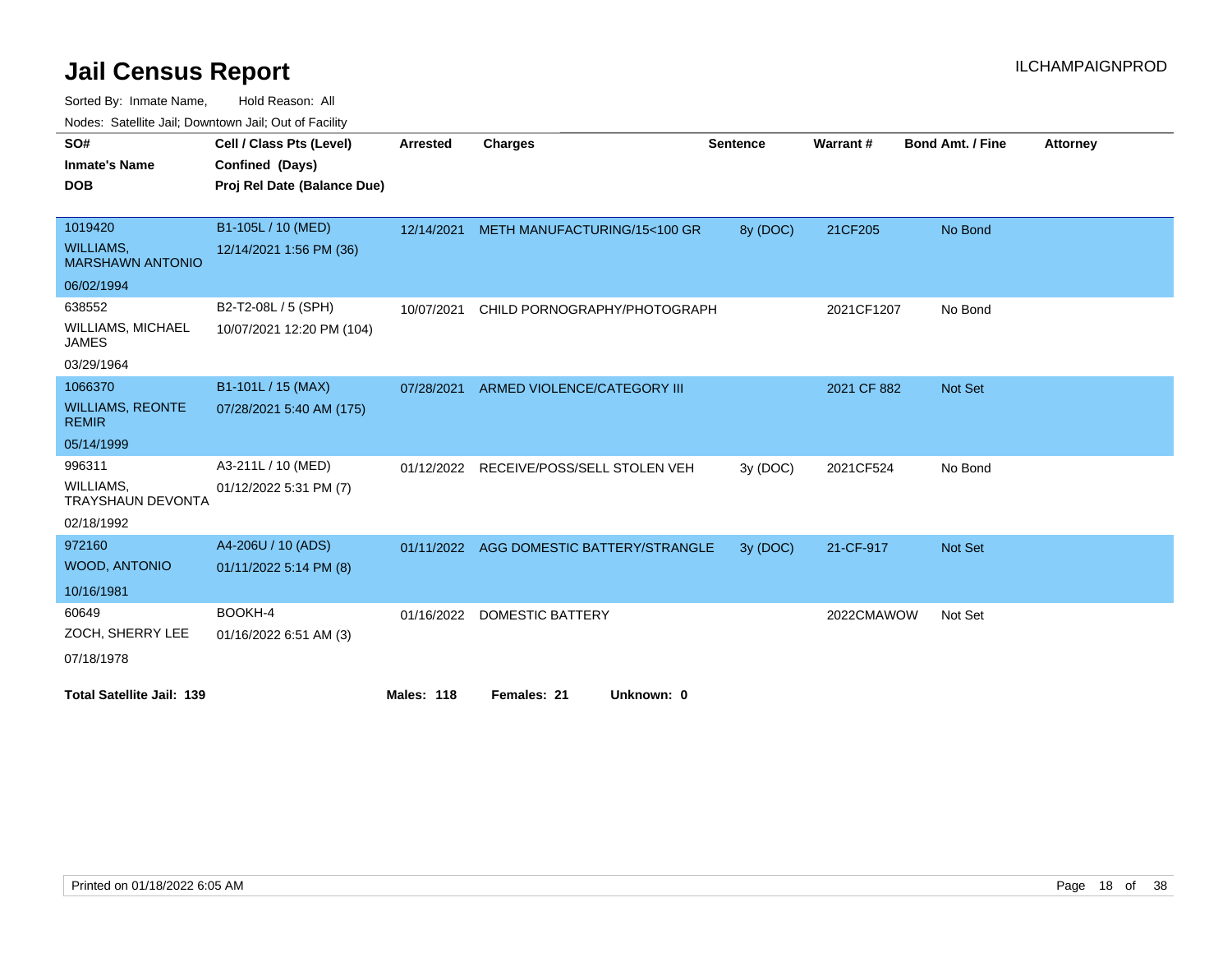# Jail Census Report

ILCHAMPAIGNPROD

Sorted By: Inmate Name, Hold Reason: All

Nodes: Satellite Jail; Downtown Jail; Out of Facility

| SO# / Inmate's Name / DOB | Cell / Class Pts (Level) / Confined (Days) / Proj Rel Date (Balance Due) | Arrested | Charges | Sentence | Warrant # | Bond Amt. / Fine | Attorney |
|---|---|---|---|---|---|---|---|
| 1019420<br>WILLIAMS, MARSHAWN ANTONIO<br>06/02/1994 | B1-105L / 10 (MED)<br>12/14/2021 1:56 PM (36) | 12/14/2021 | METH MANUFACTURING/15<100 GR | 8y (DOC) | 21CF205 | No Bond | |
| 638552<br>WILLIAMS, MICHAEL JAMES<br>03/29/1964 | B2-T2-08L / 5 (SPH)<br>10/07/2021 12:20 PM (104) | 10/07/2021 | CHILD PORNOGRAPHY/PHOTOGRAPH | | 2021CF1207 | No Bond | |
| 1066370<br>WILLIAMS, REONTE REMIR<br>05/14/1999 | B1-101L / 15 (MAX)<br>07/28/2021 5:40 AM (175) | 07/28/2021 | ARMED VIOLENCE/CATEGORY III | | 2021 CF 882 | Not Set | |
| 996311<br>WILLIAMS, TRAYSHAUN DEVONTA<br>02/18/1992 | A3-211L / 10 (MED)<br>01/12/2022 5:31 PM (7) | 01/12/2022 | RECEIVE/POSS/SELL STOLEN VEH | 3y (DOC) | 2021CF524 | No Bond | |
| 972160<br>WOOD, ANTONIO<br>10/16/1981 | A4-206U / 10 (ADS)<br>01/11/2022 5:14 PM (8) | 01/11/2022 | AGG DOMESTIC BATTERY/STRANGLE | 3y (DOC) | 21-CF-917 | Not Set | |
| 60649<br>ZOCH, SHERRY LEE<br>07/18/1978 | BOOKH-4<br>01/16/2022 6:51 AM (3) | 01/16/2022 | DOMESTIC BATTERY | | 2022CMAWOW | Not Set | |

**Total Satellite Jail: 139** **Males: 118** **Females: 21** **Unknown: 0**

Printed on 01/18/2022 6:05 AM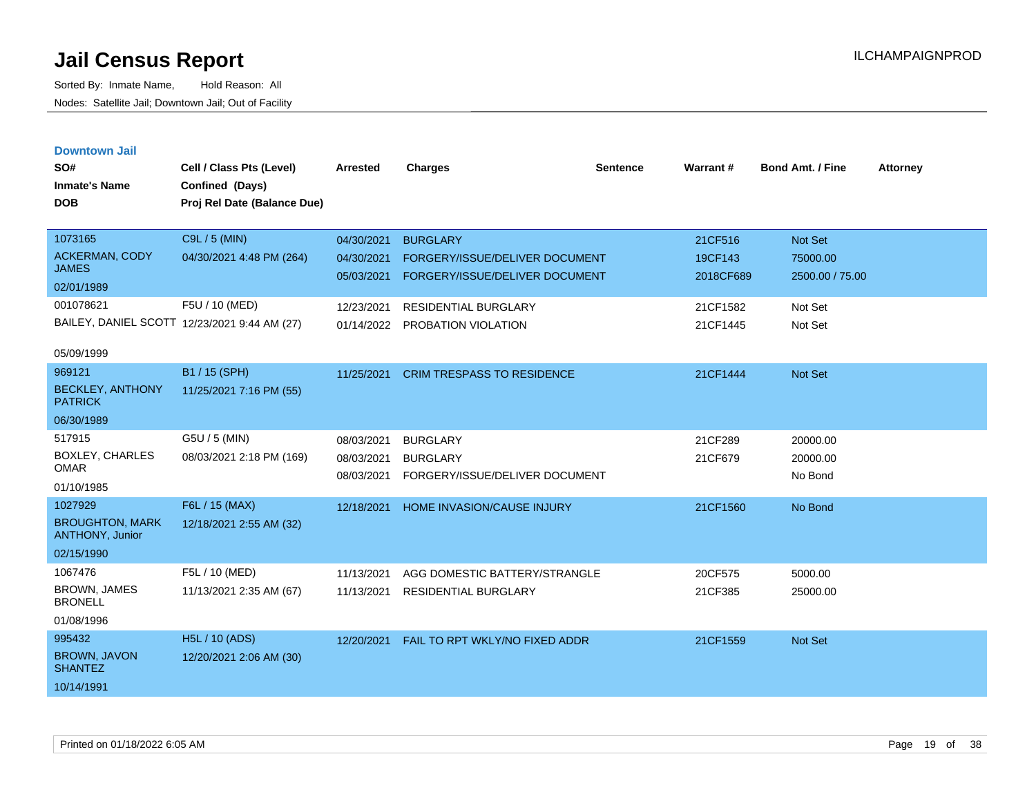# Jail Census Report

Sorted By: Inmate Name, Hold Reason: All

Nodes: Satellite Jail; Downtown Jail; Out of Facility

ILCHAMPAIGNPROD

## Downtown Jail

| SO# / Inmate's Name / DOB | Cell / Class Pts (Level) / Confined (Days) / Proj Rel Date (Balance Due) | Arrested | Charges | Sentence | Warrant # | Bond Amt. / Fine | Attorney |
|---|---|---|---|---|---|---|---|
| 1073165<br>ACKERMAN, CODY JAMES<br>02/01/1989 | C9L / 5 (MIN)<br>04/30/2021 4:48 PM (264) | 04/30/2021<br>04/30/2021<br>05/03/2021 | BURGLARY<br>FORGERY/ISSUE/DELIVER DOCUMENT<br>FORGERY/ISSUE/DELIVER DOCUMENT | | 21CF516<br>19CF143<br>2018CF689 | Not Set<br>75000.00<br>2500.00 / 75.00 | |
| 001078621<br>BAILEY, DANIEL SCOTT<br>05/09/1999 | F5U / 10 (MED)<br>12/23/2021 9:44 AM (27) | 12/23/2021<br>01/14/2022 | RESIDENTIAL BURGLARY<br>PROBATION VIOLATION | | 21CF1582<br>21CF1445 | Not Set<br>Not Set | |
| 969121<br>BECKLEY, ANTHONY PATRICK<br>06/30/1989 | B1 / 15 (SPH)<br>11/25/2021 7:16 PM (55) | 11/25/2021 | CRIM TRESPASS TO RESIDENCE | | 21CF1444 | Not Set | |
| 517915<br>BOXLEY, CHARLES OMAR<br>01/10/1985 | G5U / 5 (MIN)<br>08/03/2021 2:18 PM (169) | 08/03/2021<br>08/03/2021<br>08/03/2021 | BURGLARY<br>BURGLARY<br>FORGERY/ISSUE/DELIVER DOCUMENT | | 21CF289<br>21CF679 | 20000.00<br>20000.00<br>No Bond | |
| 1027929<br>BROUGHTON, MARK ANTHONY, Junior<br>02/15/1990 | F6L / 15 (MAX)<br>12/18/2021 2:55 AM (32) | 12/18/2021 | HOME INVASION/CAUSE INJURY | | 21CF1560 | No Bond | |
| 1067476<br>BROWN, JAMES BRONELL<br>01/08/1996 | F5L / 10 (MED)<br>11/13/2021 2:35 AM (67) | 11/13/2021<br>11/13/2021 | AGG DOMESTIC BATTERY/STRANGLE<br>RESIDENTIAL BURGLARY | | 20CF575<br>21CF385 | 5000.00<br>25000.00 | |
| 995432<br>BROWN, JAVON SHANTEZ<br>10/14/1991 | H5L / 10 (ADS)<br>12/20/2021 2:06 AM (30) | 12/20/2021 | FAIL TO RPT WKLY/NO FIXED ADDR | | 21CF1559 | Not Set | |

Printed on 01/18/2022 6:05 AM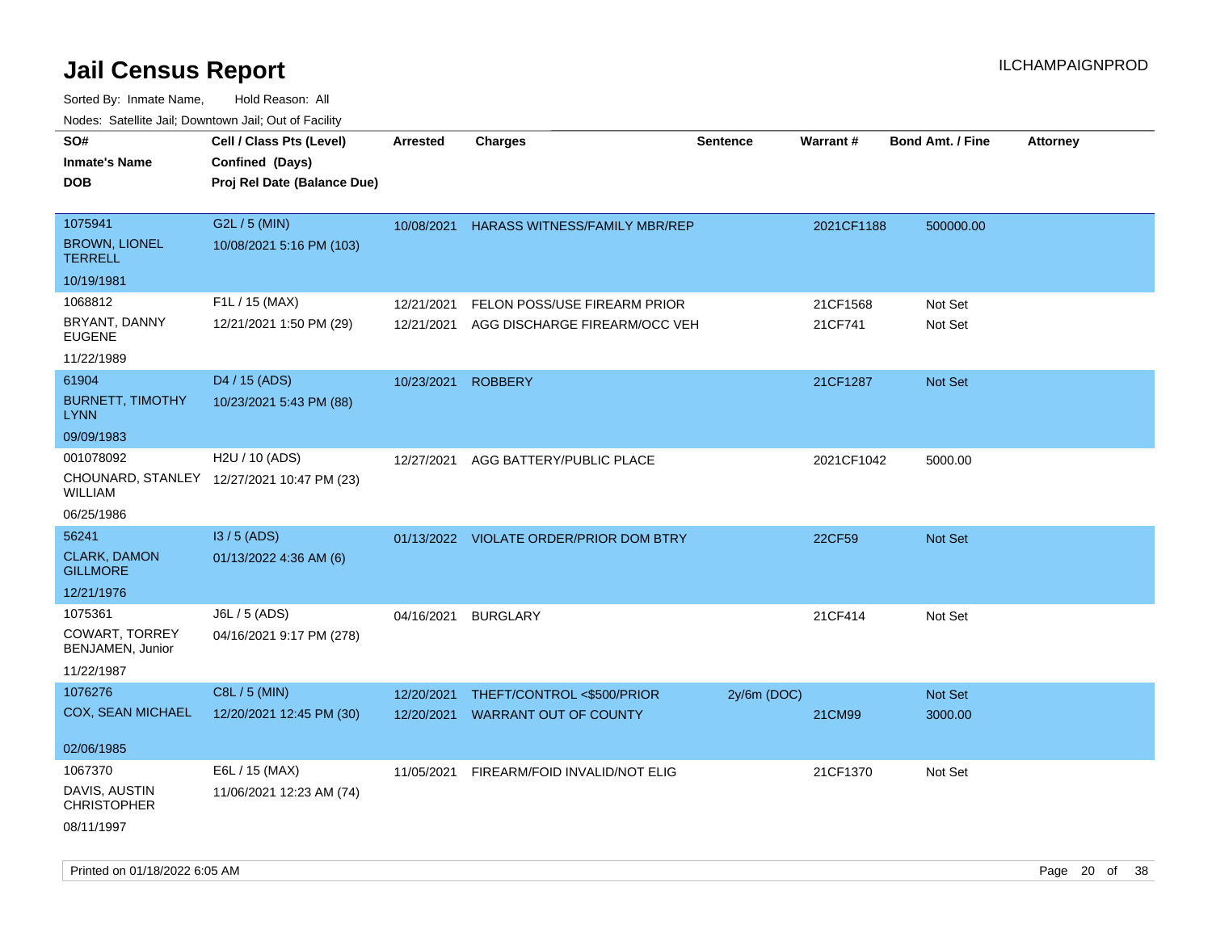# Jail Census Report

ILCHAMPAIGNPROD

Sorted By: Inmate Name, Hold Reason: All

Nodes: Satellite Jail; Downtown Jail; Out of Facility

| SO# / Inmate's Name / DOB | Cell / Class Pts (Level) / Confined (Days) / Proj Rel Date (Balance Due) | Arrested | Charges | Sentence | Warrant # | Bond Amt. / Fine | Attorney |
|---|---|---|---|---|---|---|---|
| 1075941<br>BROWN, LIONEL TERRELL<br>10/19/1981 | G2L / 5 (MIN)<br>10/08/2021 5:16 PM (103) | 10/08/2021 | HARASS WITNESS/FAMILY MBR/REP | | 2021CF1188 | 500000.00 | |
| 1068812<br>BRYANT, DANNY EUGENE<br>11/22/1989 | F1L / 15 (MAX)<br>12/21/2021 1:50 PM (29) | 12/21/2021 | FELON POSS/USE FIREARM PRIOR | | 21CF1568 | Not Set | |
| | | 12/21/2021 | AGG DISCHARGE FIREARM/OCC VEH | | 21CF741 | Not Set | |
| 61904<br>BURNETT, TIMOTHY LYNN<br>09/09/1983 | D4 / 15 (ADS)<br>10/23/2021 5:43 PM (88) | 10/23/2021 | ROBBERY | | 21CF1287 | Not Set | |
| 001078092<br>CHOUNARD, STANLEY WILLIAM<br>06/25/1986 | H2U / 10 (ADS)<br>12/27/2021 10:47 PM (23) | 12/27/2021 | AGG BATTERY/PUBLIC PLACE | | 2021CF1042 | 5000.00 | |
| 56241<br>CLARK, DAMON GILLMORE<br>12/21/1976 | I3 / 5 (ADS)<br>01/13/2022 4:36 AM (6) | 01/13/2022 | VIOLATE ORDER/PRIOR DOM BTRY | | 22CF59 | Not Set | |
| 1075361<br>COWART, TORREY BENJAMEN, Junior<br>11/22/1987 | J6L / 5 (ADS)<br>04/16/2021 9:17 PM (278) | 04/16/2021 | BURGLARY | | 21CF414 | Not Set | |
| 1076276<br>COX, SEAN MICHAEL<br>02/06/1985 | C8L / 5 (MIN)<br>12/20/2021 12:45 PM (30) | 12/20/2021 | THEFT/CONTROL <$500/PRIOR | 2y/6m (DOC) | | Not Set | |
| | | 12/20/2021 | WARRANT OUT OF COUNTY | | 21CM99 | 3000.00 | |
| 1067370<br>DAVIS, AUSTIN CHRISTOPHER<br>08/11/1997 | E6L / 15 (MAX)<br>11/06/2021 12:23 AM (74) | 11/05/2021 | FIREARM/FOID INVALID/NOT ELIG | | 21CF1370 | Not Set | |

Printed on 01/18/2022 6:05 AM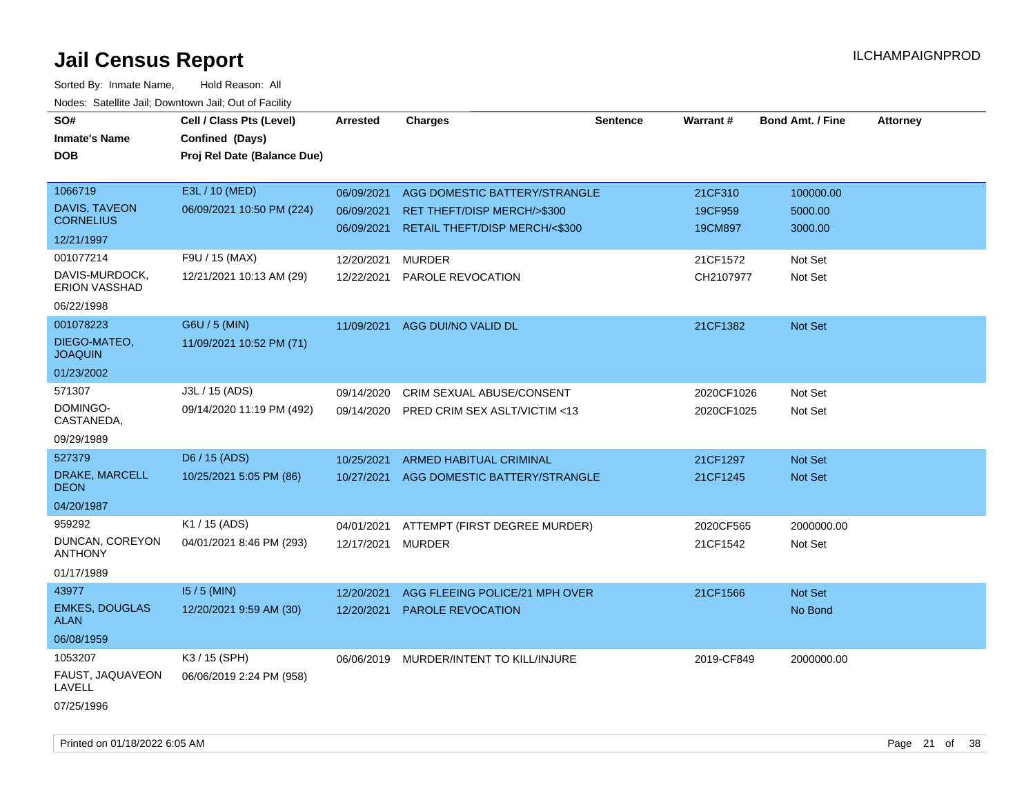# Jail Census Report

ILCHAMPAIGNPROD

Sorted By: Inmate Name, Hold Reason: All

Nodes: Satellite Jail; Downtown Jail; Out of Facility

| SO# / Inmate's Name / DOB | Cell / Class Pts (Level) / Confined (Days) / Proj Rel Date (Balance Due) | Arrested | Charges | Sentence | Warrant # | Bond Amt. / Fine | Attorney |
|---|---|---|---|---|---|---|---|
| 1066719<br>DAVIS, TAVEON CORNELIUS<br>12/21/1997 | E3L / 10 (MED)<br>06/09/2021 10:50 PM (224) | 06/09/2021<br>06/09/2021<br>06/09/2021 | AGG DOMESTIC BATTERY/STRANGLE<br>RET THEFT/DISP MERCH/>$300<br>RETAIL THEFT/DISP MERCH/<$300 | | 21CF310<br>19CF959<br>19CM897 | 100000.00<br>5000.00<br>3000.00 | |
| 001077214<br>DAVIS-MURDOCK, ERION VASSHAD<br>06/22/1998 | F9U / 15 (MAX)<br>12/21/2021 10:13 AM (29) | 12/20/2021<br>12/22/2021 | MURDER<br>PAROLE REVOCATION | | 21CF1572<br>CH2107977 | Not Set<br>Not Set | |
| 001078223<br>DIEGO-MATEO, JOAQUIN<br>01/23/2002 | G6U / 5 (MIN)<br>11/09/2021 10:52 PM (71) | 11/09/2021 | AGG DUI/NO VALID DL | | 21CF1382 | Not Set | |
| 571307<br>DOMINGO-CASTANEDA,<br>09/29/1989 | J3L / 15 (ADS)<br>09/14/2020 11:19 PM (492) | 09/14/2020<br>09/14/2020 | CRIM SEXUAL ABUSE/CONSENT<br>PRED CRIM SEX ASLT/VICTIM <13 | | 2020CF1026<br>2020CF1025 | Not Set<br>Not Set | |
| 527379<br>DRAKE, MARCELL DEON<br>04/20/1987 | D6 / 15 (ADS)<br>10/25/2021 5:05 PM (86) | 10/25/2021<br>10/27/2021 | ARMED HABITUAL CRIMINAL<br>AGG DOMESTIC BATTERY/STRANGLE | | 21CF1297<br>21CF1245 | Not Set<br>Not Set | |
| 959292<br>DUNCAN, COREYON ANTHONY<br>01/17/1989 | K1 / 15 (ADS)<br>04/01/2021 8:46 PM (293) | 04/01/2021<br>12/17/2021 | ATTEMPT (FIRST DEGREE MURDER)<br>MURDER | | 2020CF565<br>21CF1542 | 2000000.00<br>Not Set | |
| 43977<br>EMKES, DOUGLAS ALAN<br>06/08/1959 | I5 / 5 (MIN)<br>12/20/2021 9:59 AM (30) | 12/20/2021<br>12/20/2021 | AGG FLEEING POLICE/21 MPH OVER<br>PAROLE REVOCATION | | 21CF1566 | Not Set<br>No Bond | |
| 1053207<br>FAUST, JAQUAVEON LAVELL<br>07/25/1996 | K3 / 15 (SPH)<br>06/06/2019 2:24 PM (958) | 06/06/2019 | MURDER/INTENT TO KILL/INJURE | | 2019-CF849 | 2000000.00 | |

Printed on 01/18/2022 6:05 AM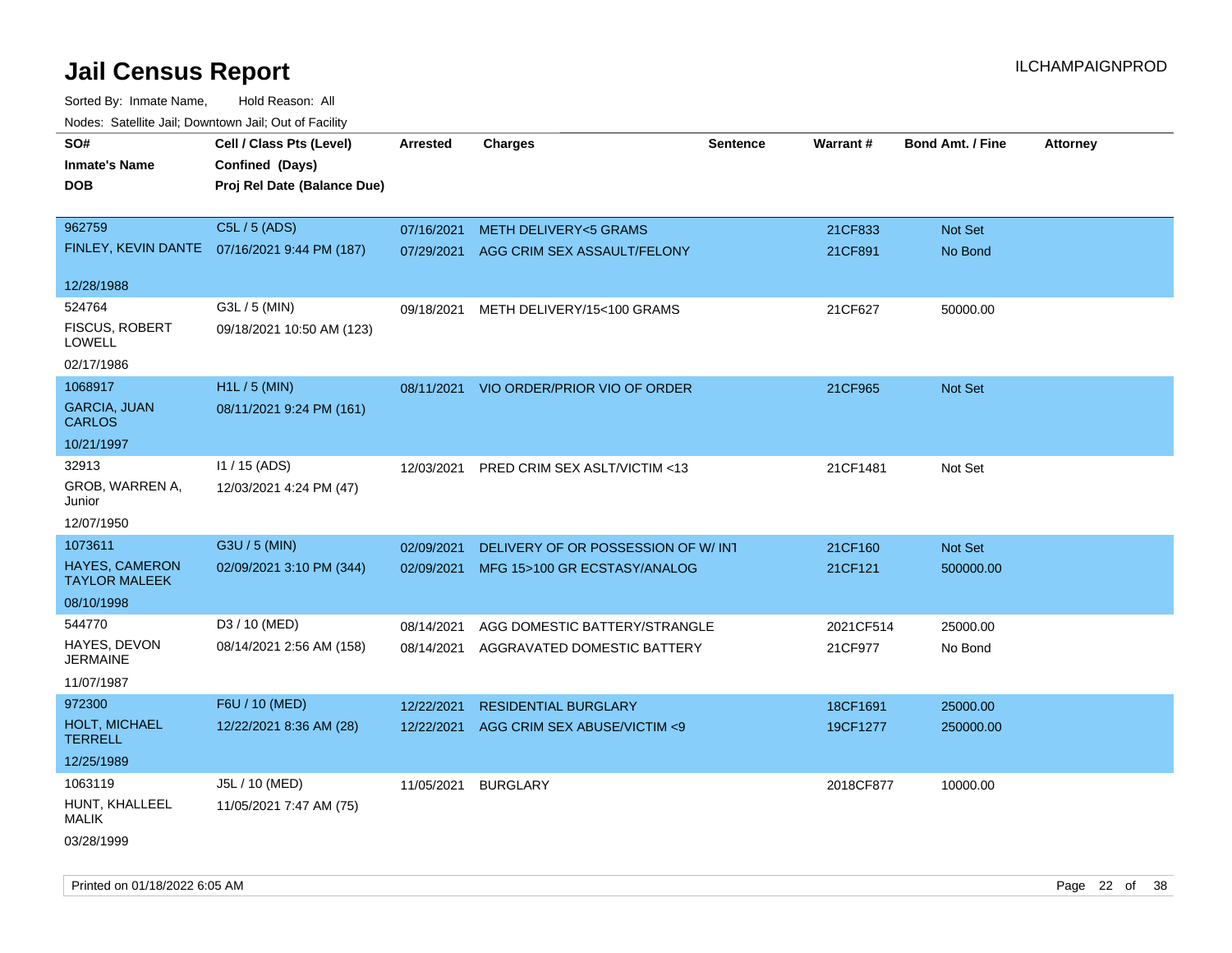# Jail Census Report

ILCHAMPAIGNPROD

Sorted By: Inmate Name, Hold Reason: All

Nodes: Satellite Jail; Downtown Jail; Out of Facility

| SO# / Inmate's Name / DOB | Cell / Class Pts (Level) / Confined (Days) / Proj Rel Date (Balance Due) | Arrested | Charges | Sentence | Warrant # | Bond Amt. / Fine | Attorney |
|---|---|---|---|---|---|---|---|
| 962759<br>FINLEY, KEVIN DANTE<br>12/28/1988 | C5L / 5 (ADS)<br>07/16/2021 9:44 PM (187) | 07/16/2021<br>07/29/2021 | METH DELIVERY<5 GRAMS<br>AGG CRIM SEX ASSAULT/FELONY | | 21CF833<br>21CF891 | Not Set<br>No Bond | |
| 524764<br>FISCUS, ROBERT LOWELL<br>02/17/1986 | G3L / 5 (MIN)<br>09/18/2021 10:50 AM (123) | 09/18/2021 | METH DELIVERY/15<100 GRAMS | | 21CF627 | 50000.00 | |
| 1068917<br>GARCIA, JUAN CARLOS<br>10/21/1997 | H1L / 5 (MIN)<br>08/11/2021 9:24 PM (161) | 08/11/2021 | VIO ORDER/PRIOR VIO OF ORDER | | 21CF965 | Not Set | |
| 32913<br>GROB, WARREN A, Junior<br>12/07/1950 | I1 / 15 (ADS)<br>12/03/2021 4:24 PM (47) | 12/03/2021 | PRED CRIM SEX ASLT/VICTIM <13 | | 21CF1481 | Not Set | |
| 1073611<br>HAYES, CAMERON TAYLOR MALEEK<br>08/10/1998 | G3U / 5 (MIN)<br>02/09/2021 3:10 PM (344) | 02/09/2021<br>02/09/2021 | DELIVERY OF OR POSSESSION OF W/ INT<br>MFG 15>100 GR ECSTASY/ANALOG | | 21CF160<br>21CF121 | Not Set<br>500000.00 | |
| 544770<br>HAYES, DEVON JERMAINE<br>11/07/1987 | D3 / 10 (MED)<br>08/14/2021 2:56 AM (158) | 08/14/2021<br>08/14/2021 | AGG DOMESTIC BATTERY/STRANGLE<br>AGGRAVATED DOMESTIC BATTERY | | 2021CF514<br>21CF977 | 25000.00<br>No Bond | |
| 972300<br>HOLT, MICHAEL TERRELL<br>12/25/1989 | F6U / 10 (MED)<br>12/22/2021 8:36 AM (28) | 12/22/2021<br>12/22/2021 | RESIDENTIAL BURGLARY<br>AGG CRIM SEX ABUSE/VICTIM <9 | | 18CF1691<br>19CF1277 | 25000.00<br>250000.00 | |
| 1063119<br>HUNT, KHALLEEL MALIK<br>03/28/1999 | J5L / 10 (MED)<br>11/05/2021 7:47 AM (75) | 11/05/2021 | BURGLARY | | 2018CF877 | 10000.00 | |

Printed on 01/18/2022 6:05 AM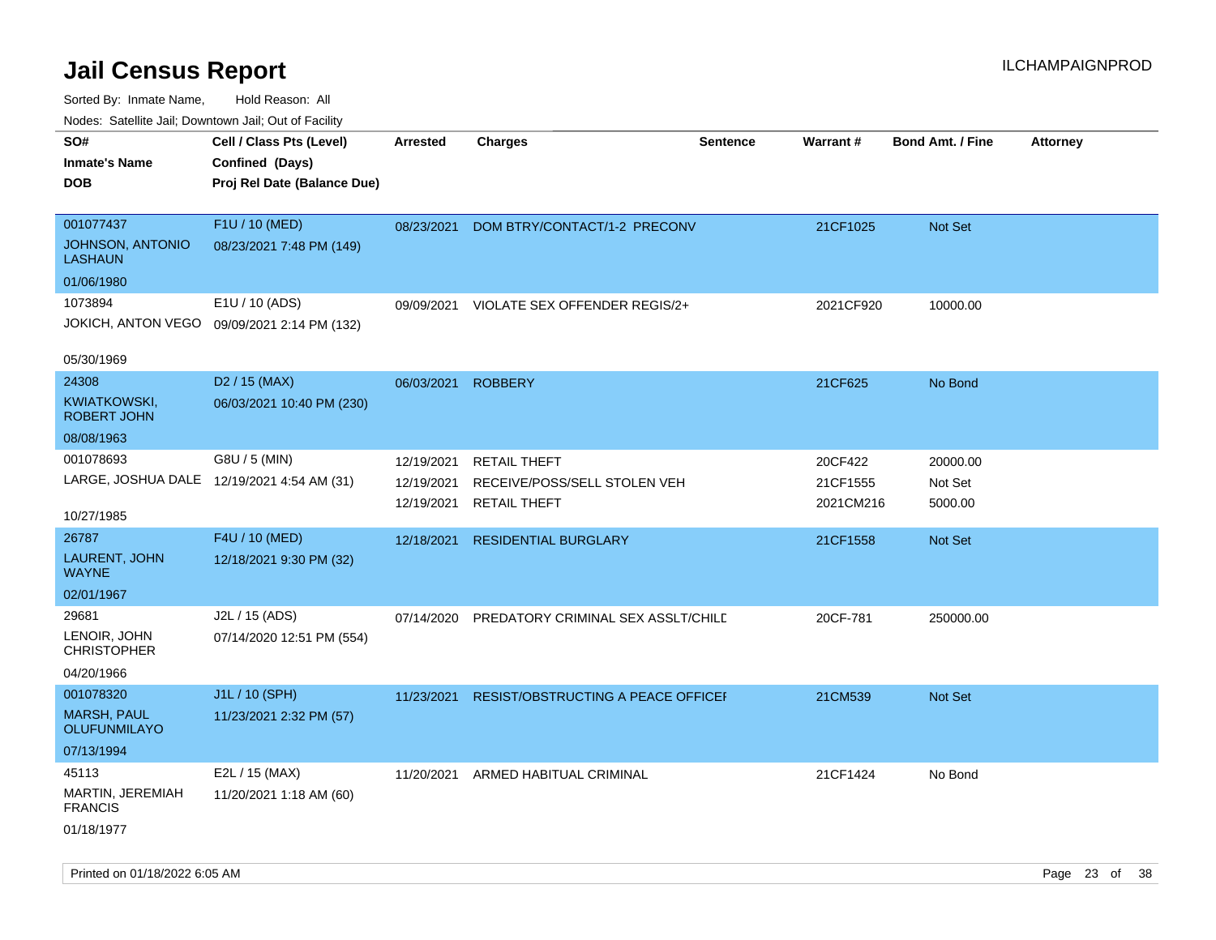# Jail Census Report

ILCHAMPAIGNPROD

Sorted By: Inmate Name, Hold Reason: All

Nodes: Satellite Jail; Downtown Jail; Out of Facility

| SO# / Inmate's Name / DOB | Cell / Class Pts (Level) / Confined (Days) / Proj Rel Date (Balance Due) | Arrested | Charges | Sentence | Warrant # | Bond Amt. / Fine | Attorney |
|---|---|---|---|---|---|---|---|
| 001077437 JOHNSON, ANTONIO LASHAUN 01/06/1980 | F1U / 10 (MED) 08/23/2021 7:48 PM (149) | 08/23/2021 | DOM BTRY/CONTACT/1-2 PRECONV | | 21CF1025 | Not Set | |
| 1073894 JOKICH, ANTON VEGO 05/30/1969 | E1U / 10 (ADS) 09/09/2021 2:14 PM (132) | 09/09/2021 | VIOLATE SEX OFFENDER REGIS/2+ | | 2021CF920 | 10000.00 | |
| 24308 KWIATKOWSKI, ROBERT JOHN 08/08/1963 | D2 / 15 (MAX) 06/03/2021 10:40 PM (230) | 06/03/2021 | ROBBERY | | 21CF625 | No Bond | |
| 001078693 LARGE, JOSHUA DALE 10/27/1985 | G8U / 5 (MIN) 12/19/2021 4:54 AM (31) | 12/19/2021 | RETAIL THEFT | | 20CF422 | 20000.00 | |
| | | 12/19/2021 | RECEIVE/POSS/SELL STOLEN VEH | | 21CF1555 | Not Set | |
| | | 12/19/2021 | RETAIL THEFT | | 2021CM216 | 5000.00 | |
| 26787 LAURENT, JOHN WAYNE 02/01/1967 | F4U / 10 (MED) 12/18/2021 9:30 PM (32) | 12/18/2021 | RESIDENTIAL BURGLARY | | 21CF1558 | Not Set | |
| 29681 LENOIR, JOHN CHRISTOPHER 04/20/1966 | J2L / 15 (ADS) 07/14/2020 12:51 PM (554) | 07/14/2020 | PREDATORY CRIMINAL SEX ASSLT/CHILD | | 20CF-781 | 250000.00 | |
| 001078320 MARSH, PAUL OLUFUNMILAYO 07/13/1994 | J1L / 10 (SPH) 11/23/2021 2:32 PM (57) | 11/23/2021 | RESIST/OBSTRUCTING A PEACE OFFICER | | 21CM539 | Not Set | |
| 45113 MARTIN, JEREMIAH FRANCIS 01/18/1977 | E2L / 15 (MAX) 11/20/2021 1:18 AM (60) | 11/20/2021 | ARMED HABITUAL CRIMINAL | | 21CF1424 | No Bond | |

Printed on 01/18/2022 6:05 AM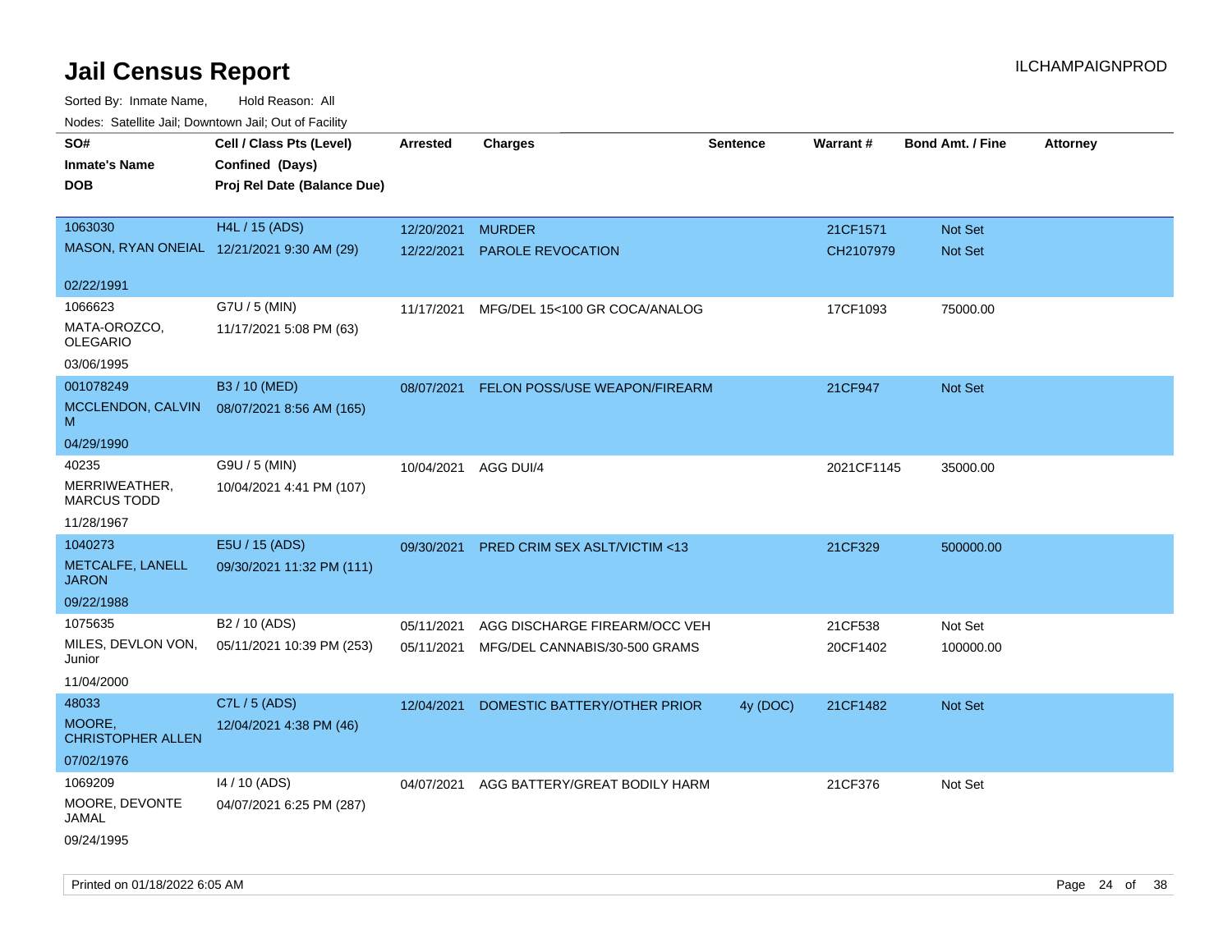# Jail Census Report

ILCHAMPAIGNPROD

Sorted By: Inmate Name, Hold Reason: All

Nodes: Satellite Jail; Downtown Jail; Out of Facility

| SO# / Inmate's Name / DOB | Cell / Class Pts (Level) / Confined (Days) / Proj Rel Date (Balance Due) | Arrested | Charges | Sentence | Warrant # | Bond Amt. / Fine | Attorney |
|---|---|---|---|---|---|---|---|
| 1063030<br>MASON, RYAN ONEIAL<br>02/22/1991 | H4L / 15 (ADS)<br>12/21/2021 9:30 AM (29) | 12/20/2021<br>12/22/2021 | MURDER<br>PAROLE REVOCATION | | 21CF1571<br>CH2107979 | Not Set<br>Not Set | |
| 1066623<br>MATA-OROZCO, OLEGARIO<br>03/06/1995 | G7U / 5 (MIN)<br>11/17/2021 5:08 PM (63) | 11/17/2021 | MFG/DEL 15<100 GR COCA/ANALOG | | 17CF1093 | 75000.00 | |
| 001078249<br>MCCLENDON, CALVIN M<br>04/29/1990 | B3 / 10 (MED)<br>08/07/2021 8:56 AM (165) | 08/07/2021 | FELON POSS/USE WEAPON/FIREARM | | 21CF947 | Not Set | |
| 40235<br>MERRIWEATHER, MARCUS TODD<br>11/28/1967 | G9U / 5 (MIN)<br>10/04/2021 4:41 PM (107) | 10/04/2021 | AGG DUI/4 | | 2021CF1145 | 35000.00 | |
| 1040273<br>METCALFE, LANELL JARON<br>09/22/1988 | E5U / 15 (ADS)<br>09/30/2021 11:32 PM (111) | 09/30/2021 | PRED CRIM SEX ASLT/VICTIM <13 | | 21CF329 | 500000.00 | |
| 1075635<br>MILES, DEVLON VON, Junior<br>11/04/2000 | B2 / 10 (ADS)<br>05/11/2021 10:39 PM (253) | 05/11/2021<br>05/11/2021 | AGG DISCHARGE FIREARM/OCC VEH<br>MFG/DEL CANNABIS/30-500 GRAMS | | 21CF538<br>20CF1402 | Not Set<br>100000.00 | |
| 48033<br>MOORE, CHRISTOPHER ALLEN<br>07/02/1976 | C7L / 5 (ADS)<br>12/04/2021 4:38 PM (46) | 12/04/2021 | DOMESTIC BATTERY/OTHER PRIOR | 4y (DOC) | 21CF1482 | Not Set | |
| 1069209<br>MOORE, DEVONTE JAMAL<br>09/24/1995 | I4 / 10 (ADS)<br>04/07/2021 6:25 PM (287) | 04/07/2021 | AGG BATTERY/GREAT BODILY HARM | | 21CF376 | Not Set | |

Printed on 01/18/2022 6:05 AM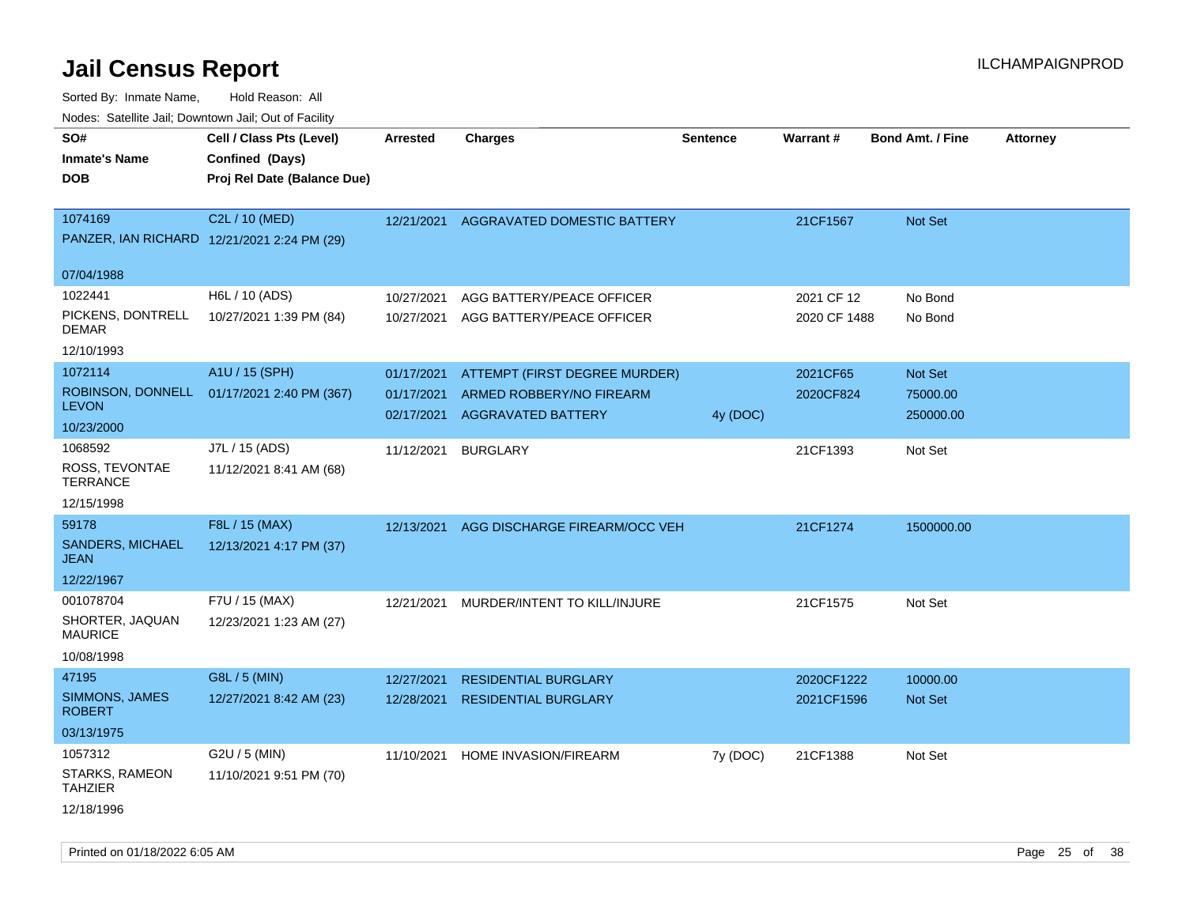# Jail Census Report

ILCHAMPAIGNPROD

Sorted By: Inmate Name, Hold Reason: All

Nodes: Satellite Jail; Downtown Jail; Out of Facility

| SO# / Inmate's Name / DOB | Cell / Class Pts (Level) / Confined (Days) / Proj Rel Date (Balance Due) | Arrested | Charges | Sentence | Warrant # | Bond Amt. / Fine | Attorney |
|---|---|---|---|---|---|---|---|
| 1074169 PANZER, IAN RICHARD 07/04/1988 | C2L / 10 (MED) 12/21/2021 2:24 PM (29) | 12/21/2021 | AGGRAVATED DOMESTIC BATTERY | | 21CF1567 | Not Set | |
| 1022441 PICKENS, DONTRELL DEMAR 12/10/1993 | H6L / 10 (ADS) 10/27/2021 1:39 PM (84) | 10/27/2021 | AGG BATTERY/PEACE OFFICER | | 2021 CF 12 | No Bond | |
| | | 10/27/2021 | AGG BATTERY/PEACE OFFICER | | 2020 CF 1488 | No Bond | |
| 1072114 ROBINSON, DONNELL LEVON 10/23/2000 | A1U / 15 (SPH) 01/17/2021 2:40 PM (367) | 01/17/2021 | ATTEMPT (FIRST DEGREE MURDER) | | 2021CF65 | Not Set | |
| | | 01/17/2021 | ARMED ROBBERY/NO FIREARM | | 2020CF824 | 75000.00 | |
| | | 02/17/2021 | AGGRAVATED BATTERY | 4y (DOC) | | 250000.00 | |
| 1068592 ROSS, TEVONTAE TERRANCE 12/15/1998 | J7L / 15 (ADS) 11/12/2021 8:41 AM (68) | 11/12/2021 | BURGLARY | | 21CF1393 | Not Set | |
| 59178 SANDERS, MICHAEL JEAN 12/22/1967 | F8L / 15 (MAX) 12/13/2021 4:17 PM (37) | 12/13/2021 | AGG DISCHARGE FIREARM/OCC VEH | | 21CF1274 | 1500000.00 | |
| 001078704 SHORTER, JAQUAN MAURICE 10/08/1998 | F7U / 15 (MAX) 12/23/2021 1:23 AM (27) | 12/21/2021 | MURDER/INTENT TO KILL/INJURE | | 21CF1575 | Not Set | |
| 47195 SIMMONS, JAMES ROBERT 03/13/1975 | G8L / 5 (MIN) 12/27/2021 8:42 AM (23) | 12/27/2021 | RESIDENTIAL BURGLARY | | 2020CF1222 | 10000.00 | |
| | | 12/28/2021 | RESIDENTIAL BURGLARY | | 2021CF1596 | Not Set | |
| 1057312 STARKS, RAMEON TAHZIER 12/18/1996 | G2U / 5 (MIN) 11/10/2021 9:51 PM (70) | 11/10/2021 | HOME INVASION/FIREARM | 7y (DOC) | 21CF1388 | Not Set | |

Printed on 01/18/2022 6:05 AM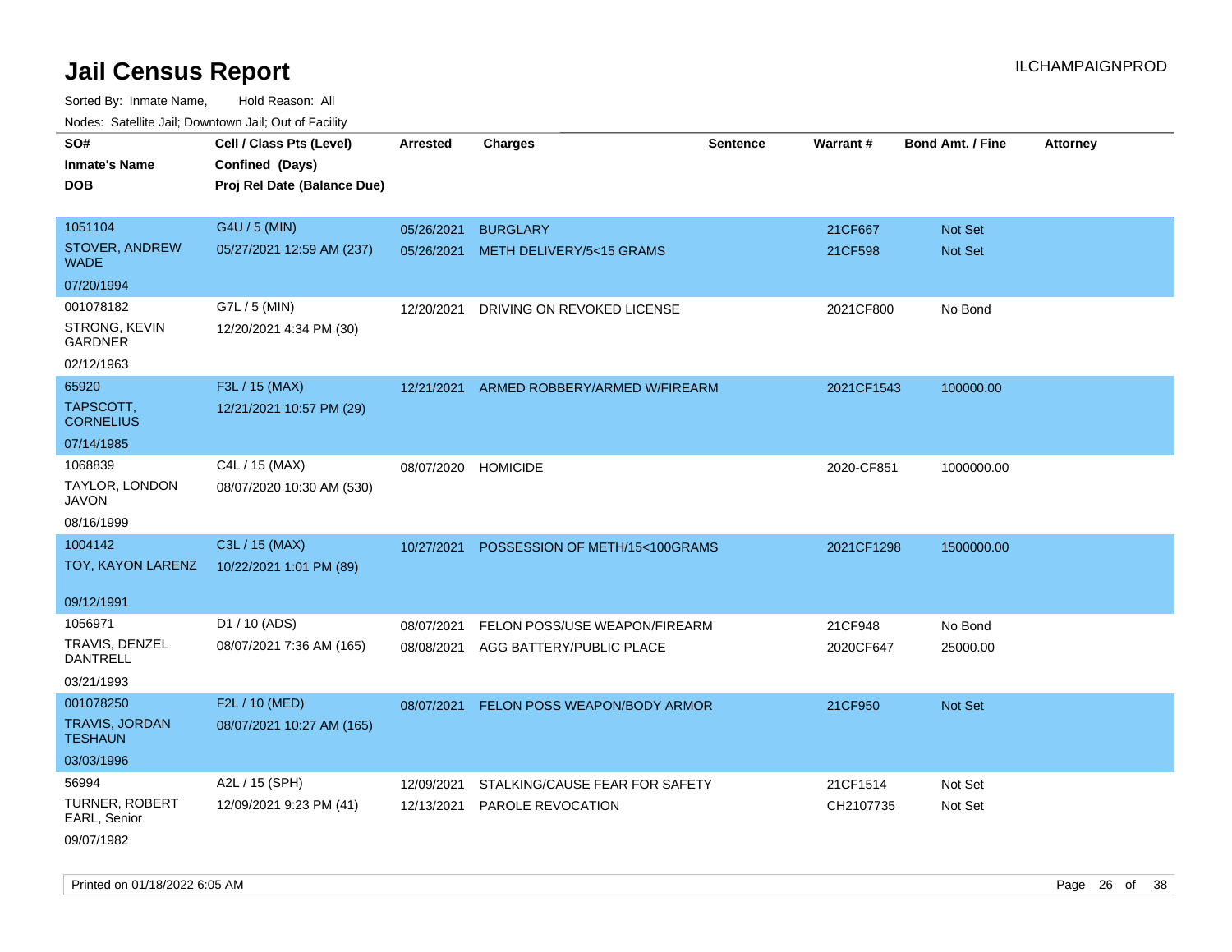# Jail Census Report

ILCHAMPAIGNPROD

Sorted By: Inmate Name, Hold Reason: All

Nodes: Satellite Jail; Downtown Jail; Out of Facility

| SO# / Inmate's Name / DOB | Cell / Class Pts (Level) / Confined (Days) / Proj Rel Date (Balance Due) | Arrested | Charges | Sentence | Warrant # | Bond Amt. / Fine | Attorney |
|---|---|---|---|---|---|---|---|
| 1051104<br>STOVER, ANDREW WADE<br>07/20/1994 | G4U / 5 (MIN)<br>05/27/2021 12:59 AM (237) | 05/26/2021<br>05/26/2021 | BURGLARY<br>METH DELIVERY/5<15 GRAMS | | 21CF667<br>21CF598 | Not Set<br>Not Set | |
| 001078182<br>STRONG, KEVIN GARDNER<br>02/12/1963 | G7L / 5 (MIN)<br>12/20/2021 4:34 PM (30) | 12/20/2021 | DRIVING ON REVOKED LICENSE | | 2021CF800 | No Bond | |
| 65920<br>TAPSCOTT, CORNELIUS<br>07/14/1985 | F3L / 15 (MAX)<br>12/21/2021 10:57 PM (29) | 12/21/2021 | ARMED ROBBERY/ARMED W/FIREARM | | 2021CF1543 | 100000.00 | |
| 1068839<br>TAYLOR, LONDON JAVON<br>08/16/1999 | C4L / 15 (MAX)<br>08/07/2020 10:30 AM (530) | 08/07/2020 | HOMICIDE | | 2020-CF851 | 1000000.00 | |
| 1004142<br>TOY, KAYON LARENZ<br>09/12/1991 | C3L / 15 (MAX)<br>10/22/2021 1:01 PM (89) | 10/27/2021 | POSSESSION OF METH/15<100GRAMS | | 2021CF1298 | 1500000.00 | |
| 1056971<br>TRAVIS, DENZEL DANTRELL<br>03/21/1993 | D1 / 10 (ADS)<br>08/07/2021 7:36 AM (165) | 08/07/2021<br>08/08/2021 | FELON POSS/USE WEAPON/FIREARM<br>AGG BATTERY/PUBLIC PLACE | | 21CF948<br>2020CF647 | No Bond<br>25000.00 | |
| 001078250<br>TRAVIS, JORDAN TESHAUN<br>03/03/1996 | F2L / 10 (MED)<br>08/07/2021 10:27 AM (165) | 08/07/2021 | FELON POSS WEAPON/BODY ARMOR | | 21CF950 | Not Set | |
| 56994<br>TURNER, ROBERT EARL, Senior<br>09/07/1982 | A2L / 15 (SPH)<br>12/09/2021 9:23 PM (41) | 12/09/2021<br>12/13/2021 | STALKING/CAUSE FEAR FOR SAFETY<br>PAROLE REVOCATION | | 21CF1514<br>CH2107735 | Not Set<br>Not Set | |

Printed on 01/18/2022 6:05 AM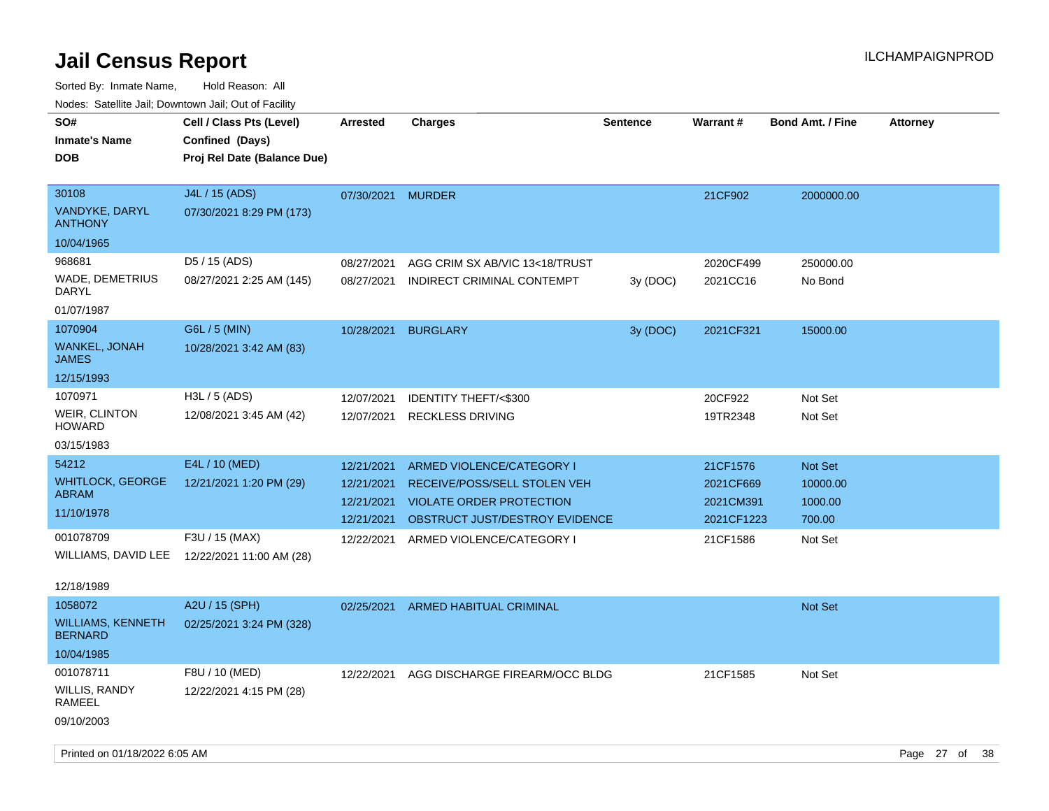# Jail Census Report

ILCHAMPAIGNPROD

Sorted By: Inmate Name, Hold Reason: All

Nodes: Satellite Jail; Downtown Jail; Out of Facility

| SO#<br>Inmate's Name<br>DOB | Cell / Class Pts (Level)<br>Confined (Days)<br>Proj Rel Date (Balance Due) | Arrested | Charges | Sentence | Warrant # | Bond Amt. / Fine | Attorney |
|---|---|---|---|---|---|---|---|
| 30108<br>VANDYKE, DARYL ANTHONY<br>10/04/1965 | J4L / 15 (ADS)<br>07/30/2021 8:29 PM (173) | 07/30/2021 | MURDER | | 21CF902 | 2000000.00 | |
| 968681<br>WADE, DEMETRIUS DARYL<br>01/07/1987 | D5 / 15 (ADS)<br>08/27/2021 2:25 AM (145) | 08/27/2021 | AGG CRIM SX AB/VIC 13<18/TRUST | | 2020CF499 | 250000.00 | |
| | | 08/27/2021 | INDIRECT CRIMINAL CONTEMPT | 3y (DOC) | 2021CC16 | No Bond | |
| 1070904<br>WANKEL, JONAH JAMES<br>12/15/1993 | G6L / 5 (MIN)<br>10/28/2021 3:42 AM (83) | 10/28/2021 | BURGLARY | 3y (DOC) | 2021CF321 | 15000.00 | |
| 1070971<br>WEIR, CLINTON HOWARD<br>03/15/1983 | H3L / 5 (ADS)<br>12/08/2021 3:45 AM (42) | 12/07/2021 | IDENTITY THEFT/<$300 | | 20CF922 | Not Set | |
| | | 12/07/2021 | RECKLESS DRIVING | | 19TR2348 | Not Set | |
| 54212<br>WHITLOCK, GEORGE ABRAM<br>11/10/1978 | E4L / 10 (MED)<br>12/21/2021 1:20 PM (29) | 12/21/2021 | ARMED VIOLENCE/CATEGORY I | | 21CF1576 | Not Set | |
| | | 12/21/2021 | RECEIVE/POSS/SELL STOLEN VEH | | 2021CF669 | 10000.00 | |
| | | 12/21/2021 | VIOLATE ORDER PROTECTION | | 2021CM391 | 1000.00 | |
| | | 12/21/2021 | OBSTRUCT JUST/DESTROY EVIDENCE | | 2021CF1223 | 700.00 | |
| 001078709<br>WILLIAMS, DAVID LEE<br>12/18/1989 | F3U / 15 (MAX)<br>12/22/2021 11:00 AM (28) | 12/22/2021 | ARMED VIOLENCE/CATEGORY I | | 21CF1586 | Not Set | |
| 1058072<br>WILLIAMS, KENNETH BERNARD<br>10/04/1985 | A2U / 15 (SPH)<br>02/25/2021 3:24 PM (328) | 02/25/2021 | ARMED HABITUAL CRIMINAL | | | Not Set | |
| 001078711<br>WILLIS, RANDY RAMEEL<br>09/10/2003 | F8U / 10 (MED)<br>12/22/2021 4:15 PM (28) | 12/22/2021 | AGG DISCHARGE FIREARM/OCC BLDG | | 21CF1585 | Not Set | |

Printed on 01/18/2022 6:05 AM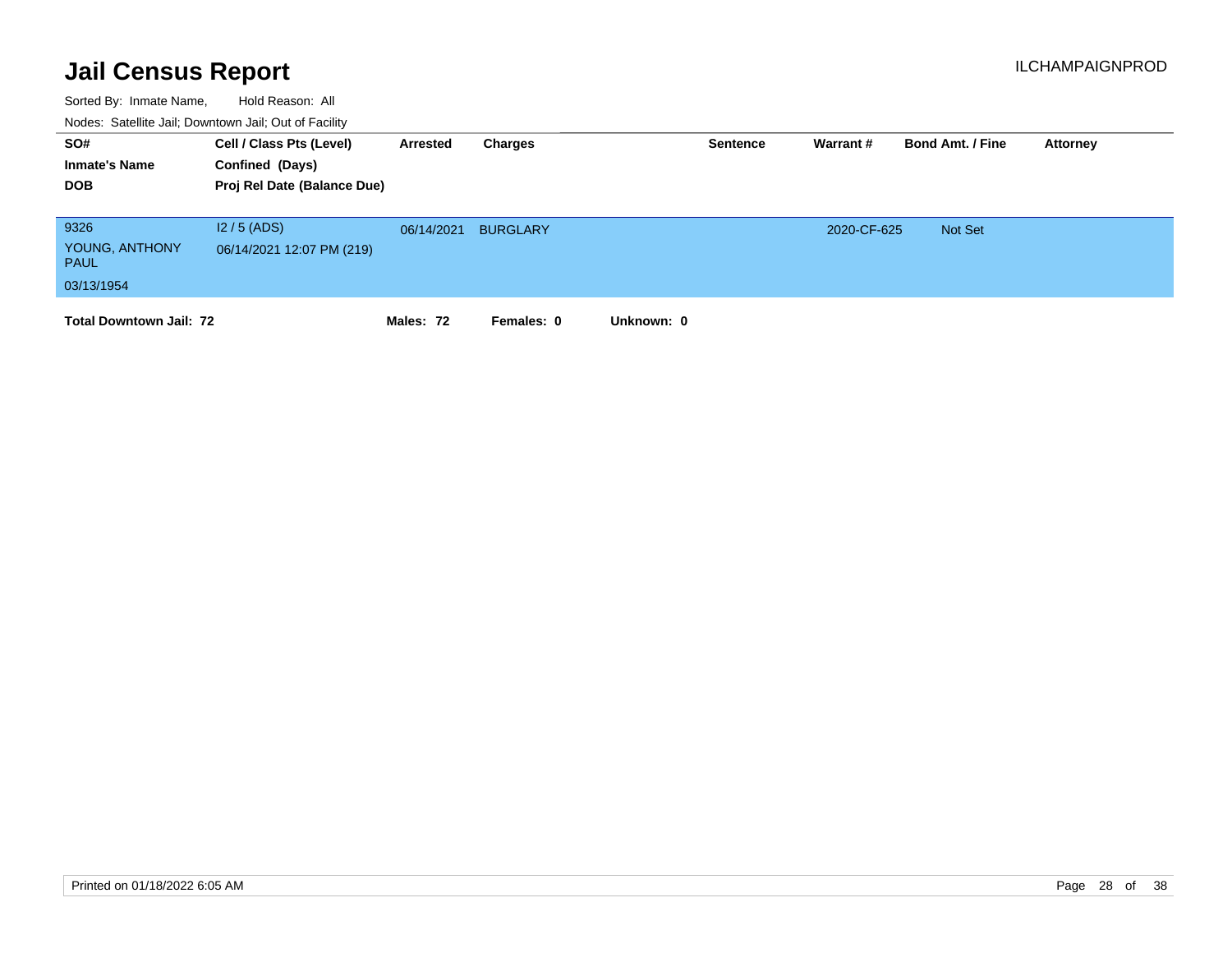# Jail Census Report

Sorted By: Inmate Name, Hold Reason: All

Nodes: Satellite Jail; Downtown Jail; Out of Facility

| SO# / Inmate's Name / DOB | Cell / Class Pts (Level) / Confined (Days) / Proj Rel Date (Balance Due) | Arrested | Charges | Sentence | Warrant # | Bond Amt. / Fine | Attorney |
|---|---|---|---|---|---|---|---|
| 9326<br>YOUNG, ANTHONY PAUL<br>03/13/1954 | I2 / 5 (ADS)<br>06/14/2021 12:07 PM (219) | 06/14/2021 | BURGLARY | | 2020-CF-625 | Not Set | |

**Total Downtown Jail: 72** **Males: 72** **Females: 0** **Unknown: 0**

Printed on 01/18/2022 6:05 AM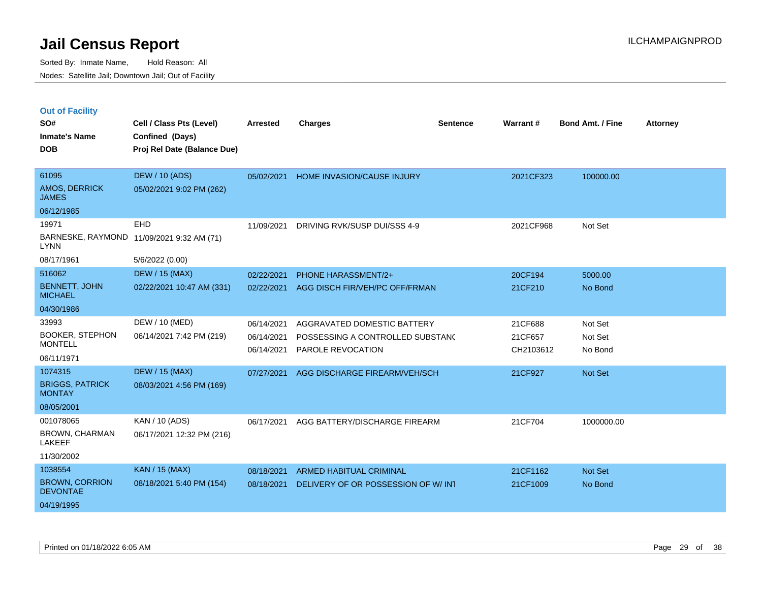# Jail Census Report

Sorted By: Inmate Name, Hold Reason: All

Nodes: Satellite Jail; Downtown Jail; Out of Facility

ILCHAMPAIGNPROD

## Out of Facility

| SO# / Inmate's Name / DOB | Cell / Class Pts (Level) / Confined (Days) / Proj Rel Date (Balance Due) | Arrested | Charges | Sentence | Warrant # | Bond Amt. / Fine | Attorney |
|---|---|---|---|---|---|---|---|
| 61095<br>AMOS, DERRICK JAMES<br>06/12/1985 | DEW / 10 (ADS)<br>05/02/2021 9:02 PM (262) | 05/02/2021 | HOME INVASION/CAUSE INJURY | | 2021CF323 | 100000.00 | |
| 19971<br>BARNESKE, RAYMOND LYNN<br>08/17/1961 | EHD<br>11/09/2021 9:32 AM (71)<br>5/6/2022 (0.00) | 11/09/2021 | DRIVING RVK/SUSP DUI/SSS 4-9 | | 2021CF968 | Not Set | |
| 516062<br>BENNETT, JOHN MICHAEL<br>04/30/1986 | DEW / 15 (MAX)<br>02/22/2021 10:47 AM (331) | 02/22/2021<br>02/22/2021 | PHONE HARASSMENT/2+<br>AGG DISCH FIR/VEH/PC OFF/FRMAN | | 20CF194<br>21CF210 | 5000.00<br>No Bond | |
| 33993<br>BOOKER, STEPHON MONTELL<br>06/11/1971 | DEW / 10 (MED)<br>06/14/2021 7:42 PM (219) | 06/14/2021<br>06/14/2021<br>06/14/2021 | AGGRAVATED DOMESTIC BATTERY<br>POSSESSING A CONTROLLED SUBSTANC<br>PAROLE REVOCATION | | 21CF688<br>21CF657<br>CH2103612 | Not Set<br>Not Set<br>No Bond | |
| 1074315<br>BRIGGS, PATRICK MONTAY<br>08/05/2001 | DEW / 15 (MAX)<br>08/03/2021 4:56 PM (169) | 07/27/2021 | AGG DISCHARGE FIREARM/VEH/SCH | | 21CF927 | Not Set | |
| 001078065<br>BROWN, CHARMAN LAKEEF<br>11/30/2002 | KAN / 10 (ADS)<br>06/17/2021 12:32 PM (216) | 06/17/2021 | AGG BATTERY/DISCHARGE FIREARM | | 21CF704 | 1000000.00 | |
| 1038554<br>BROWN, CORRION DEVONTAE<br>04/19/1995 | KAN / 15 (MAX)<br>08/18/2021 5:40 PM (154) | 08/18/2021<br>08/18/2021 | ARMED HABITUAL CRIMINAL<br>DELIVERY OF OR POSSESSION OF W/ INT | | 21CF1162<br>21CF1009 | Not Set<br>No Bond | |

Printed on 01/18/2022 6:05 AM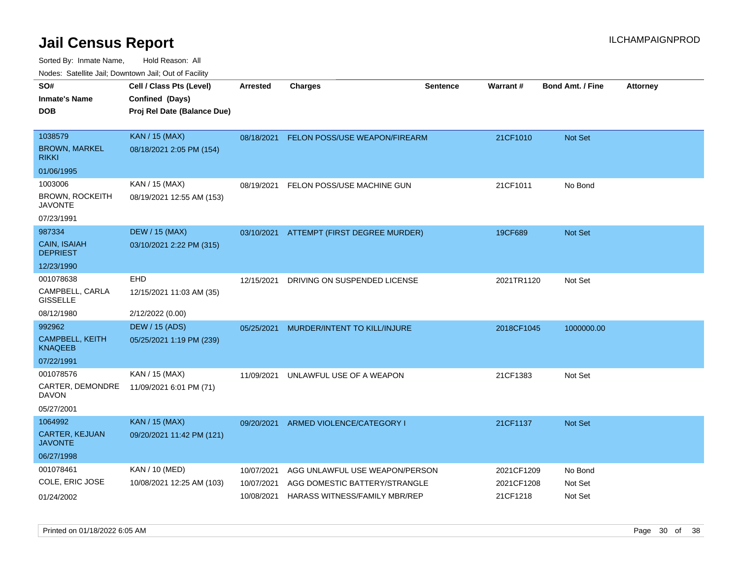# Jail Census Report

Sorted By: Inmate Name, Hold Reason: All

Nodes: Satellite Jail; Downtown Jail; Out of Facility

| SO# / Inmate's Name / DOB | Cell / Class Pts (Level) / Confined (Days) / Proj Rel Date (Balance Due) | Arrested | Charges | Sentence | Warrant # | Bond Amt. / Fine | Attorney |
|---|---|---|---|---|---|---|---|
| 1038579<br>BROWN, MARKEL RIKKI<br>01/06/1995 | KAN / 15 (MAX)<br>08/18/2021 2:05 PM (154) | 08/18/2021 | FELON POSS/USE WEAPON/FIREARM | | 21CF1010 | Not Set | |
| 1003006<br>BROWN, ROCKEITH JAVONTE<br>07/23/1991 | KAN / 15 (MAX)<br>08/19/2021 12:55 AM (153) | 08/19/2021 | FELON POSS/USE MACHINE GUN | | 21CF1011 | No Bond | |
| 987334<br>CAIN, ISAIAH DEPRIEST<br>12/23/1990 | DEW / 15 (MAX)<br>03/10/2021 2:22 PM (315) | 03/10/2021 | ATTEMPT (FIRST DEGREE MURDER) | | 19CF689 | Not Set | |
| 001078638<br>CAMPBELL, CARLA GISSELLE<br>08/12/1980 | EHD<br>12/15/2021 11:03 AM (35)<br>2/12/2022 (0.00) | 12/15/2021 | DRIVING ON SUSPENDED LICENSE | | 2021TR1120 | Not Set | |
| 992962<br>CAMPBELL, KEITH KNAQEEB<br>07/22/1991 | DEW / 15 (ADS)<br>05/25/2021 1:19 PM (239) | 05/25/2021 | MURDER/INTENT TO KILL/INJURE | | 2018CF1045 | 1000000.00 | |
| 001078576<br>CARTER, DEMONDRE DAVON<br>05/27/2001 | KAN / 15 (MAX)<br>11/09/2021 6:01 PM (71) | 11/09/2021 | UNLAWFUL USE OF A WEAPON | | 21CF1383 | Not Set | |
| 1064992<br>CARTER, KEJUAN JAVONTE<br>06/27/1998 | KAN / 15 (MAX)<br>09/20/2021 11:42 PM (121) | 09/20/2021 | ARMED VIOLENCE/CATEGORY I | | 21CF1137 | Not Set | |
| 001078461<br>COLE, ERIC JOSE<br>01/24/2002 | KAN / 10 (MED)<br>10/08/2021 12:25 AM (103) | 10/07/2021<br>10/07/2021<br>10/08/2021 | AGG UNLAWFUL USE WEAPON/PERSON<br>AGG DOMESTIC BATTERY/STRANGLE<br>HARASS WITNESS/FAMILY MBR/REP | | 2021CF1209<br>2021CF1208<br>21CF1218 | No Bond<br>Not Set<br>Not Set | |

Printed on 01/18/2022 6:05 AM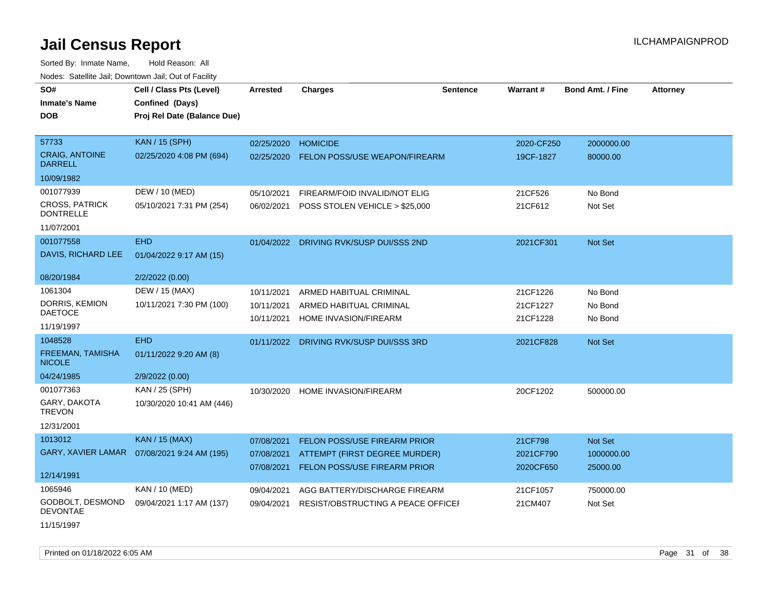# Jail Census Report

Sorted By: Inmate Name, Hold Reason: All

Nodes: Satellite Jail; Downtown Jail; Out of Facility

| SO# / Inmate's Name / DOB | Cell / Class Pts (Level) / Confined (Days) / Proj Rel Date (Balance Due) | Arrested | Charges | Sentence | Warrant # | Bond Amt. / Fine | Attorney |
|---|---|---|---|---|---|---|---|
| 57733<br>CRAIG, ANTOINE DARRELL<br>10/09/1982 | KAN / 15 (SPH)<br>02/25/2020 4:08 PM (694) | 02/25/2020<br>02/25/2020 | HOMICIDE<br>FELON POSS/USE WEAPON/FIREARM | | 2020-CF250<br>19CF-1827 | 2000000.00<br>80000.00 | |
| 001077939<br>CROSS, PATRICK DONTRELLE<br>11/07/2001 | DEW / 10 (MED)<br>05/10/2021 7:31 PM (254) | 05/10/2021<br>06/02/2021 | FIREARM/FOID INVALID/NOT ELIG<br>POSS STOLEN VEHICLE > $25,000 | | 21CF526<br>21CF612 | No Bond<br>Not Set | |
| 001077558<br>DAVIS, RICHARD LEE<br>08/20/1984 | EHD<br>01/04/2022 9:17 AM (15)<br>2/2/2022 (0.00) | 01/04/2022 | DRIVING RVK/SUSP DUI/SSS 2ND | | 2021CF301 | Not Set | |
| 1061304<br>DORRIS, KEMION DAETOCE<br>11/19/1997 | DEW / 15 (MAX)<br>10/11/2021 7:30 PM (100) | 10/11/2021<br>10/11/2021<br>10/11/2021 | ARMED HABITUAL CRIMINAL<br>ARMED HABITUAL CRIMINAL<br>HOME INVASION/FIREARM | | 21CF1226<br>21CF1227<br>21CF1228 | No Bond<br>No Bond<br>No Bond | |
| 1048528<br>FREEMAN, TAMISHA NICOLE<br>04/24/1985 | EHD<br>01/11/2022 9:20 AM (8)<br>2/9/2022 (0.00) | 01/11/2022 | DRIVING RVK/SUSP DUI/SSS 3RD | | 2021CF828 | Not Set | |
| 001077363<br>GARY, DAKOTA TREVON<br>12/31/2001 | KAN / 25 (SPH)<br>10/30/2020 10:41 AM (446) | 10/30/2020 | HOME INVASION/FIREARM | | 20CF1202 | 500000.00 | |
| 1013012<br>GARY, XAVIER LAMAR<br>12/14/1991 | KAN / 15 (MAX)<br>07/08/2021 9:24 AM (195) | 07/08/2021<br>07/08/2021<br>07/08/2021 | FELON POSS/USE FIREARM PRIOR<br>ATTEMPT (FIRST DEGREE MURDER)<br>FELON POSS/USE FIREARM PRIOR | | 21CF798<br>2021CF790<br>2020CF650 | Not Set<br>1000000.00<br>25000.00 | |
| 1065946<br>GODBOLT, DESMOND DEVONTAE<br>11/15/1997 | KAN / 10 (MED)<br>09/04/2021 1:17 AM (137) | 09/04/2021<br>09/04/2021 | AGG BATTERY/DISCHARGE FIREARM<br>RESIST/OBSTRUCTING A PEACE OFFICEI | | 21CF1057<br>21CM407 | 750000.00<br>Not Set | |

Printed on 01/18/2022 6:05 AM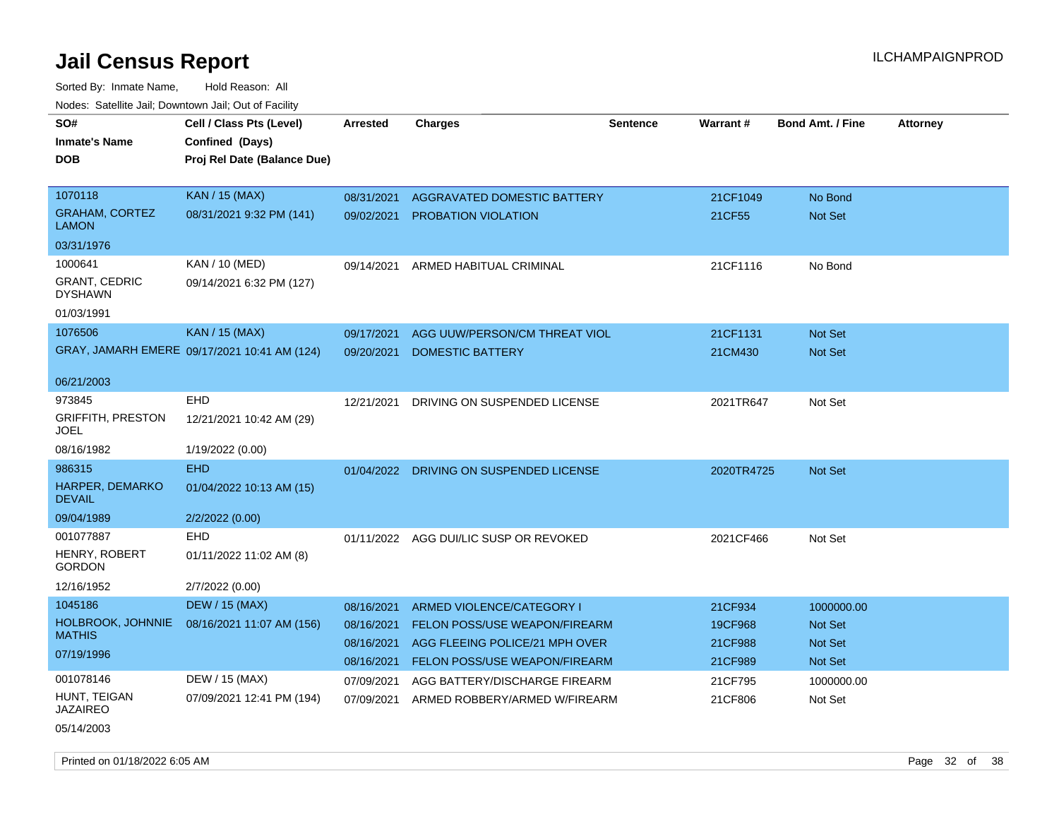# Jail Census Report

Sorted By: Inmate Name, Hold Reason: All

Nodes: Satellite Jail; Downtown Jail; Out of Facility

| SO# / Inmate's Name / DOB | Cell / Class Pts (Level) / Confined (Days) / Proj Rel Date (Balance Due) | Arrested | Charges | Sentence | Warrant # | Bond Amt. / Fine | Attorney |
|---|---|---|---|---|---|---|---|
| 1070118 GRAHAM, CORTEZ LAMON 03/31/1976 | KAN / 15 (MAX) 08/31/2021 9:32 PM (141) | 08/31/2021 | AGGRAVATED DOMESTIC BATTERY | | 21CF1049 | No Bond | |
| | | 09/02/2021 | PROBATION VIOLATION | | 21CF55 | Not Set | |
| 1000641 GRANT, CEDRIC DYSHAWN 01/03/1991 | KAN / 10 (MED) 09/14/2021 6:32 PM (127) | 09/14/2021 | ARMED HABITUAL CRIMINAL | | 21CF1116 | No Bond | |
| 1076506 GRAY, JAMARH EMERE 06/21/2003 | KAN / 15 (MAX) 09/17/2021 10:41 AM (124) | 09/17/2021 | AGG UUW/PERSON/CM THREAT VIOL | | 21CF1131 | Not Set | |
| | | 09/20/2021 | DOMESTIC BATTERY | | 21CM430 | Not Set | |
| 973845 GRIFFITH, PRESTON JOEL 08/16/1982 | EHD 12/21/2021 10:42 AM (29) 1/19/2022 (0.00) | 12/21/2021 | DRIVING ON SUSPENDED LICENSE | | 2021TR647 | Not Set | |
| 986315 HARPER, DEMARKO DEVAIL 09/04/1989 | EHD 01/04/2022 10:13 AM (15) 2/2/2022 (0.00) | 01/04/2022 | DRIVING ON SUSPENDED LICENSE | | 2020TR4725 | Not Set | |
| 001077887 HENRY, ROBERT GORDON 12/16/1952 | EHD 01/11/2022 11:02 AM (8) 2/7/2022 (0.00) | 01/11/2022 | AGG DUI/LIC SUSP OR REVOKED | | 2021CF466 | Not Set | |
| 1045186 HOLBROOK, JOHNNIE MATHIS 07/19/1996 | DEW / 15 (MAX) 08/16/2021 11:07 AM (156) | 08/16/2021 | ARMED VIOLENCE/CATEGORY I | | 21CF934 | 1000000.00 | |
| | | 08/16/2021 | FELON POSS/USE WEAPON/FIREARM | | 19CF968 | Not Set | |
| | | 08/16/2021 | AGG FLEEING POLICE/21 MPH OVER | | 21CF988 | Not Set | |
| | | 08/16/2021 | FELON POSS/USE WEAPON/FIREARM | | 21CF989 | Not Set | |
| 001078146 HUNT, TEIGAN JAZAIREO 05/14/2003 | DEW / 15 (MAX) 07/09/2021 12:41 PM (194) | 07/09/2021 | AGG BATTERY/DISCHARGE FIREARM | | 21CF795 | 1000000.00 | |
| | | 07/09/2021 | ARMED ROBBERY/ARMED W/FIREARM | | 21CF806 | Not Set | |

Printed on 01/18/2022 6:05 AM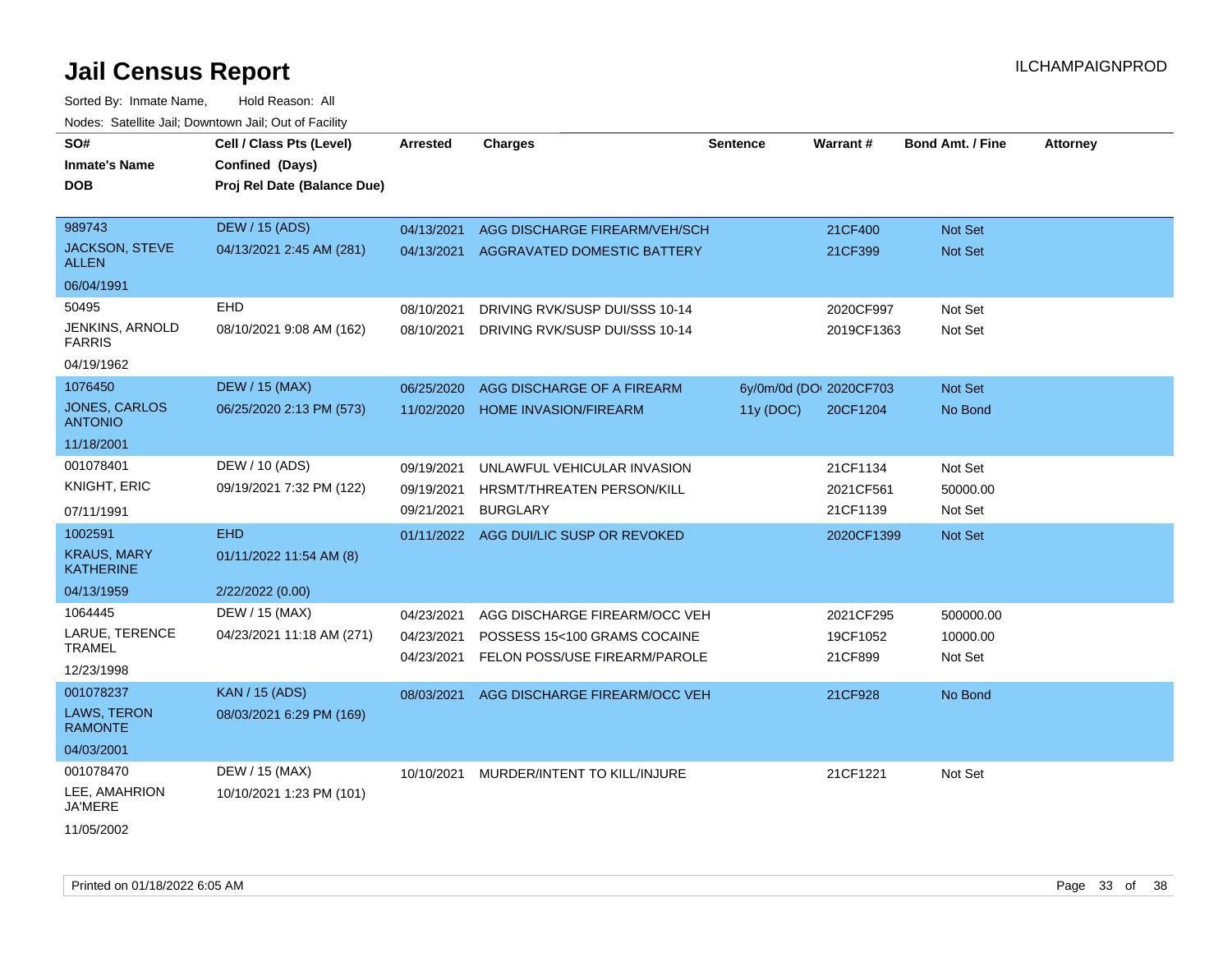# Jail Census Report

ILCHAMPAIGNPROD

Sorted By: Inmate Name, Hold Reason: All

Nodes: Satellite Jail; Downtown Jail; Out of Facility

| SO# / Inmate's Name / DOB | Cell / Class Pts (Level) / Confined (Days) / Proj Rel Date (Balance Due) | Arrested | Charges | Sentence | Warrant # | Bond Amt. / Fine | Attorney |
|---|---|---|---|---|---|---|---|
| 989743<br>JACKSON, STEVE ALLEN<br>06/04/1991 | DEW / 15 (ADS)<br>04/13/2021 2:45 AM (281) | 04/13/2021<br>04/13/2021 | AGG DISCHARGE FIREARM/VEH/SCH<br>AGGRAVATED DOMESTIC BATTERY | | 21CF400<br>21CF399 | Not Set<br>Not Set | |
| 50495<br>JENKINS, ARNOLD FARRIS<br>04/19/1962 | EHD<br>08/10/2021 9:08 AM (162) | 08/10/2021<br>08/10/2021 | DRIVING RVK/SUSP DUI/SSS 10-14<br>DRIVING RVK/SUSP DUI/SSS 10-14 | | 2020CF997<br>2019CF1363 | Not Set<br>Not Set | |
| 1076450<br>JONES, CARLOS ANTONIO<br>11/18/2001 | DEW / 15 (MAX)<br>06/25/2020 2:13 PM (573) | 06/25/2020<br>11/02/2020 | AGG DISCHARGE OF A FIREARM<br>HOME INVASION/FIREARM | 6y/0m/0d (DO<br>11y (DOC) | 2020CF703<br>20CF1204 | Not Set<br>No Bond | |
| 001078401<br>KNIGHT, ERIC<br>07/11/1991 | DEW / 10 (ADS)<br>09/19/2021 7:32 PM (122) | 09/19/2021<br>09/19/2021<br>09/21/2021 | UNLAWFUL VEHICULAR INVASION<br>HRSMT/THREATEN PERSON/KILL<br>BURGLARY | | 21CF1134<br>2021CF561<br>21CF1139 | Not Set<br>50000.00<br>Not Set | |
| 1002591<br>KRAUS, MARY KATHERINE<br>04/13/1959 | EHD<br>01/11/2022 11:54 AM (8)<br>2/22/2022 (0.00) | 01/11/2022 | AGG DUI/LIC SUSP OR REVOKED | | 2020CF1399 | Not Set | |
| 1064445<br>LARUE, TERENCE TRAMEL<br>12/23/1998 | DEW / 15 (MAX)<br>04/23/2021 11:18 AM (271) | 04/23/2021<br>04/23/2021<br>04/23/2021 | AGG DISCHARGE FIREARM/OCC VEH<br>POSSESS 15<100 GRAMS COCAINE<br>FELON POSS/USE FIREARM/PAROLE | | 2021CF295<br>19CF1052<br>21CF899 | 500000.00<br>10000.00<br>Not Set | |
| 001078237<br>LAWS, TERON RAMONTE<br>04/03/2001 | KAN / 15 (ADS)<br>08/03/2021 6:29 PM (169) | 08/03/2021 | AGG DISCHARGE FIREARM/OCC VEH | | 21CF928 | No Bond | |
| 001078470<br>LEE, AMAHRION JA'MERE<br>11/05/2002 | DEW / 15 (MAX)<br>10/10/2021 1:23 PM (101) | 10/10/2021 | MURDER/INTENT TO KILL/INJURE | | 21CF1221 | Not Set | |

Printed on 01/18/2022 6:05 AM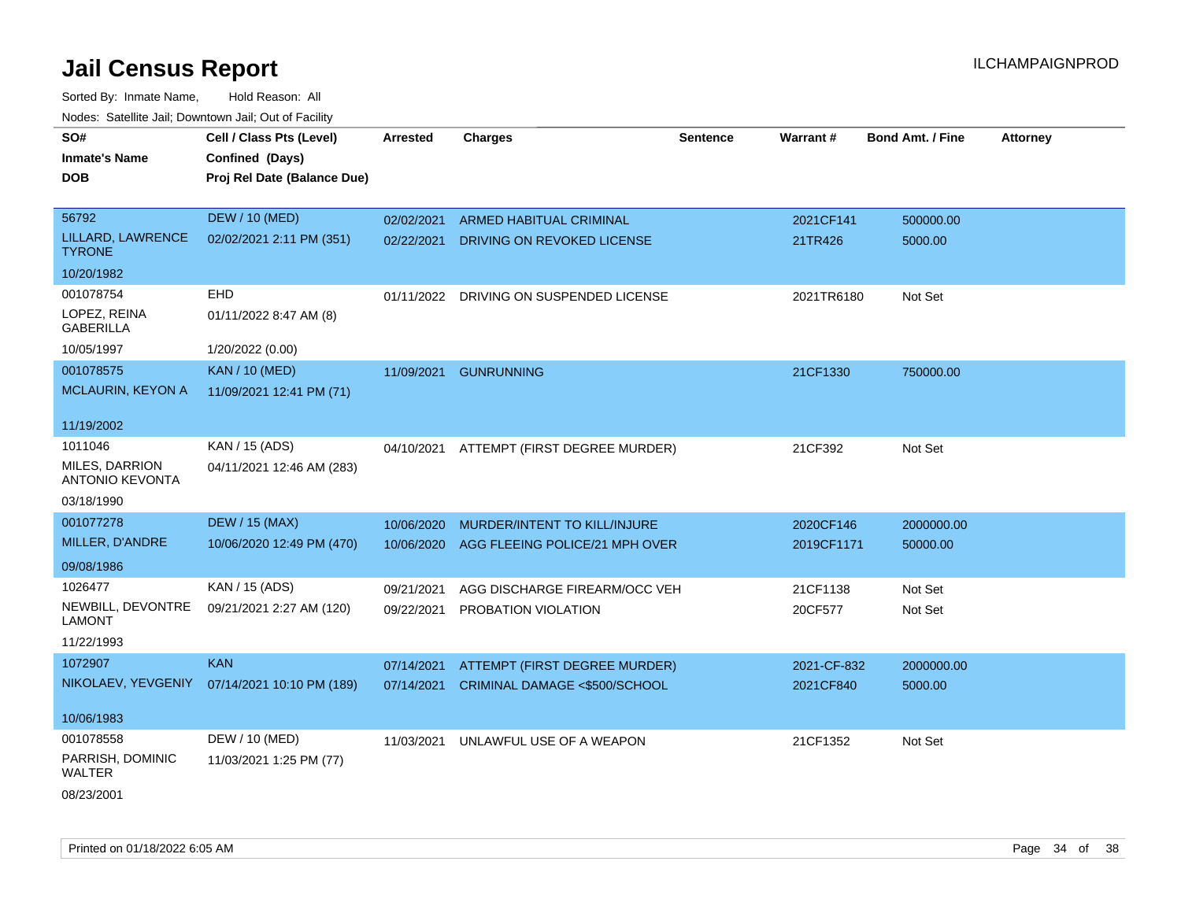# Jail Census Report

Sorted By: Inmate Name, Hold Reason: All

Nodes: Satellite Jail; Downtown Jail; Out of Facility

ILCHAMPAIGNPROD

| SO# / Inmate's Name / DOB | Cell / Class Pts (Level) / Confined (Days) / Proj Rel Date (Balance Due) | Arrested | Charges | Sentence | Warrant # | Bond Amt. / Fine | Attorney |
|---|---|---|---|---|---|---|---|
| 56792<br>LILLARD, LAWRENCE TYRONE<br>10/20/1982 | DEW / 10 (MED)<br>02/02/2021 2:11 PM (351) | 02/02/2021 | ARMED HABITUAL CRIMINAL | | 2021CF141 | 500000.00 | |
| | | 02/22/2021 | DRIVING ON REVOKED LICENSE | | 21TR426 | 5000.00 | |
| 001078754<br>LOPEZ, REINA GABERILLA<br>10/05/1997 | EHD<br>01/11/2022 8:47 AM (8)<br>1/20/2022 (0.00) | 01/11/2022 | DRIVING ON SUSPENDED LICENSE | | 2021TR6180 | Not Set | |
| 001078575<br>MCLAURIN, KEYON A<br>11/19/2002 | KAN / 10 (MED)<br>11/09/2021 12:41 PM (71) | 11/09/2021 | GUNRUNNING | | 21CF1330 | 750000.00 | |
| 1011046<br>MILES, DARRION ANTONIO KEVONTA<br>03/18/1990 | KAN / 15 (ADS)<br>04/11/2021 12:46 AM (283) | 04/10/2021 | ATTEMPT (FIRST DEGREE MURDER) | | 21CF392 | Not Set | |
| 001077278<br>MILLER, D'ANDRE<br>09/08/1986 | DEW / 15 (MAX)<br>10/06/2020 12:49 PM (470) | 10/06/2020 | MURDER/INTENT TO KILL/INJURE | | 2020CF146 | 2000000.00 | |
| | | 10/06/2020 | AGG FLEEING POLICE/21 MPH OVER | | 2019CF1171 | 50000.00 | |
| 1026477<br>NEWBILL, DEVONTRE LAMONT<br>11/22/1993 | KAN / 15 (ADS)<br>09/21/2021 2:27 AM (120) | 09/21/2021 | AGG DISCHARGE FIREARM/OCC VEH | | 21CF1138 | Not Set | |
| | | 09/22/2021 | PROBATION VIOLATION | | 20CF577 | Not Set | |
| 1072907<br>NIKOLAEV, YEVGENIY<br>10/06/1983 | KAN<br>07/14/2021 10:10 PM (189) | 07/14/2021 | ATTEMPT (FIRST DEGREE MURDER) | | 2021-CF-832 | 2000000.00 | |
| | | 07/14/2021 | CRIMINAL DAMAGE <$500/SCHOOL | | 2021CF840 | 5000.00 | |
| 001078558<br>PARRISH, DOMINIC WALTER<br>08/23/2001 | DEW / 10 (MED)<br>11/03/2021 1:25 PM (77) | 11/03/2021 | UNLAWFUL USE OF A WEAPON | | 21CF1352 | Not Set | |

Printed on 01/18/2022 6:05 AM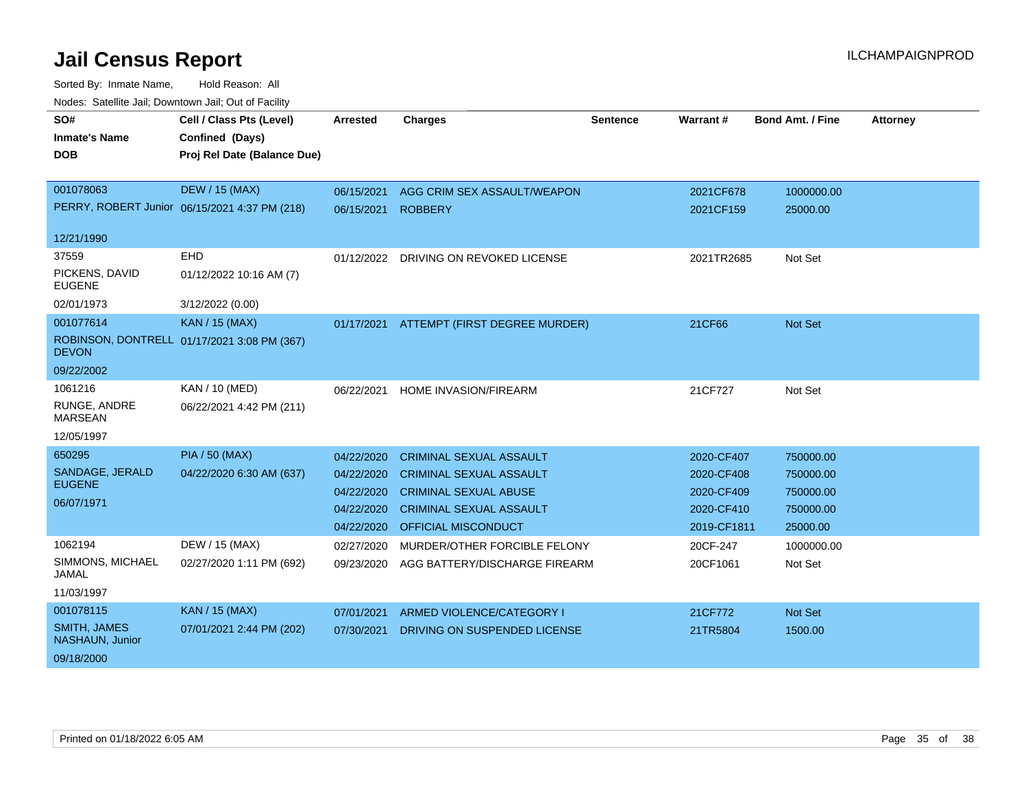# Jail Census Report

ILCHAMPAIGNPROD

Sorted By: Inmate Name, Hold Reason: All

Nodes: Satellite Jail; Downtown Jail; Out of Facility

| SO# / Inmate's Name / DOB | Cell / Class Pts (Level) / Confined (Days) / Proj Rel Date (Balance Due) | Arrested | Charges | Sentence | Warrant # | Bond Amt. / Fine | Attorney |
|---|---|---|---|---|---|---|---|
| 001078063 | DEW / 15 (MAX) | 06/15/2021 | AGG CRIM SEX ASSAULT/WEAPON | | 2021CF678 | 1000000.00 | |
| PERRY, ROBERT Junior | 06/15/2021 4:37 PM (218) | 06/15/2021 | ROBBERY | | 2021CF159 | 25000.00 | |
| 12/21/1990 | | | | | | | |
| 37559 | EHD | 01/12/2022 | DRIVING ON REVOKED LICENSE | | 2021TR2685 | Not Set | |
| PICKENS, DAVID EUGENE | 01/12/2022 10:16 AM (7) | | | | | | |
| 02/01/1973 | 3/12/2022 (0.00) | | | | | | |
| 001077614 | KAN / 15 (MAX) | 01/17/2021 | ATTEMPT (FIRST DEGREE MURDER) | | 21CF66 | Not Set | |
| ROBINSON, DONTRELL DEVON | 01/17/2021 3:08 PM (367) | | | | | | |
| 09/22/2002 | | | | | | | |
| 1061216 | KAN / 10 (MED) | 06/22/2021 | HOME INVASION/FIREARM | | 21CF727 | Not Set | |
| RUNGE, ANDRE MARSEAN | 06/22/2021 4:42 PM (211) | | | | | | |
| 12/05/1997 | | | | | | | |
| 650295 | PIA / 50 (MAX) | 04/22/2020 | CRIMINAL SEXUAL ASSAULT | | 2020-CF407 | 750000.00 | |
| SANDAGE, JERALD EUGENE | 04/22/2020 6:30 AM (637) | 04/22/2020 | CRIMINAL SEXUAL ASSAULT | | 2020-CF408 | 750000.00 | |
| 06/07/1971 | | 04/22/2020 | CRIMINAL SEXUAL ABUSE | | 2020-CF409 | 750000.00 | |
| | | 04/22/2020 | CRIMINAL SEXUAL ASSAULT | | 2020-CF410 | 750000.00 | |
| | | 04/22/2020 | OFFICIAL MISCONDUCT | | 2019-CF1811 | 25000.00 | |
| 1062194 | DEW / 15 (MAX) | 02/27/2020 | MURDER/OTHER FORCIBLE FELONY | | 20CF-247 | 1000000.00 | |
| SIMMONS, MICHAEL JAMAL | 02/27/2020 1:11 PM (692) | 09/23/2020 | AGG BATTERY/DISCHARGE FIREARM | | 20CF1061 | Not Set | |
| 11/03/1997 | | | | | | | |
| 001078115 | KAN / 15 (MAX) | 07/01/2021 | ARMED VIOLENCE/CATEGORY I | | 21CF772 | Not Set | |
| SMITH, JAMES NASHAUN, Junior | 07/01/2021 2:44 PM (202) | 07/30/2021 | DRIVING ON SUSPENDED LICENSE | | 21TR5804 | 1500.00 | |
| 09/18/2000 | | | | | | | |

Printed on 01/18/2022 6:05 AM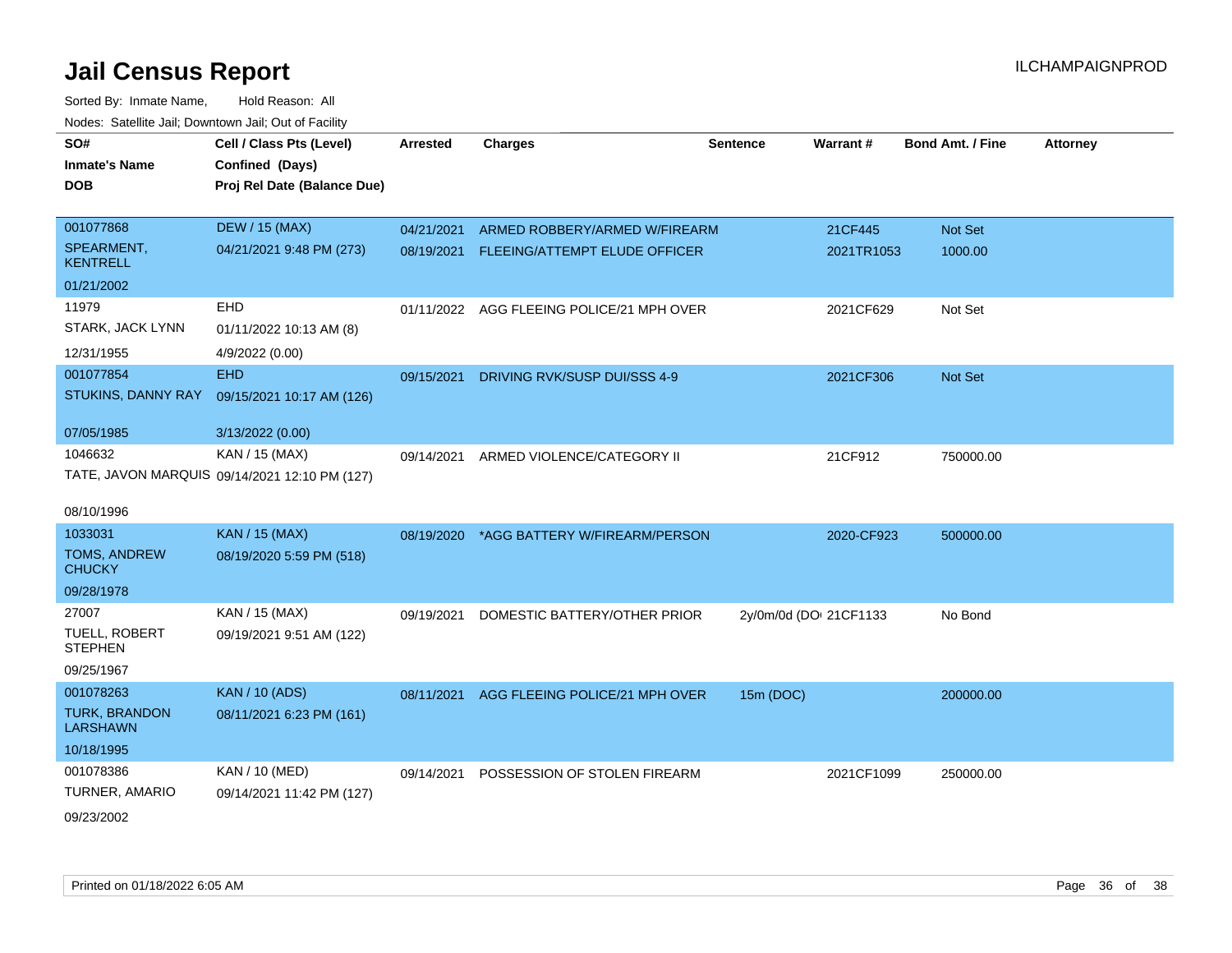# Jail Census Report

Sorted By: Inmate Name,  Hold Reason: All

Nodes: Satellite Jail; Downtown Jail; Out of Facility

| SO# / Inmate's Name / DOB | Cell / Class Pts (Level) / Confined (Days) / Proj Rel Date (Balance Due) | Arrested | Charges | Sentence | Warrant # | Bond Amt. / Fine | Attorney |
|---|---|---|---|---|---|---|---|
| 001077868<br>SPEARMENT, KENTRELL<br>01/21/2002 | DEW / 15 (MAX)<br>04/21/2021 9:48 PM (273) | 04/21/2021 | ARMED ROBBERY/ARMED W/FIREARM | | 21CF445 | Not Set | |
| | | 08/19/2021 | FLEEING/ATTEMPT ELUDE OFFICER | | 2021TR1053 | 1000.00 | |
| 11979<br>STARK, JACK LYNN<br>12/31/1955 | EHD<br>01/11/2022 10:13 AM (8)<br>4/9/2022 (0.00) | 01/11/2022 | AGG FLEEING POLICE/21 MPH OVER | | 2021CF629 | Not Set | |
| 001077854<br>STUKINS, DANNY RAY<br>07/05/1985 | EHD<br>09/15/2021 10:17 AM (126)<br>3/13/2022 (0.00) | 09/15/2021 | DRIVING RVK/SUSP DUI/SSS 4-9 | | 2021CF306 | Not Set | |
| 1046632<br>TATE, JAVON MARQUIS<br>08/10/1996 | KAN / 15 (MAX)<br>09/14/2021 12:10 PM (127) | 09/14/2021 | ARMED VIOLENCE/CATEGORY II | | 21CF912 | 750000.00 | |
| 1033031<br>TOMS, ANDREW CHUCKY<br>09/28/1978 | KAN / 15 (MAX)<br>08/19/2020 5:59 PM (518) | 08/19/2020 | *AGG BATTERY W/FIREARM/PERSON | | 2020-CF923 | 500000.00 | |
| 27007<br>TUELL, ROBERT STEPHEN<br>09/25/1967 | KAN / 15 (MAX)<br>09/19/2021 9:51 AM (122) | 09/19/2021 | DOMESTIC BATTERY/OTHER PRIOR | 2y/0m/0d (DOC | 21CF1133 | No Bond | |
| 001078263<br>TURK, BRANDON LARSHAWN<br>10/18/1995 | KAN / 10 (ADS)<br>08/11/2021 6:23 PM (161) | 08/11/2021 | AGG FLEEING POLICE/21 MPH OVER | 15m (DOC) | | 200000.00 | |
| 001078386<br>TURNER, AMARIO<br>09/23/2002 | KAN / 10 (MED)<br>09/14/2021 11:42 PM (127) | 09/14/2021 | POSSESSION OF STOLEN FIREARM | | 2021CF1099 | 250000.00 | |

Printed on 01/18/2022 6:05 AM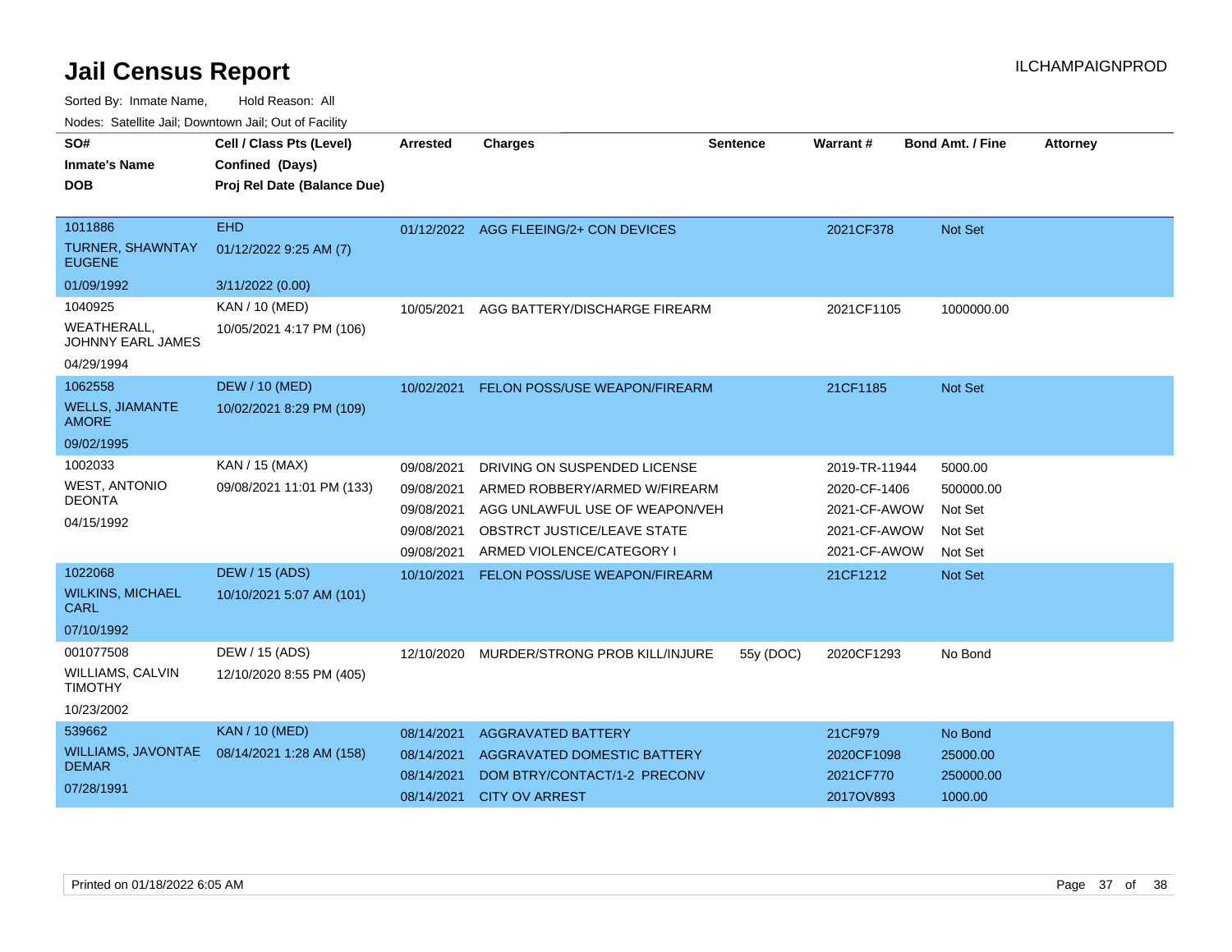# Jail Census Report

ILCHAMPAIGNPROD

Sorted By: Inmate Name, Hold Reason: All

Nodes: Satellite Jail; Downtown Jail; Out of Facility

| SO# / Inmate's Name / DOB | Cell / Class Pts (Level) / Confined (Days) / Proj Rel Date (Balance Due) | Arrested | Charges | Sentence | Warrant # | Bond Amt. / Fine | Attorney |
|---|---|---|---|---|---|---|---|
| 1011886<br>TURNER, SHAWNTAY EUGENE<br>01/09/1992 | EHD<br>01/12/2022 9:25 AM (7)<br>3/11/2022 (0.00) | 01/12/2022 | AGG FLEEING/2+ CON DEVICES | | 2021CF378 | Not Set | |
| 1040925<br>WEATHERALL, JOHNNY EARL JAMES<br>04/29/1994 | KAN / 10 (MED)<br>10/05/2021 4:17 PM (106) | 10/05/2021 | AGG BATTERY/DISCHARGE FIREARM | | 2021CF1105 | 1000000.00 | |
| 1062558<br>WELLS, JIAMANTE AMORE<br>09/02/1995 | DEW / 10 (MED)<br>10/02/2021 8:29 PM (109) | 10/02/2021 | FELON POSS/USE WEAPON/FIREARM | | 21CF1185 | Not Set | |
| 1002033<br>WEST, ANTONIO DEONTA<br>04/15/1992 | KAN / 15 (MAX)<br>09/08/2021 11:01 PM (133) | 09/08/2021 | DRIVING ON SUSPENDED LICENSE | | 2019-TR-11944 | 5000.00 | |
| | | 09/08/2021 | ARMED ROBBERY/ARMED W/FIREARM | | 2020-CF-1406 | 500000.00 | |
| | | 09/08/2021 | AGG UNLAWFUL USE OF WEAPON/VEH | | 2021-CF-AWOW | Not Set | |
| | | 09/08/2021 | OBSTRCT JUSTICE/LEAVE STATE | | 2021-CF-AWOW | Not Set | |
| | | 09/08/2021 | ARMED VIOLENCE/CATEGORY I | | 2021-CF-AWOW | Not Set | |
| 1022068<br>WILKINS, MICHAEL CARL<br>07/10/1992 | DEW / 15 (ADS)<br>10/10/2021 5:07 AM (101) | 10/10/2021 | FELON POSS/USE WEAPON/FIREARM | | 21CF1212 | Not Set | |
| 001077508<br>WILLIAMS, CALVIN TIMOTHY<br>10/23/2002 | DEW / 15 (ADS)<br>12/10/2020 8:55 PM (405) | 12/10/2020 | MURDER/STRONG PROB KILL/INJURE | 55y (DOC) | 2020CF1293 | No Bond | |
| 539662<br>WILLIAMS, JAVONTAE DEMAR<br>07/28/1991 | KAN / 10 (MED)<br>08/14/2021 1:28 AM (158) | 08/14/2021 | AGGRAVATED BATTERY | | 21CF979 | No Bond | |
| | | 08/14/2021 | AGGRAVATED DOMESTIC BATTERY | | 2020CF1098 | 25000.00 | |
| | | 08/14/2021 | DOM BTRY/CONTACT/1-2 PRECONV | | 2021CF770 | 250000.00 | |
| | | 08/14/2021 | CITY OV ARREST | | 2017OV893 | 1000.00 | |

Printed on 01/18/2022 6:05 AM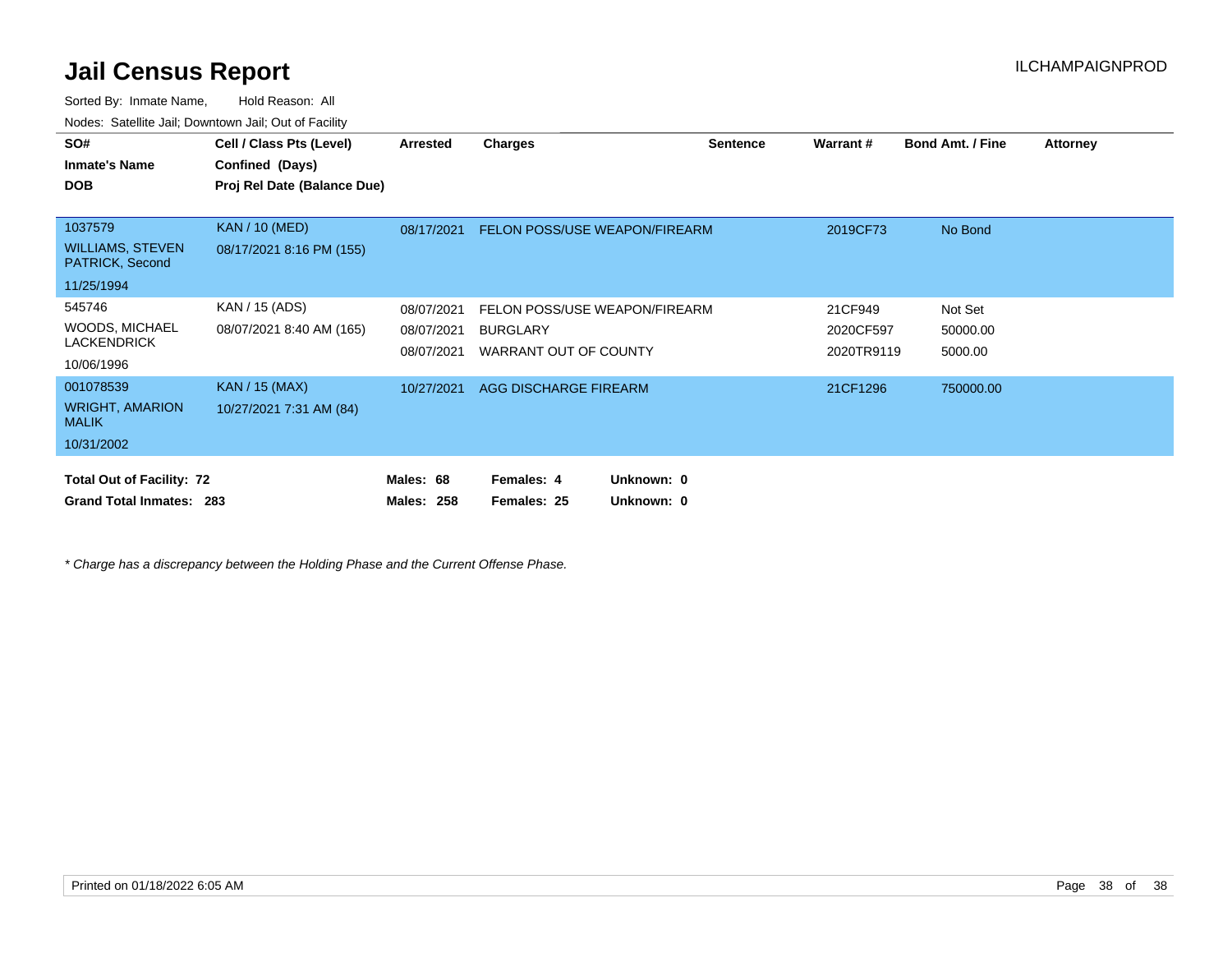# Jail Census Report

ILCHAMPAIGNPROD

Sorted By: Inmate Name, Hold Reason: All

Nodes: Satellite Jail; Downtown Jail; Out of Facility

| SO# / Inmate's Name / DOB | Cell / Class Pts (Level) / Confined (Days) / Proj Rel Date (Balance Due) | Arrested | Charges | Sentence | Warrant # | Bond Amt. / Fine | Attorney |
|---|---|---|---|---|---|---|---|
| 1037579<br>WILLIAMS, STEVEN PATRICK, Second<br>11/25/1994 | KAN / 10 (MED)<br>08/17/2021 8:16 PM (155) | 08/17/2021 | FELON POSS/USE WEAPON/FIREARM | | 2019CF73 | No Bond | |
| 545746<br>WOODS, MICHAEL LACKENDRICK<br>10/06/1996 | KAN / 15 (ADS)<br>08/07/2021 8:40 AM (165) | 08/07/2021 | FELON POSS/USE WEAPON/FIREARM | | 21CF949 | Not Set | |
| | | 08/07/2021 | BURGLARY | | 2020CF597 | 50000.00 | |
| | | 08/07/2021 | WARRANT OUT OF COUNTY | | 2020TR9119 | 5000.00 | |
| 001078539<br>WRIGHT, AMARION MALIK<br>10/31/2002 | KAN / 15 (MAX)<br>10/27/2021 7:31 AM (84) | 10/27/2021 | AGG DISCHARGE FIREARM | | 21CF1296 | 750000.00 | |

**Total Out of Facility: 72** **Males: 68** **Females: 4** **Unknown: 0**

**Grand Total Inmates: 283** **Males: 258** **Females: 25** **Unknown: 0**

*\* Charge has a discrepancy between the Holding Phase and the Current Offense Phase.*

Printed on 01/18/2022 6:05 AM